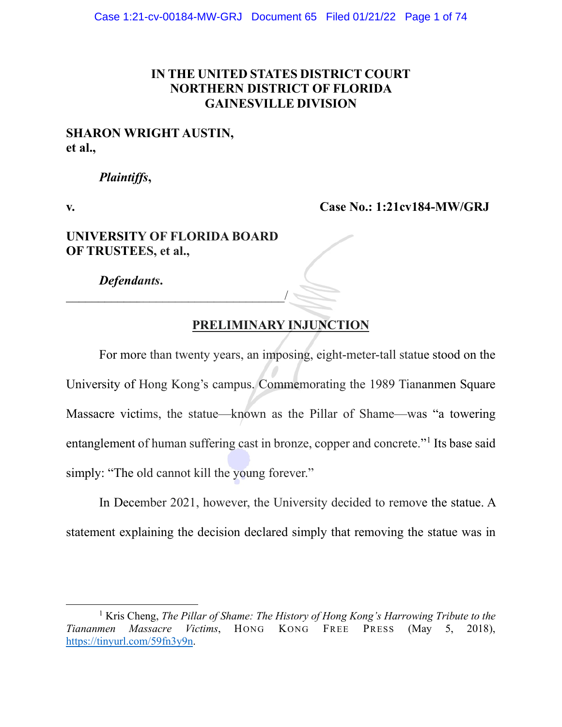**IN THE UNITED STATES DISTRICT COURT**
**NORTHERN DISTRICT OF FLORIDA**
**GAINESVILLE DIVISION**

**SHARON WRIGHT AUSTIN, et al.,**

*Plaintiffs*,

**v.** **Case No.: 1:21cv184-MW/GRJ**

**UNIVERSITY OF FLORIDA BOARD OF TRUSTEES, et al.,**

*Defendants*.

___________________________________/

## PRELIMINARY INJUNCTION

For more than twenty years, an imposing, eight-meter-tall statue stood on the University of Hong Kong's campus. Commemorating the 1989 Tiananmen Square Massacre victims, the statue—known as the Pillar of Shame—was "a towering entanglement of human suffering cast in bronze, copper and concrete."[1] Its base said simply: "The old cannot kill the young forever."

In December 2021, however, the University decided to remove the statue. A statement explaining the decision declared simply that removing the statue was in

---

[1] Kris Cheng, *The Pillar of Shame: The History of Hong Kong's Harrowing Tribute to the Tiananmen Massacre Victims*, HONG KONG FREE PRESS (May 5, 2018), https://tinyurl.com/59fn3y9n.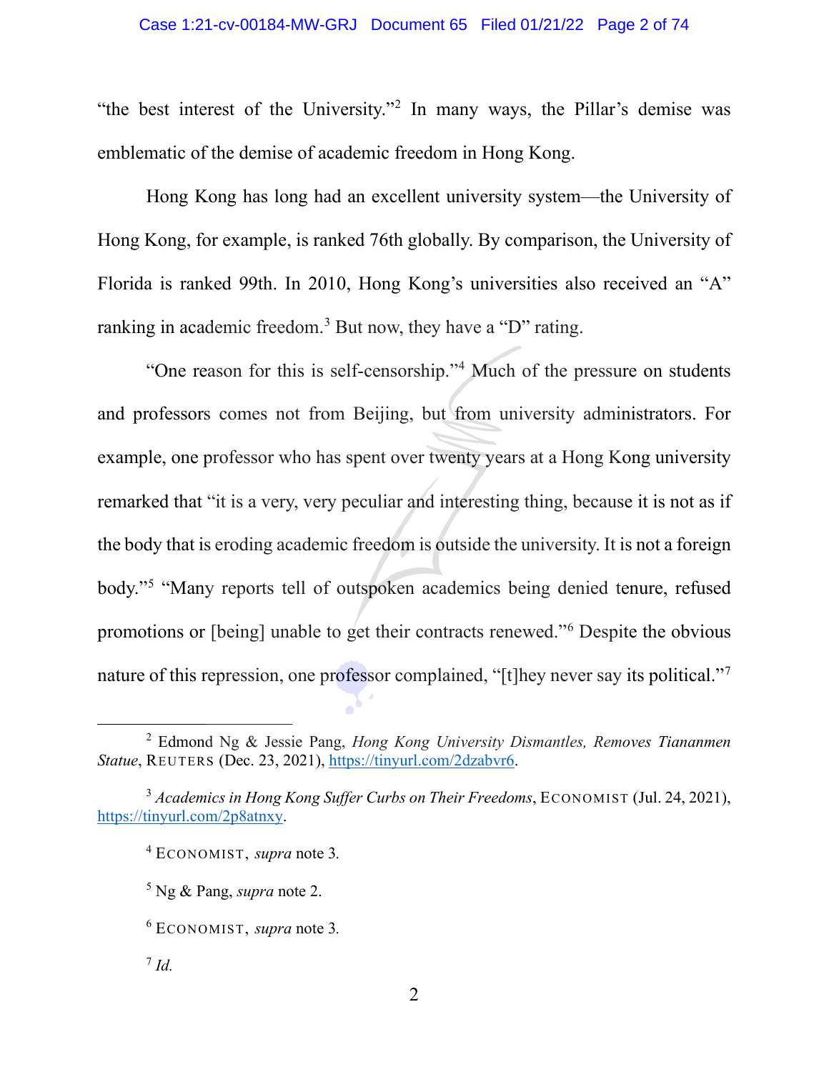"the best interest of the University."[2] In many ways, the Pillar's demise was emblematic of the demise of academic freedom in Hong Kong.

Hong Kong has long had an excellent university system—the University of Hong Kong, for example, is ranked 76th globally. By comparison, the University of Florida is ranked 99th. In 2010, Hong Kong's universities also received an "A" ranking in academic freedom.[3] But now, they have a "D" rating.

"One reason for this is self-censorship."[4] Much of the pressure on students and professors comes not from Beijing, but from university administrators. For example, one professor who has spent over twenty years at a Hong Kong university remarked that "it is a very, very peculiar and interesting thing, because it is not as if the body that is eroding academic freedom is outside the university. It is not a foreign body."[5] "Many reports tell of outspoken academics being denied tenure, refused promotions or [being] unable to get their contracts renewed."[6] Despite the obvious nature of this repression, one professor complained, "[t]hey never say its political."[7]

---

[2] Edmond Ng & Jessie Pang, *Hong Kong University Dismantles, Removes Tiananmen Statue*, REUTERS (Dec. 23, 2021), https://tinyurl.com/2dzabvr6.

[3] *Academics in Hong Kong Suffer Curbs on Their Freedoms*, ECONOMIST (Jul. 24, 2021), https://tinyurl.com/2p8atnxy.

[4] ECONOMIST, *supra* note 3.

[5] Ng & Pang, *supra* note 2.

[6] ECONOMIST, *supra* note 3.

[7] *Id.*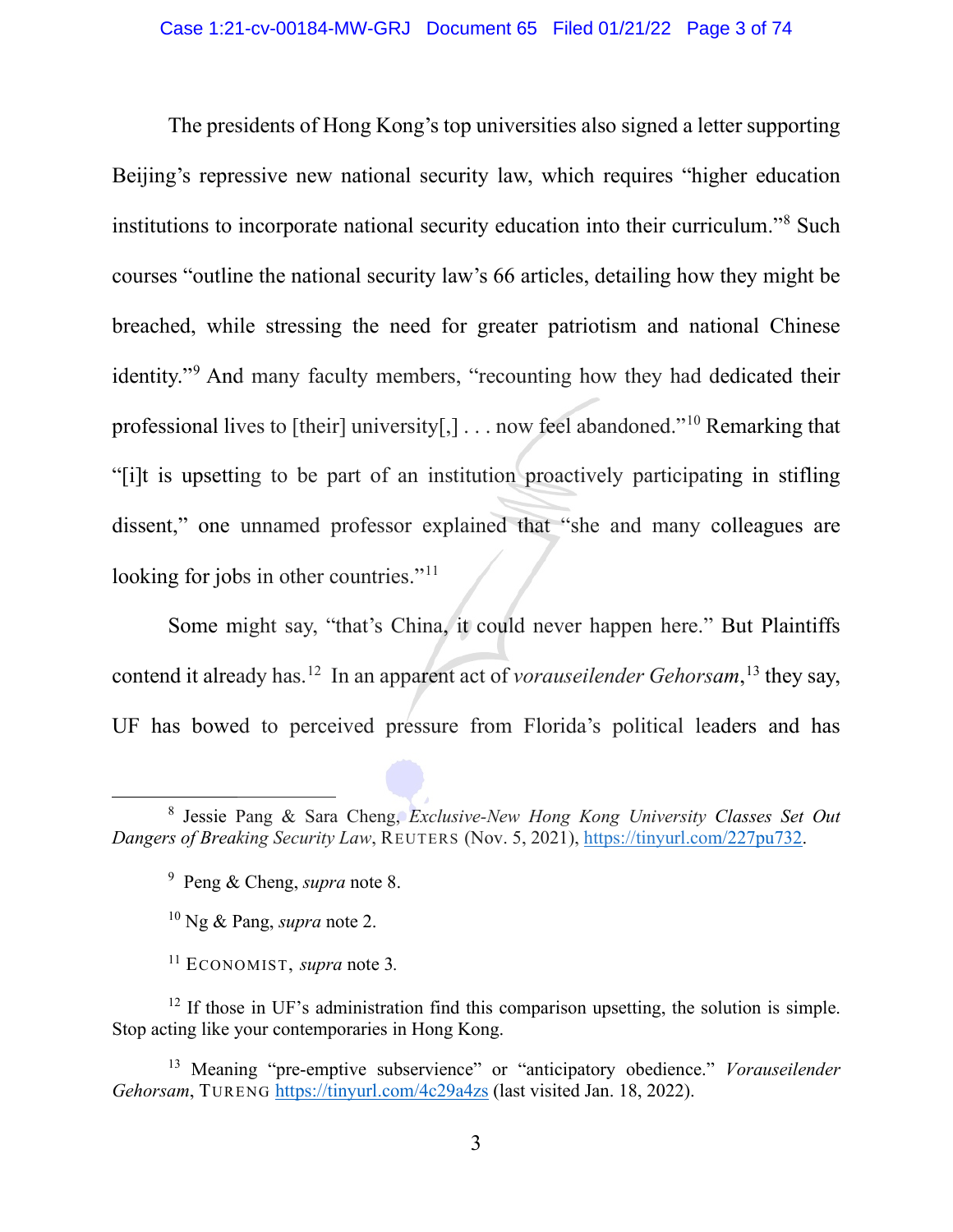The presidents of Hong Kong's top universities also signed a letter supporting Beijing's repressive new national security law, which requires "higher education institutions to incorporate national security education into their curriculum."[8] Such courses "outline the national security law's 66 articles, detailing how they might be breached, while stressing the need for greater patriotism and national Chinese identity."[9] And many faculty members, "recounting how they had dedicated their professional lives to [their] university[,] . . . now feel abandoned."[10] Remarking that "[i]t is upsetting to be part of an institution proactively participating in stifling dissent," one unnamed professor explained that "she and many colleagues are looking for jobs in other countries."[11]

Some might say, "that's China, it could never happen here." But Plaintiffs contend it already has.[12] In an apparent act of *vorauseilender Gehorsam*,[13] they say, UF has bowed to perceived pressure from Florida's political leaders and has

---

[8] Jessie Pang & Sara Cheng, *Exclusive-New Hong Kong University Classes Set Out Dangers of Breaking Security Law*, REUTERS (Nov. 5, 2021), https://tinyurl.com/227pu732.

[9] Peng & Cheng, *supra* note 8.

[10] Ng & Pang, *supra* note 2.

[11] ECONOMIST, *supra* note 3.

[12] If those in UF's administration find this comparison upsetting, the solution is simple. Stop acting like your contemporaries in Hong Kong.

[13] Meaning "pre-emptive subservience" or "anticipatory obedience." *Vorauseilender Gehorsam*, TURENG https://tinyurl.com/4c29a4zs (last visited Jan. 18, 2022).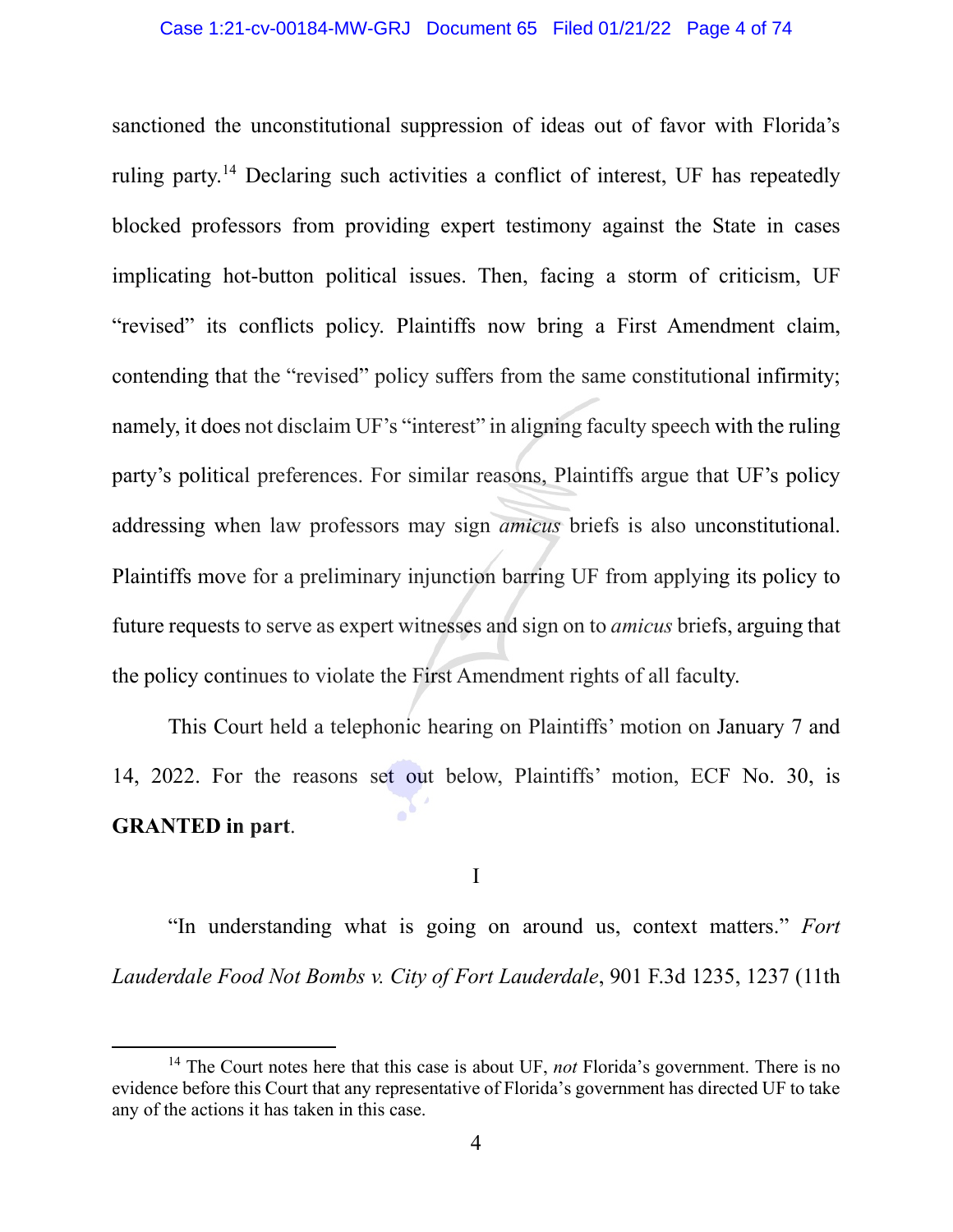sanctioned the unconstitutional suppression of ideas out of favor with Florida's ruling party.[14] Declaring such activities a conflict of interest, UF has repeatedly blocked professors from providing expert testimony against the State in cases implicating hot-button political issues. Then, facing a storm of criticism, UF "revised" its conflicts policy. Plaintiffs now bring a First Amendment claim, contending that the "revised" policy suffers from the same constitutional infirmity; namely, it does not disclaim UF's "interest" in aligning faculty speech with the ruling party's political preferences. For similar reasons, Plaintiffs argue that UF's policy addressing when law professors may sign *amicus* briefs is also unconstitutional. Plaintiffs move for a preliminary injunction barring UF from applying its policy to future requests to serve as expert witnesses and sign on to *amicus* briefs, arguing that the policy continues to violate the First Amendment rights of all faculty.

This Court held a telephonic hearing on Plaintiffs' motion on January 7 and 14, 2022. For the reasons set out below, Plaintiffs' motion, ECF No. 30, is **GRANTED in part**.

## I

"In understanding what is going on around us, context matters." *Fort Lauderdale Food Not Bombs v. City of Fort Lauderdale*, 901 F.3d 1235, 1237 (11th

---

[14] The Court notes here that this case is about UF, *not* Florida's government. There is no evidence before this Court that any representative of Florida's government has directed UF to take any of the actions it has taken in this case.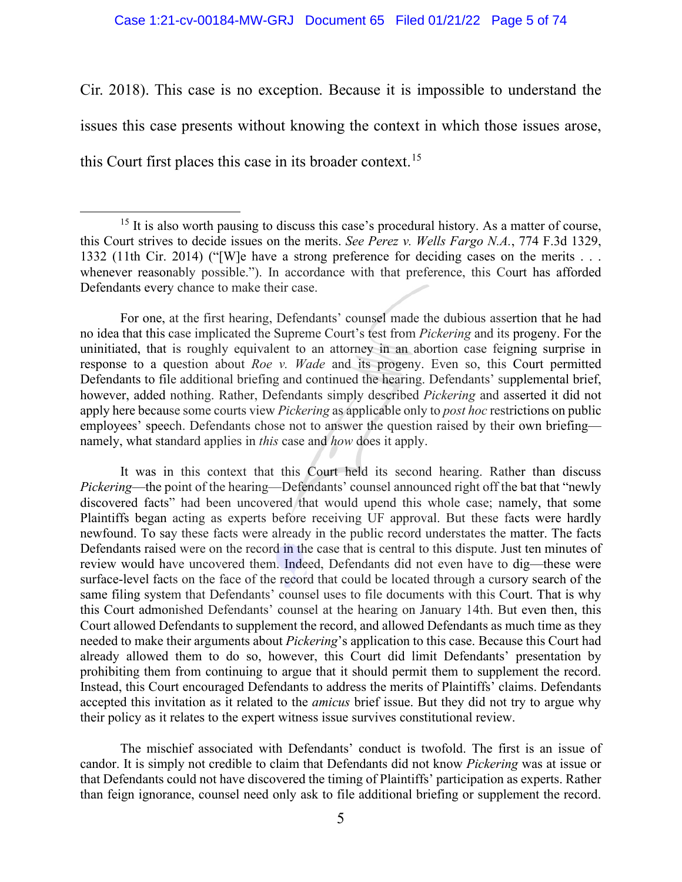Cir. 2018). This case is no exception. Because it is impossible to understand the issues this case presents without knowing the context in which those issues arose, this Court first places this case in its broader context.[15]

---

[15] It is also worth pausing to discuss this case's procedural history. As a matter of course, this Court strives to decide issues on the merits. *See Perez v. Wells Fargo N.A.*, 774 F.3d 1329, 1332 (11th Cir. 2014) ("[W]e have a strong preference for deciding cases on the merits . . . whenever reasonably possible."). In accordance with that preference, this Court has afforded Defendants every chance to make their case.

For one, at the first hearing, Defendants' counsel made the dubious assertion that he had no idea that this case implicated the Supreme Court's test from *Pickering* and its progeny. For the uninitiated, that is roughly equivalent to an attorney in an abortion case feigning surprise in response to a question about *Roe v. Wade* and its progeny. Even so, this Court permitted Defendants to file additional briefing and continued the hearing. Defendants' supplemental brief, however, added nothing. Rather, Defendants simply described *Pickering* and asserted it did not apply here because some courts view *Pickering* as applicable only to *post hoc* restrictions on public employees' speech. Defendants chose not to answer the question raised by their own briefing—namely, what standard applies in *this* case and *how* does it apply.

It was in this context that this Court held its second hearing. Rather than discuss *Pickering*—the point of the hearing—Defendants' counsel announced right off the bat that "newly discovered facts" had been uncovered that would upend this whole case; namely, that some Plaintiffs began acting as experts before receiving UF approval. But these facts were hardly newfound. To say these facts were already in the public record understates the matter. The facts Defendants raised were on the record in the case that is central to this dispute. Just ten minutes of review would have uncovered them. Indeed, Defendants did not even have to dig—these were surface-level facts on the face of the record that could be located through a cursory search of the same filing system that Defendants' counsel uses to file documents with this Court. That is why this Court admonished Defendants' counsel at the hearing on January 14th. But even then, this Court allowed Defendants to supplement the record, and allowed Defendants as much time as they needed to make their arguments about *Pickering*'s application to this case. Because this Court had already allowed them to do so, however, this Court did limit Defendants' presentation by prohibiting them from continuing to argue that it should permit them to supplement the record. Instead, this Court encouraged Defendants to address the merits of Plaintiffs' claims. Defendants accepted this invitation as it related to the *amicus* brief issue. But they did not try to argue why their policy as it relates to the expert witness issue survives constitutional review.

The mischief associated with Defendants' conduct is twofold. The first is an issue of candor. It is simply not credible to claim that Defendants did not know *Pickering* was at issue or that Defendants could not have discovered the timing of Plaintiffs' participation as experts. Rather than feign ignorance, counsel need only ask to file additional briefing or supplement the record.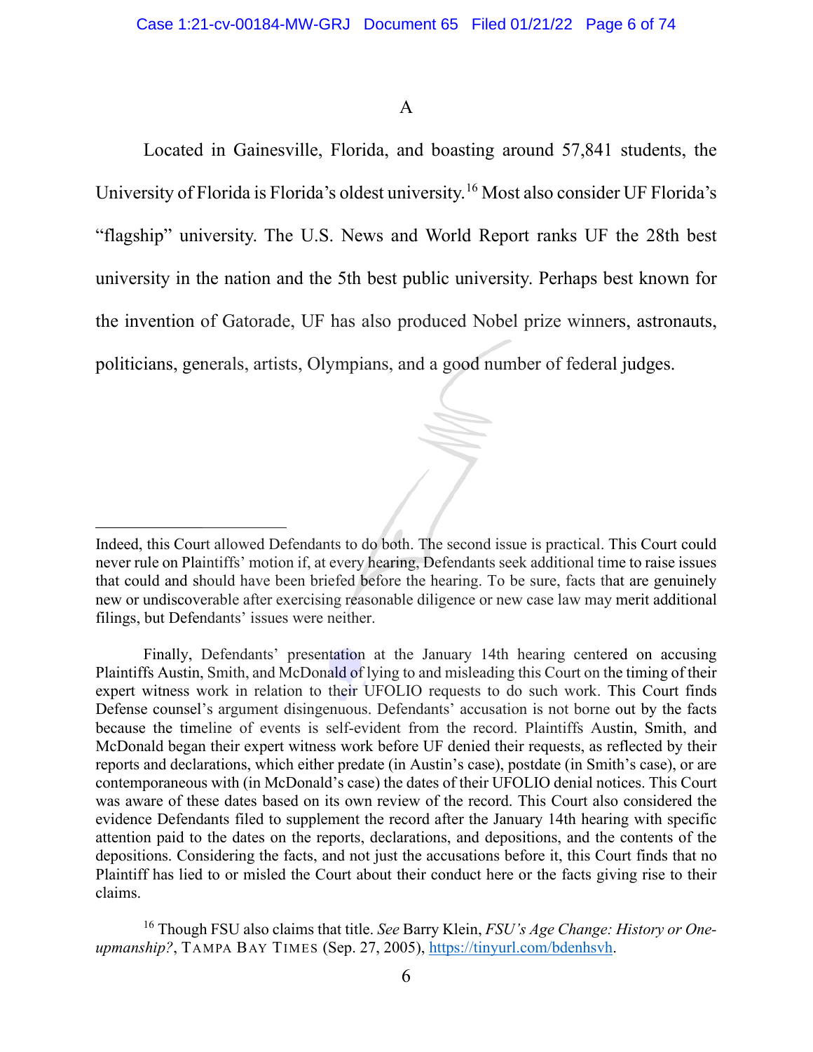A

Located in Gainesville, Florida, and boasting around 57,841 students, the University of Florida is Florida's oldest university.[16] Most also consider UF Florida's "flagship" university. The U.S. News and World Report ranks UF the 28th best university in the nation and the 5th best public university. Perhaps best known for the invention of Gatorade, UF has also produced Nobel prize winners, astronauts, politicians, generals, artists, Olympians, and a good number of federal judges.

---

Indeed, this Court allowed Defendants to do both. The second issue is practical. This Court could never rule on Plaintiffs' motion if, at every hearing, Defendants seek additional time to raise issues that could and should have been briefed before the hearing. To be sure, facts that are genuinely new or undiscoverable after exercising reasonable diligence or new case law may merit additional filings, but Defendants' issues were neither.

Finally, Defendants' presentation at the January 14th hearing centered on accusing Plaintiffs Austin, Smith, and McDonald of lying to and misleading this Court on the timing of their expert witness work in relation to their UFOLIO requests to do such work. This Court finds Defense counsel's argument disingenuous. Defendants' accusation is not borne out by the facts because the timeline of events is self-evident from the record. Plaintiffs Austin, Smith, and McDonald began their expert witness work before UF denied their requests, as reflected by their reports and declarations, which either predate (in Austin's case), postdate (in Smith's case), or are contemporaneous with (in McDonald's case) the dates of their UFOLIO denial notices. This Court was aware of these dates based on its own review of the record. This Court also considered the evidence Defendants filed to supplement the record after the January 14th hearing with specific attention paid to the dates on the reports, declarations, and depositions, and the contents of the depositions. Considering the facts, and not just the accusations before it, this Court finds that no Plaintiff has lied to or misled the Court about their conduct here or the facts giving rise to their claims.

[16] Though FSU also claims that title. *See* Barry Klein, *FSU's Age Change: History or One-upmanship?*, TAMPA BAY TIMES (Sep. 27, 2005), https://tinyurl.com/bdenhsvh.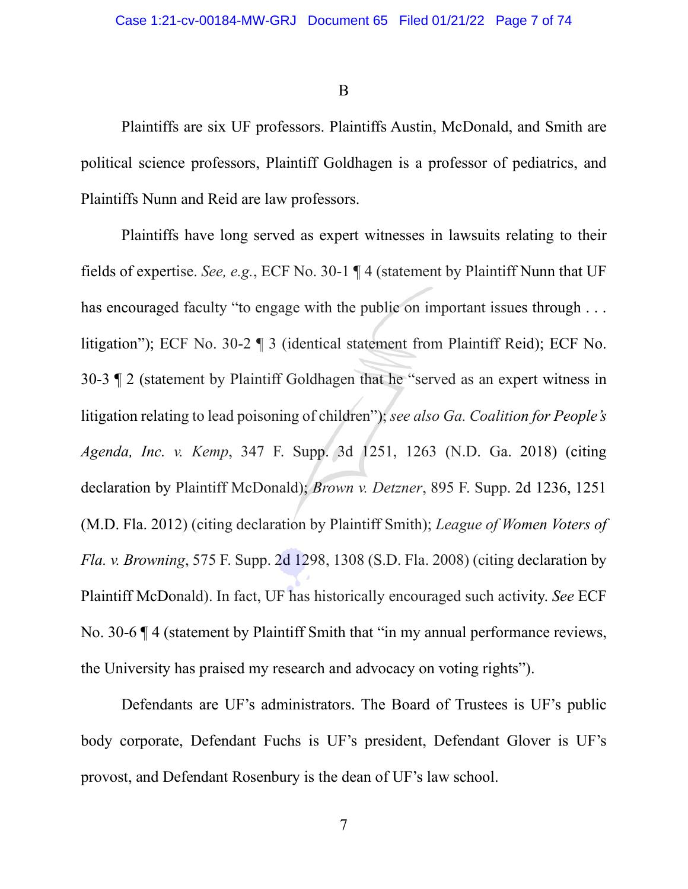B

Plaintiffs are six UF professors. Plaintiffs Austin, McDonald, and Smith are political science professors, Plaintiff Goldhagen is a professor of pediatrics, and Plaintiffs Nunn and Reid are law professors.

Plaintiffs have long served as expert witnesses in lawsuits relating to their fields of expertise. *See, e.g.*, ECF No. 30-1 ¶ 4 (statement by Plaintiff Nunn that UF has encouraged faculty "to engage with the public on important issues through . . . litigation"); ECF No. 30-2 ¶ 3 (identical statement from Plaintiff Reid); ECF No. 30-3 ¶ 2 (statement by Plaintiff Goldhagen that he "served as an expert witness in litigation relating to lead poisoning of children"); *see also Ga. Coalition for People's Agenda, Inc. v. Kemp*, 347 F. Supp. 3d 1251, 1263 (N.D. Ga. 2018) (citing declaration by Plaintiff McDonald); *Brown v. Detzner*, 895 F. Supp. 2d 1236, 1251 (M.D. Fla. 2012) (citing declaration by Plaintiff Smith); *League of Women Voters of Fla. v. Browning*, 575 F. Supp. 2d 1298, 1308 (S.D. Fla. 2008) (citing declaration by Plaintiff McDonald). In fact, UF has historically encouraged such activity. *See* ECF No. 30-6 ¶ 4 (statement by Plaintiff Smith that "in my annual performance reviews, the University has praised my research and advocacy on voting rights").

Defendants are UF's administrators. The Board of Trustees is UF's public body corporate, Defendant Fuchs is UF's president, Defendant Glover is UF's provost, and Defendant Rosenbury is the dean of UF's law school.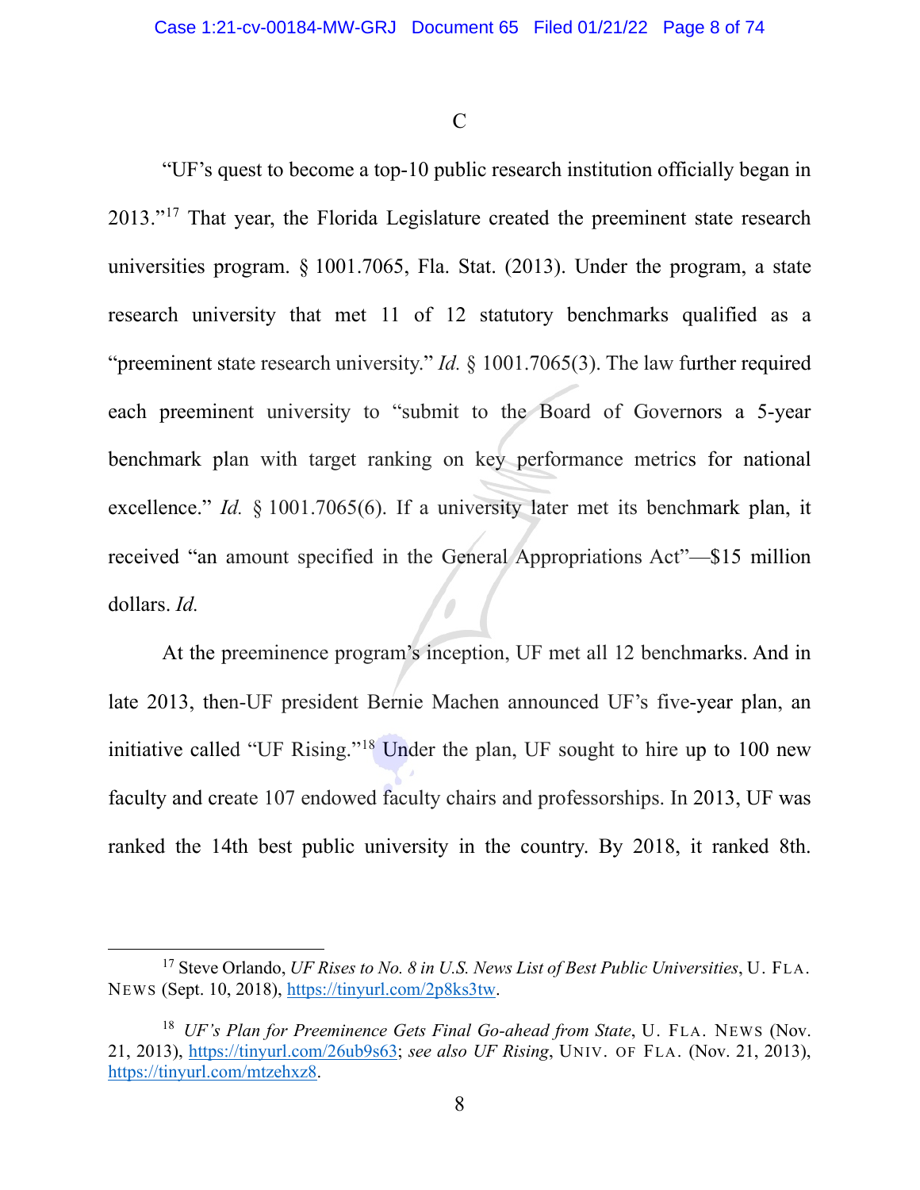C

"UF's quest to become a top-10 public research institution officially began in 2013."[17] That year, the Florida Legislature created the preeminent state research universities program. § 1001.7065, Fla. Stat. (2013). Under the program, a state research university that met 11 of 12 statutory benchmarks qualified as a "preeminent state research university." *Id.* § 1001.7065(3). The law further required each preeminent university to "submit to the Board of Governors a 5-year benchmark plan with target ranking on key performance metrics for national excellence." *Id.* § 1001.7065(6). If a university later met its benchmark plan, it received "an amount specified in the General Appropriations Act"—$15 million dollars. *Id.*

At the preeminence program's inception, UF met all 12 benchmarks. And in late 2013, then-UF president Bernie Machen announced UF's five-year plan, an initiative called "UF Rising."[18] Under the plan, UF sought to hire up to 100 new faculty and create 107 endowed faculty chairs and professorships. In 2013, UF was ranked the 14th best public university in the country. By 2018, it ranked 8th.

---

[17] Steve Orlando, *UF Rises to No. 8 in U.S. News List of Best Public Universities*, U. FLA. NEWS (Sept. 10, 2018), https://tinyurl.com/2p8ks3tw.

[18] *UF's Plan for Preeminence Gets Final Go-ahead from State*, U. FLA. NEWS (Nov. 21, 2013), https://tinyurl.com/26ub9s63; *see also UF Rising*, UNIV. OF FLA. (Nov. 21, 2013), https://tinyurl.com/mtzehxz8.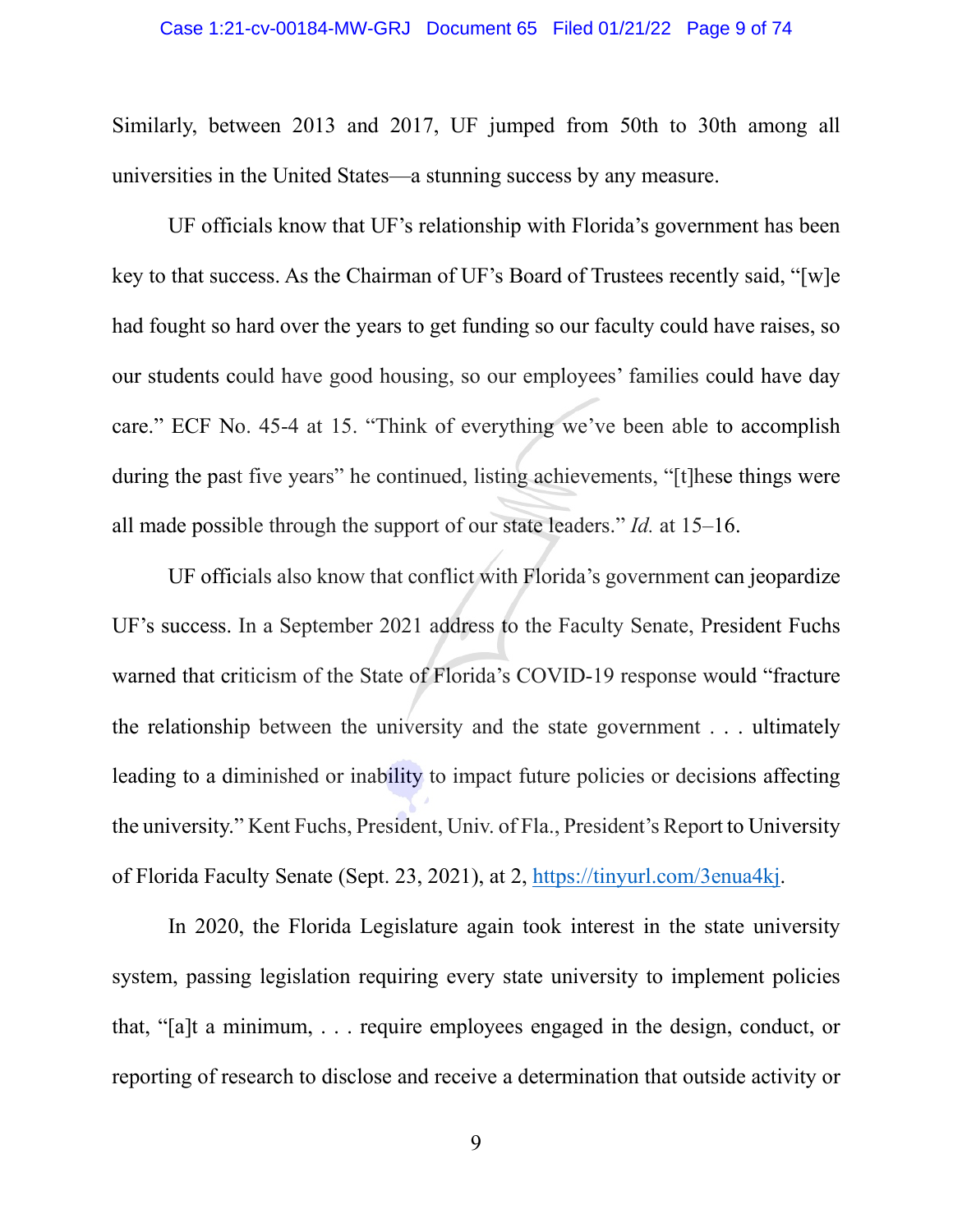Similarly, between 2013 and 2017, UF jumped from 50th to 30th among all universities in the United States—a stunning success by any measure.

UF officials know that UF's relationship with Florida's government has been key to that success. As the Chairman of UF's Board of Trustees recently said, "[w]e had fought so hard over the years to get funding so our faculty could have raises, so our students could have good housing, so our employees' families could have day care." ECF No. 45-4 at 15. "Think of everything we've been able to accomplish during the past five years" he continued, listing achievements, "[t]hese things were all made possible through the support of our state leaders." *Id.* at 15–16.

UF officials also know that conflict with Florida's government can jeopardize UF's success. In a September 2021 address to the Faculty Senate, President Fuchs warned that criticism of the State of Florida's COVID-19 response would "fracture the relationship between the university and the state government . . . ultimately leading to a diminished or inability to impact future policies or decisions affecting the university." Kent Fuchs, President, Univ. of Fla., President's Report to University of Florida Faculty Senate (Sept. 23, 2021), at 2, https://tinyurl.com/3enua4kj.

In 2020, the Florida Legislature again took interest in the state university system, passing legislation requiring every state university to implement policies that, "[a]t a minimum, . . . require employees engaged in the design, conduct, or reporting of research to disclose and receive a determination that outside activity or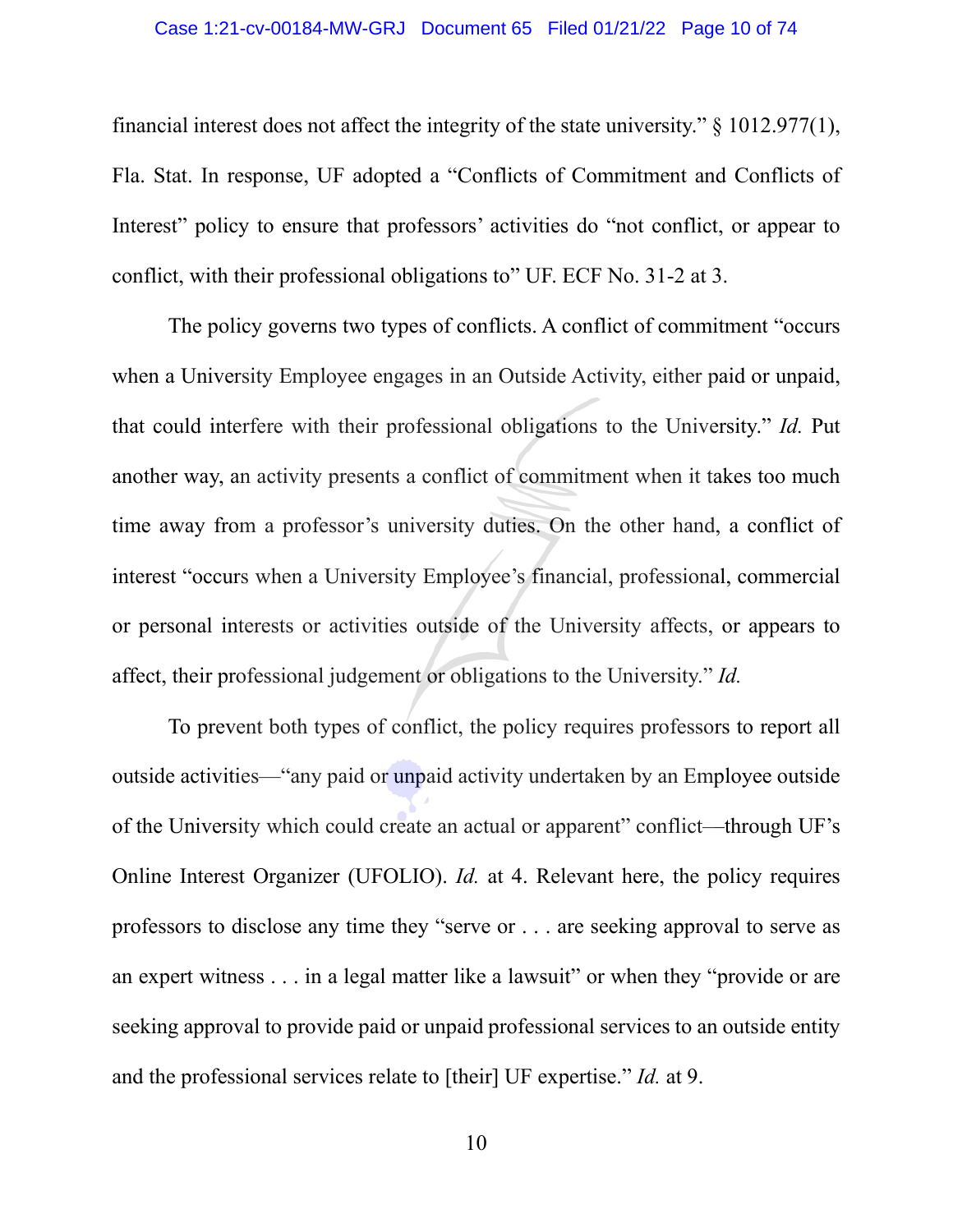financial interest does not affect the integrity of the state university." § 1012.977(1), Fla. Stat. In response, UF adopted a "Conflicts of Commitment and Conflicts of Interest" policy to ensure that professors' activities do "not conflict, or appear to conflict, with their professional obligations to" UF. ECF No. 31-2 at 3.

The policy governs two types of conflicts. A conflict of commitment "occurs when a University Employee engages in an Outside Activity, either paid or unpaid, that could interfere with their professional obligations to the University." *Id.* Put another way, an activity presents a conflict of commitment when it takes too much time away from a professor's university duties. On the other hand, a conflict of interest "occurs when a University Employee's financial, professional, commercial or personal interests or activities outside of the University affects, or appears to affect, their professional judgement or obligations to the University." *Id.*

To prevent both types of conflict, the policy requires professors to report all outside activities—"any paid or unpaid activity undertaken by an Employee outside of the University which could create an actual or apparent" conflict—through UF's Online Interest Organizer (UFOLIO). *Id.* at 4. Relevant here, the policy requires professors to disclose any time they "serve or . . . are seeking approval to serve as an expert witness . . . in a legal matter like a lawsuit" or when they "provide or are seeking approval to provide paid or unpaid professional services to an outside entity and the professional services relate to [their] UF expertise." *Id.* at 9.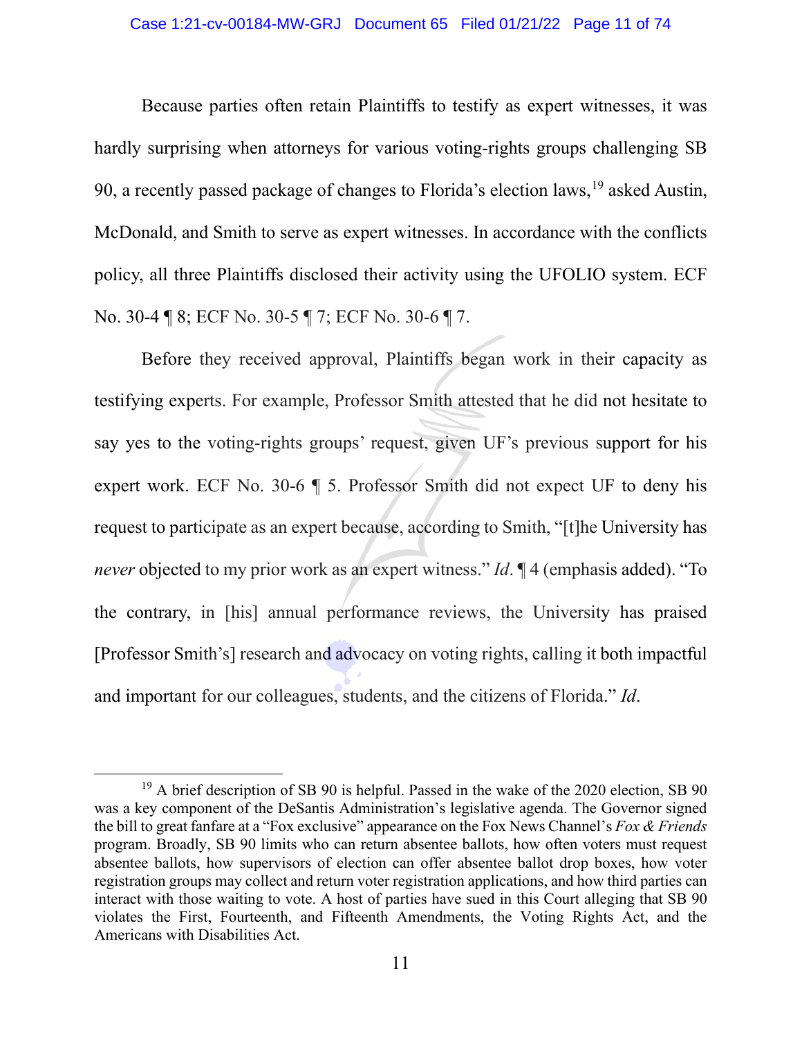Because parties often retain Plaintiffs to testify as expert witnesses, it was hardly surprising when attorneys for various voting-rights groups challenging SB 90, a recently passed package of changes to Florida's election laws,[19] asked Austin, McDonald, and Smith to serve as expert witnesses. In accordance with the conflicts policy, all three Plaintiffs disclosed their activity using the UFOLIO system. ECF No. 30-4 ¶ 8; ECF No. 30-5 ¶ 7; ECF No. 30-6 ¶ 7.

Before they received approval, Plaintiffs began work in their capacity as testifying experts. For example, Professor Smith attested that he did not hesitate to say yes to the voting-rights groups' request, given UF's previous support for his expert work. ECF No. 30-6 ¶ 5. Professor Smith did not expect UF to deny his request to participate as an expert because, according to Smith, "[t]he University has *never* objected to my prior work as an expert witness." *Id*. ¶ 4 (emphasis added). "To the contrary, in [his] annual performance reviews, the University has praised [Professor Smith's] research and advocacy on voting rights, calling it both impactful and important for our colleagues, students, and the citizens of Florida." *Id*.

---

[19] A brief description of SB 90 is helpful. Passed in the wake of the 2020 election, SB 90 was a key component of the DeSantis Administration's legislative agenda. The Governor signed the bill to great fanfare at a "Fox exclusive" appearance on the Fox News Channel's *Fox & Friends* program. Broadly, SB 90 limits who can return absentee ballots, how often voters must request absentee ballots, how supervisors of election can offer absentee ballot drop boxes, how voter registration groups may collect and return voter registration applications, and how third parties can interact with those waiting to vote. A host of parties have sued in this Court alleging that SB 90 violates the First, Fourteenth, and Fifteenth Amendments, the Voting Rights Act, and the Americans with Disabilities Act.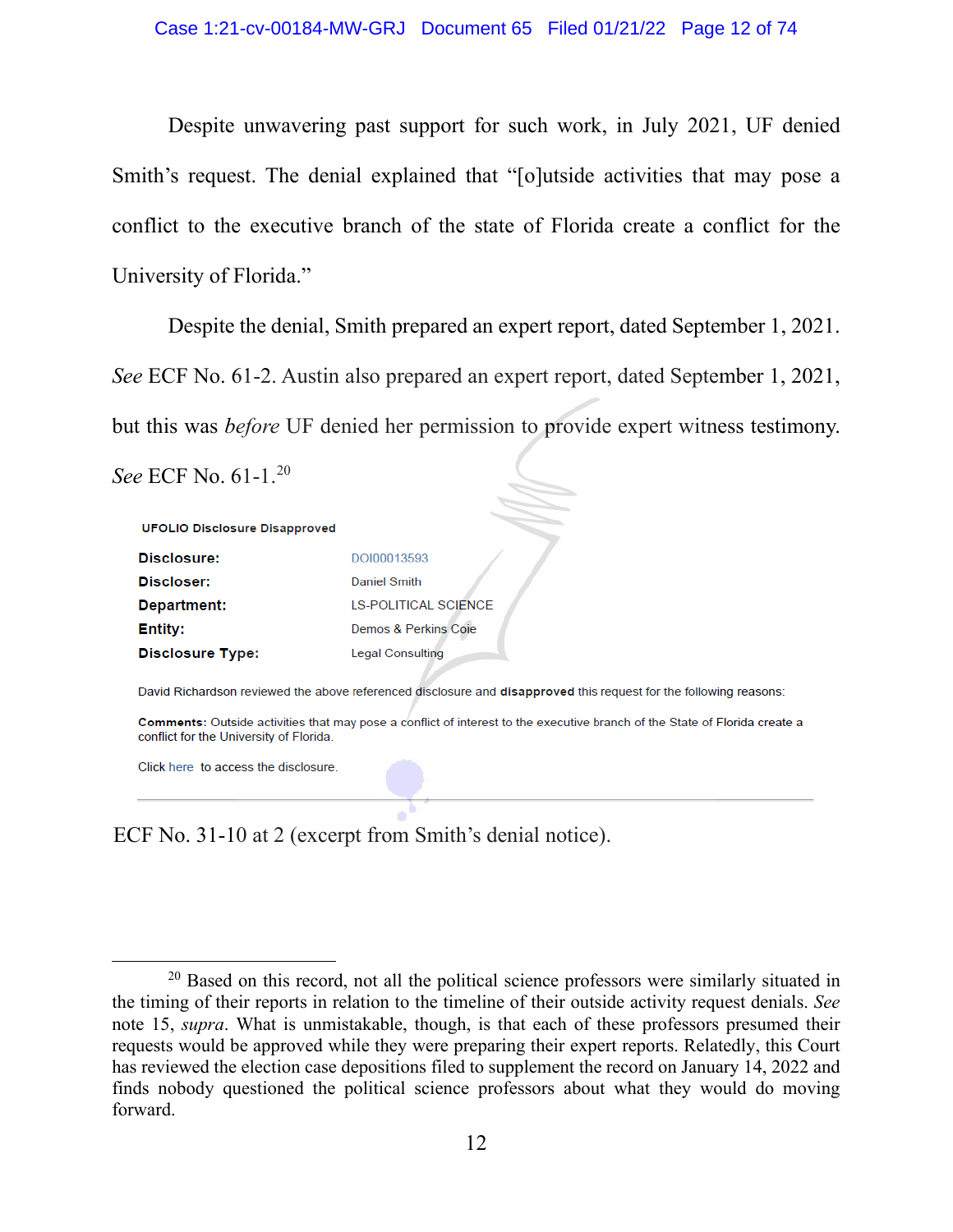Despite unwavering past support for such work, in July 2021, UF denied Smith's request. The denial explained that "[o]utside activities that may pose a conflict to the executive branch of the state of Florida create a conflict for the University of Florida."

Despite the denial, Smith prepared an expert report, dated September 1, 2021. *See* ECF No. 61-2. Austin also prepared an expert report, dated September 1, 2021, but this was *before* UF denied her permission to provide expert witness testimony. *See* ECF No. 61-1.[20]

**UFOLIO Disclosure Disapproved**

| | |
|---|---|
| **Disclosure:** | DOI00013593 |
| **Discloser:** | Daniel Smith |
| **Department:** | LS-POLITICAL SCIENCE |
| **Entity:** | Demos & Perkins Coie |
| **Disclosure Type:** | Legal Consulting |

David Richardson reviewed the above referenced disclosure and **disapproved** this request for the following reasons:

**Comments:** Outside activities that may pose a conflict of interest to the executive branch of the State of Florida create a conflict for the University of Florida.

Click here to access the disclosure.

ECF No. 31-10 at 2 (excerpt from Smith's denial notice).

[20] Based on this record, not all the political science professors were similarly situated in the timing of their reports in relation to the timeline of their outside activity request denials. *See* note 15, *supra*. What is unmistakable, though, is that each of these professors presumed their requests would be approved while they were preparing their expert reports. Relatedly, this Court has reviewed the election case depositions filed to supplement the record on January 14, 2022 and finds nobody questioned the political science professors about what they would do moving forward.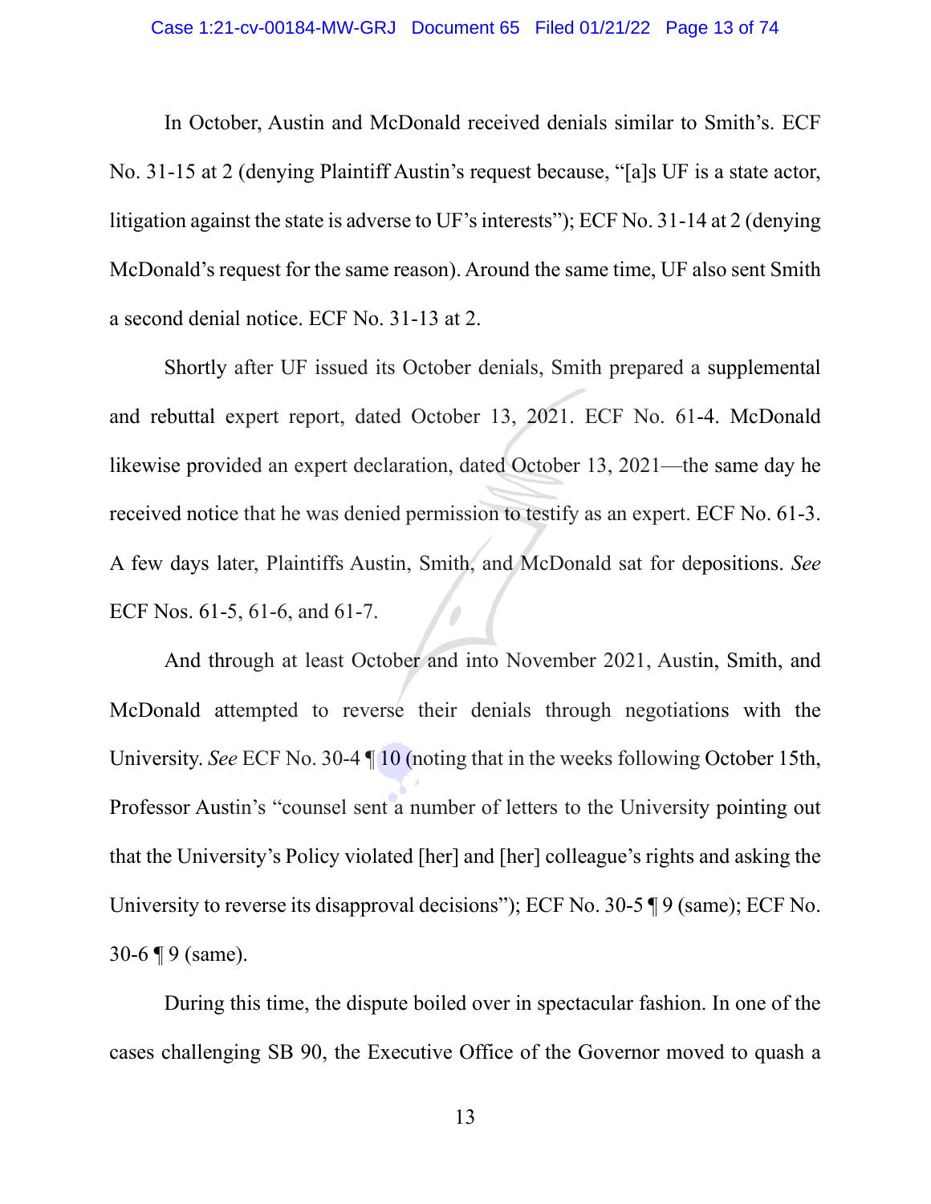In October, Austin and McDonald received denials similar to Smith's. ECF No. 31-15 at 2 (denying Plaintiff Austin's request because, "[a]s UF is a state actor, litigation against the state is adverse to UF's interests"); ECF No. 31-14 at 2 (denying McDonald's request for the same reason). Around the same time, UF also sent Smith a second denial notice. ECF No. 31-13 at 2.

Shortly after UF issued its October denials, Smith prepared a supplemental and rebuttal expert report, dated October 13, 2021. ECF No. 61-4. McDonald likewise provided an expert declaration, dated October 13, 2021—the same day he received notice that he was denied permission to testify as an expert. ECF No. 61-3. A few days later, Plaintiffs Austin, Smith, and McDonald sat for depositions. *See* ECF Nos. 61-5, 61-6, and 61-7.

And through at least October and into November 2021, Austin, Smith, and McDonald attempted to reverse their denials through negotiations with the University. *See* ECF No. 30-4 ¶ 10 (noting that in the weeks following October 15th, Professor Austin's "counsel sent a number of letters to the University pointing out that the University's Policy violated [her] and [her] colleague's rights and asking the University to reverse its disapproval decisions"); ECF No. 30-5 ¶ 9 (same); ECF No. 30-6 ¶ 9 (same).

During this time, the dispute boiled over in spectacular fashion. In one of the cases challenging SB 90, the Executive Office of the Governor moved to quash a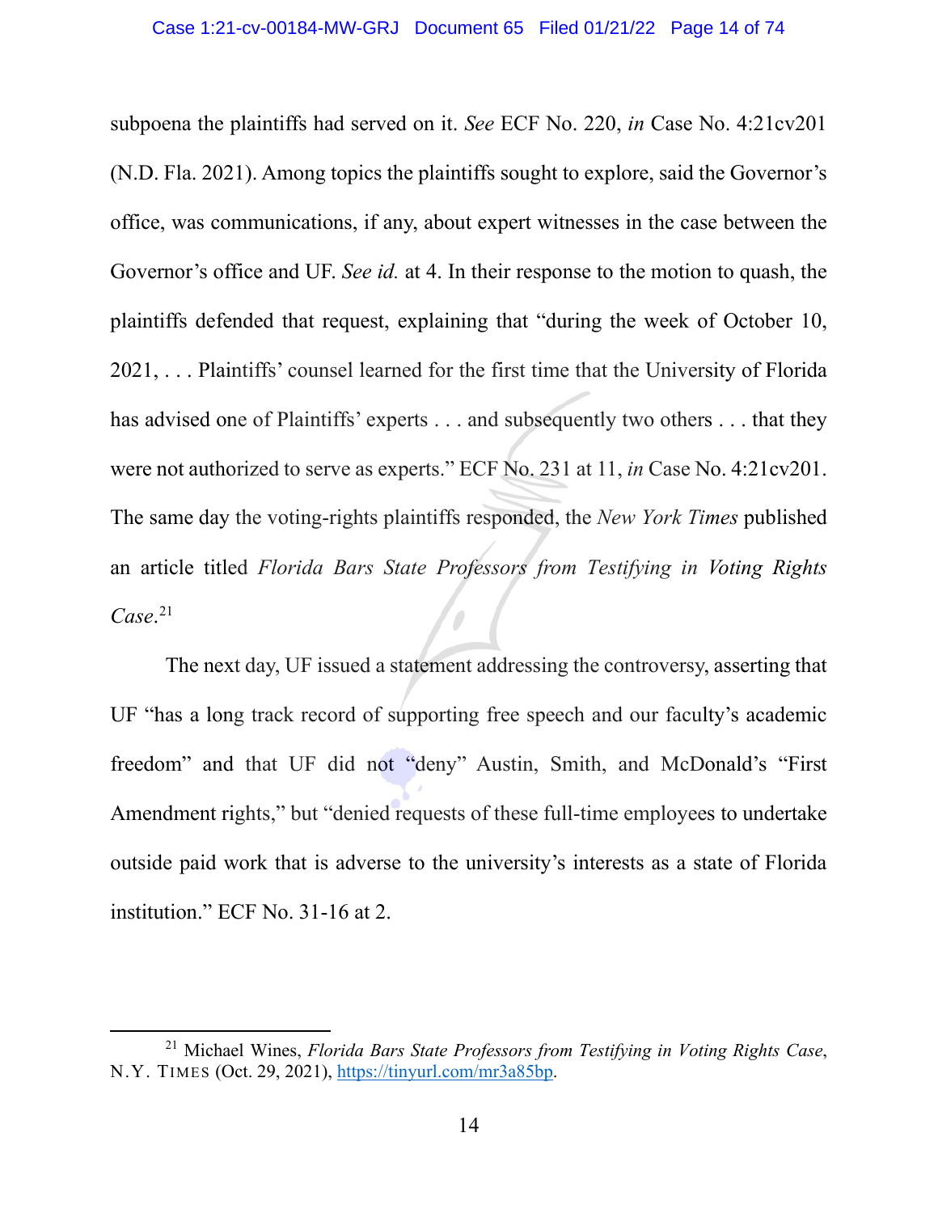subpoena the plaintiffs had served on it. *See* ECF No. 220, *in* Case No. 4:21cv201 (N.D. Fla. 2021). Among topics the plaintiffs sought to explore, said the Governor's office, was communications, if any, about expert witnesses in the case between the Governor's office and UF. *See id.* at 4. In their response to the motion to quash, the plaintiffs defended that request, explaining that "during the week of October 10, 2021, . . . Plaintiffs' counsel learned for the first time that the University of Florida has advised one of Plaintiffs' experts . . . and subsequently two others . . . that they were not authorized to serve as experts." ECF No. 231 at 11, *in* Case No. 4:21cv201. The same day the voting-rights plaintiffs responded, the *New York Times* published an article titled *Florida Bars State Professors from Testifying in Voting Rights Case*.[21]

The next day, UF issued a statement addressing the controversy, asserting that UF "has a long track record of supporting free speech and our faculty's academic freedom" and that UF did not "deny" Austin, Smith, and McDonald's "First Amendment rights," but "denied requests of these full-time employees to undertake outside paid work that is adverse to the university's interests as a state of Florida institution." ECF No. 31-16 at 2.

---

[21] Michael Wines, *Florida Bars State Professors from Testifying in Voting Rights Case*, N.Y. TIMES (Oct. 29, 2021), https://tinyurl.com/mr3a85bp.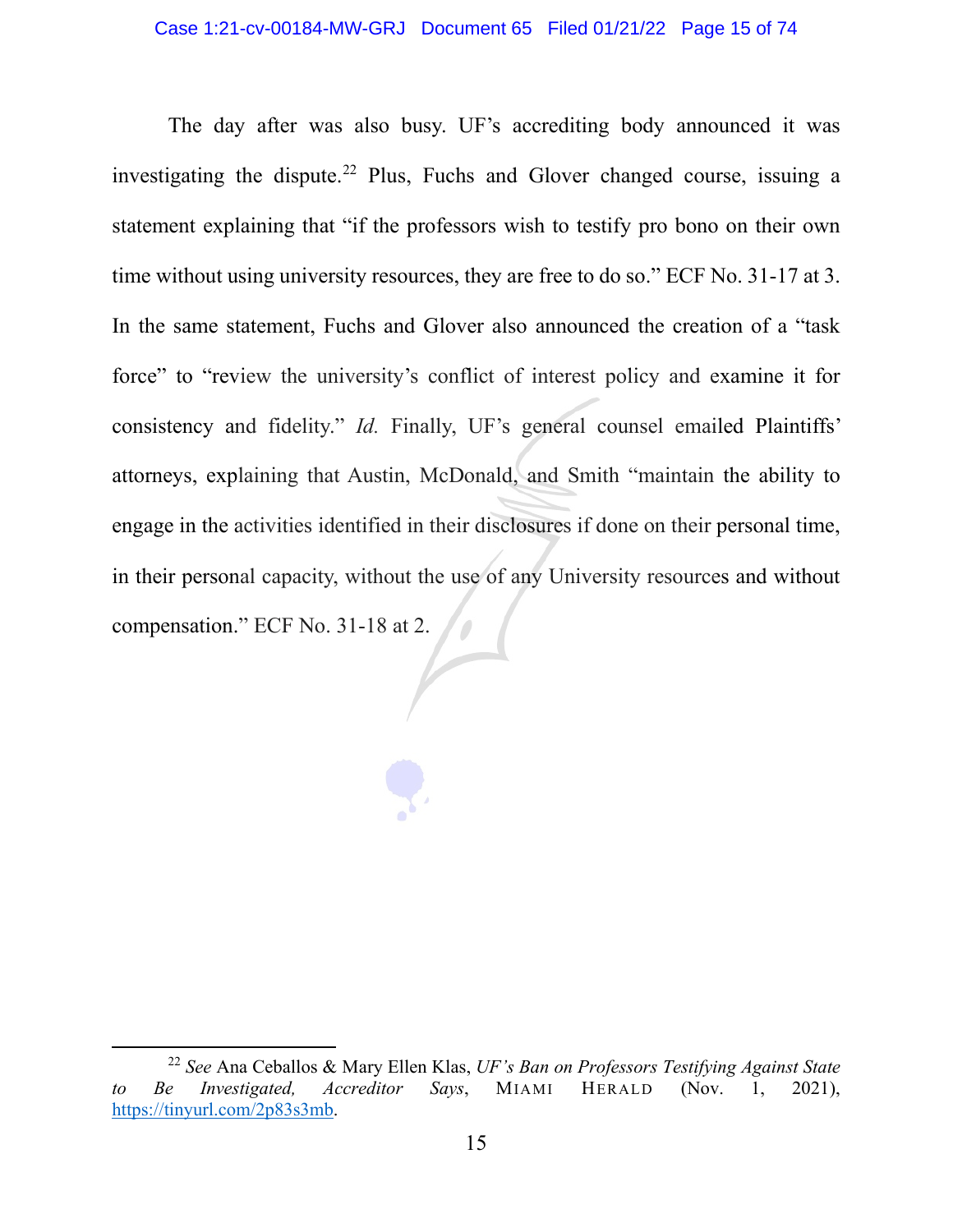The day after was also busy. UF's accrediting body announced it was investigating the dispute.[22] Plus, Fuchs and Glover changed course, issuing a statement explaining that "if the professors wish to testify pro bono on their own time without using university resources, they are free to do so." ECF No. 31-17 at 3. In the same statement, Fuchs and Glover also announced the creation of a "task force" to "review the university's conflict of interest policy and examine it for consistency and fidelity." *Id.* Finally, UF's general counsel emailed Plaintiffs' attorneys, explaining that Austin, McDonald, and Smith "maintain the ability to engage in the activities identified in their disclosures if done on their personal time, in their personal capacity, without the use of any University resources and without compensation." ECF No. 31-18 at 2.

---

[22] *See* Ana Ceballos & Mary Ellen Klas, *UF's Ban on Professors Testifying Against State to Be Investigated, Accreditor Says*, MIAMI HERALD (Nov. 1, 2021), https://tinyurl.com/2p83s3mb.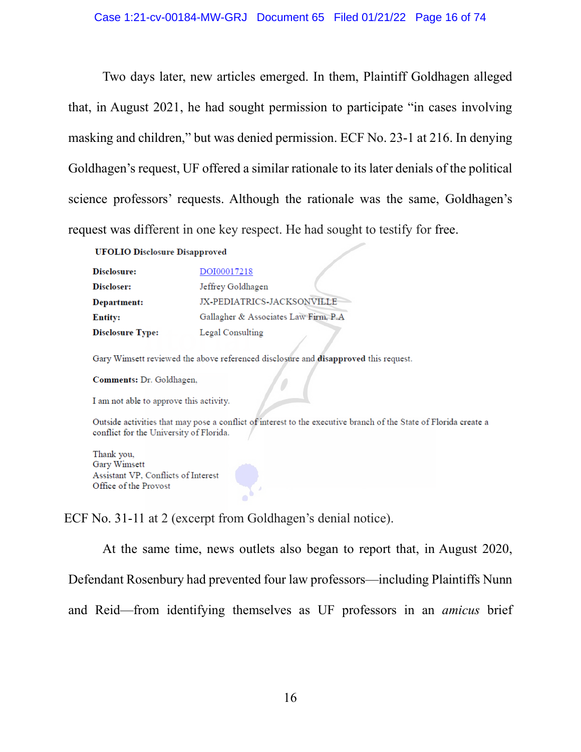Two days later, new articles emerged. In them, Plaintiff Goldhagen alleged that, in August 2021, he had sought permission to participate "in cases involving masking and children," but was denied permission. ECF No. 23-1 at 216. In denying Goldhagen's request, UF offered a similar rationale to its later denials of the political science professors' requests. Although the rationale was the same, Goldhagen's request was different in one key respect. He had sought to testify for free.

**UFOLIO Disclosure Disapproved**

| | |
|---|---|
| **Disclosure:** | DOI00017218 |
| **Discloser:** | Jeffrey Goldhagen |
| **Department:** | JX-PEDIATRICS-JACKSONVILLE |
| **Entity:** | Gallagher & Associates Law Firm, P.A |
| **Disclosure Type:** | Legal Consulting |

Gary Wimsett reviewed the above referenced disclosure and **disapproved** this request.

**Comments:** Dr. Goldhagen,

I am not able to approve this activity.

Outside activities that may pose a conflict of interest to the executive branch of the State of Florida create a conflict for the University of Florida.

Thank you,
Gary Wimsett
Assistant VP, Conflicts of Interest
Office of the Provost

ECF No. 31-11 at 2 (excerpt from Goldhagen's denial notice).

At the same time, news outlets also began to report that, in August 2020, Defendant Rosenbury had prevented four law professors—including Plaintiffs Nunn and Reid—from identifying themselves as UF professors in an *amicus* brief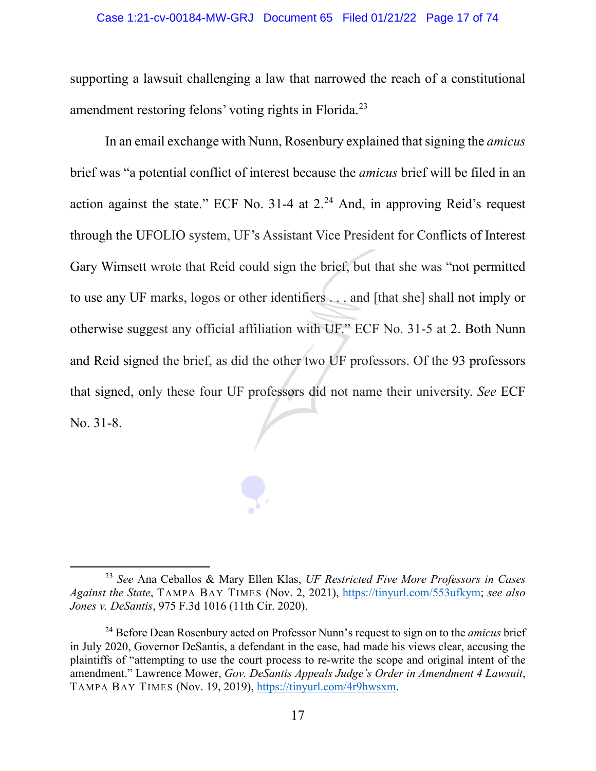supporting a lawsuit challenging a law that narrowed the reach of a constitutional amendment restoring felons' voting rights in Florida.[23]

In an email exchange with Nunn, Rosenbury explained that signing the *amicus* brief was "a potential conflict of interest because the *amicus* brief will be filed in an action against the state." ECF No. 31-4 at 2.[24] And, in approving Reid's request through the UFOLIO system, UF's Assistant Vice President for Conflicts of Interest Gary Wimsett wrote that Reid could sign the brief, but that she was "not permitted to use any UF marks, logos or other identifiers . . . and [that she] shall not imply or otherwise suggest any official affiliation with UF." ECF No. 31-5 at 2. Both Nunn and Reid signed the brief, as did the other two UF professors. Of the 93 professors that signed, only these four UF professors did not name their university. *See* ECF No. 31-8.

---

[23] *See* Ana Ceballos & Mary Ellen Klas, *UF Restricted Five More Professors in Cases Against the State*, TAMPA BAY TIMES (Nov. 2, 2021), https://tinyurl.com/553ufkym; *see also* *Jones v. DeSantis*, 975 F.3d 1016 (11th Cir. 2020).

[24] Before Dean Rosenbury acted on Professor Nunn's request to sign on to the *amicus* brief in July 2020, Governor DeSantis, a defendant in the case, had made his views clear, accusing the plaintiffs of "attempting to use the court process to re-write the scope and original intent of the amendment." Lawrence Mower, *Gov. DeSantis Appeals Judge's Order in Amendment 4 Lawsuit*, TAMPA BAY TIMES (Nov. 19, 2019), https://tinyurl.com/4r9hwsxm.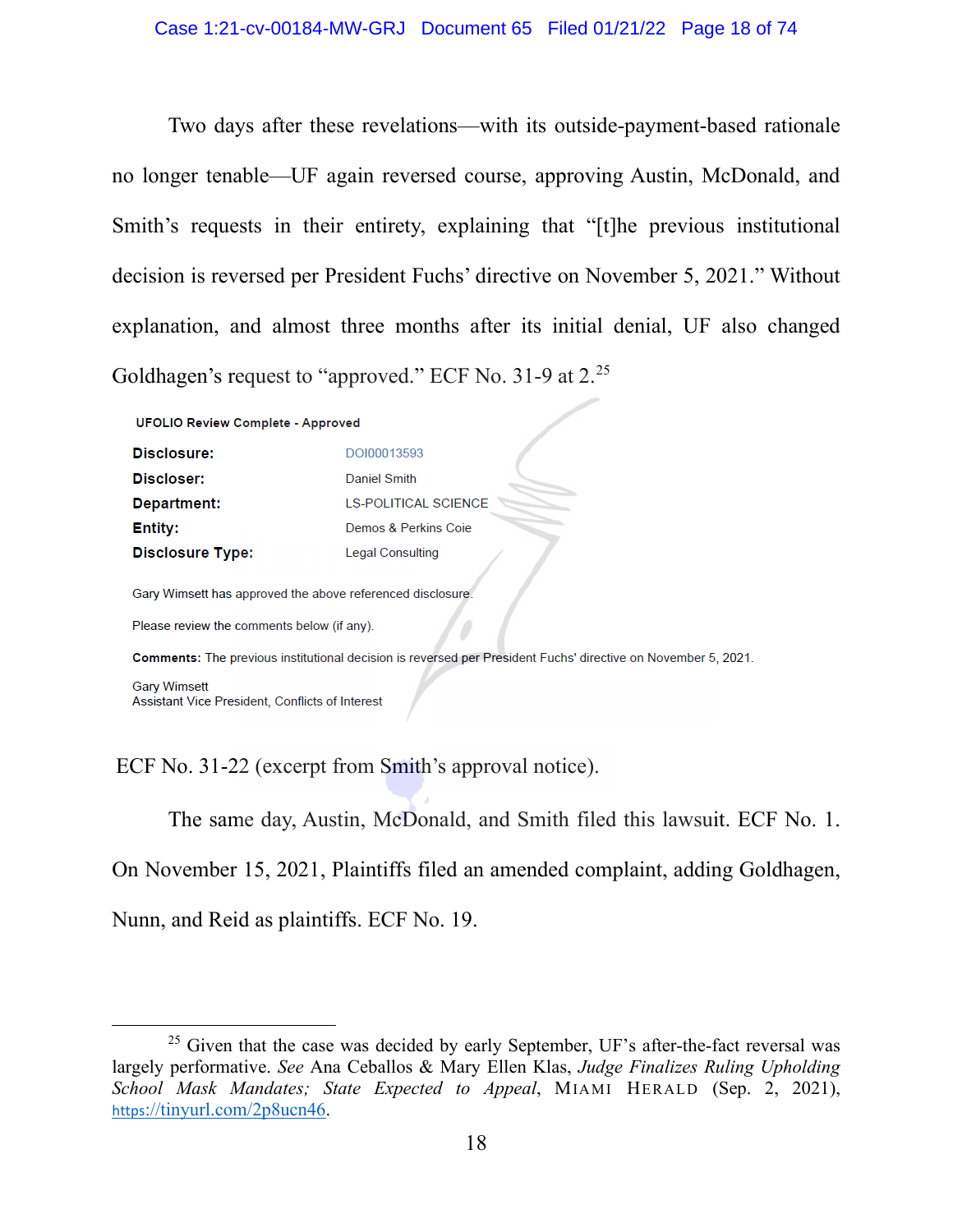Two days after these revelations—with its outside-payment-based rationale no longer tenable—UF again reversed course, approving Austin, McDonald, and Smith's requests in their entirety, explaining that "[t]he previous institutional decision is reversed per President Fuchs' directive on November 5, 2021." Without explanation, and almost three months after its initial denial, UF also changed Goldhagen's request to "approved." ECF No. 31-9 at 2.[25]

**UFOLIO Review Complete - Approved**

| | |
|---|---|
| **Disclosure:** | DOI00013593 |
| **Discloser:** | Daniel Smith |
| **Department:** | LS-POLITICAL SCIENCE |
| **Entity:** | Demos & Perkins Coie |
| **Disclosure Type:** | Legal Consulting |

Gary Wimsett has approved the above referenced disclosure.

Please review the comments below (if any).

**Comments:** The previous institutional decision is reversed per President Fuchs' directive on November 5, 2021.

Gary Wimsett
Assistant Vice President, Conflicts of Interest

ECF No. 31-22 (excerpt from Smith's approval notice).

The same day, Austin, McDonald, and Smith filed this lawsuit. ECF No. 1. On November 15, 2021, Plaintiffs filed an amended complaint, adding Goldhagen, Nunn, and Reid as plaintiffs. ECF No. 19.

---

[25] Given that the case was decided by early September, UF's after-the-fact reversal was largely performative. *See* Ana Ceballos & Mary Ellen Klas, *Judge Finalizes Ruling Upholding School Mask Mandates; State Expected to Appeal*, MIAMI HERALD (Sep. 2, 2021), https://tinyurl.com/2p8ucn46.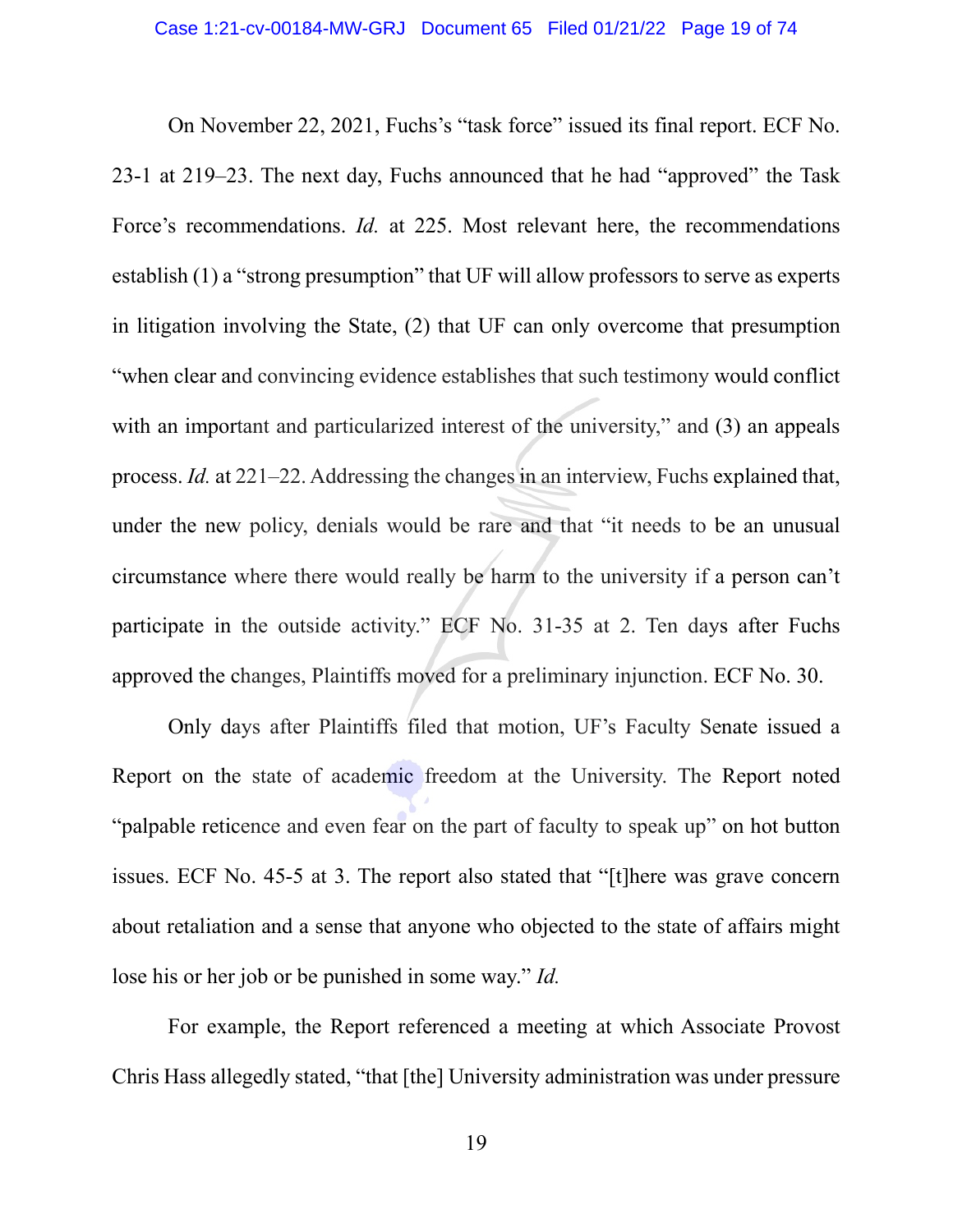On November 22, 2021, Fuchs's "task force" issued its final report. ECF No. 23-1 at 219–23. The next day, Fuchs announced that he had "approved" the Task Force's recommendations. *Id.* at 225. Most relevant here, the recommendations establish (1) a "strong presumption" that UF will allow professors to serve as experts in litigation involving the State, (2) that UF can only overcome that presumption "when clear and convincing evidence establishes that such testimony would conflict with an important and particularized interest of the university," and (3) an appeals process. *Id.* at 221–22. Addressing the changes in an interview, Fuchs explained that, under the new policy, denials would be rare and that "it needs to be an unusual circumstance where there would really be harm to the university if a person can't participate in the outside activity." ECF No. 31-35 at 2. Ten days after Fuchs approved the changes, Plaintiffs moved for a preliminary injunction. ECF No. 30.

Only days after Plaintiffs filed that motion, UF's Faculty Senate issued a Report on the state of academic freedom at the University. The Report noted "palpable reticence and even fear on the part of faculty to speak up" on hot button issues. ECF No. 45-5 at 3. The report also stated that "[t]here was grave concern about retaliation and a sense that anyone who objected to the state of affairs might lose his or her job or be punished in some way." *Id.*

For example, the Report referenced a meeting at which Associate Provost Chris Hass allegedly stated, "that [the] University administration was under pressure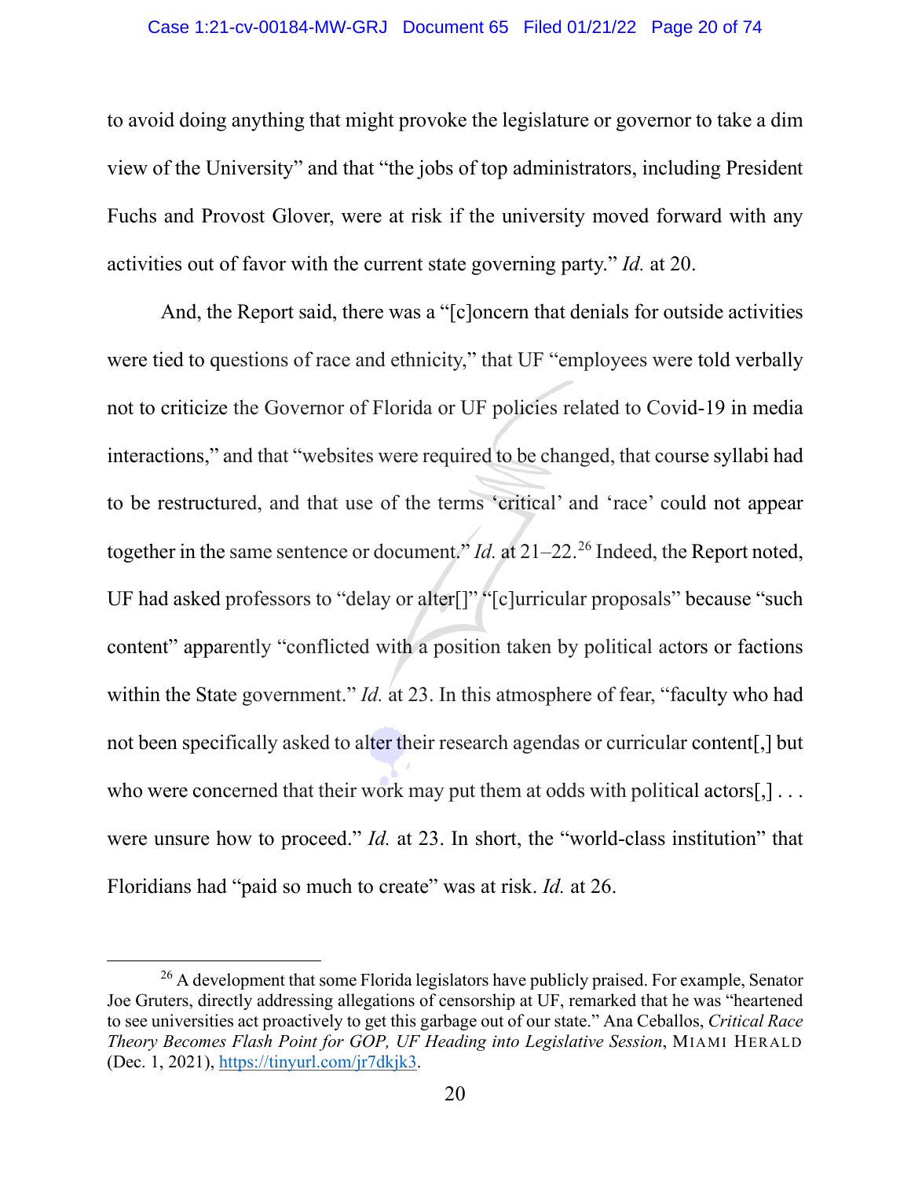to avoid doing anything that might provoke the legislature or governor to take a dim view of the University" and that "the jobs of top administrators, including President Fuchs and Provost Glover, were at risk if the university moved forward with any activities out of favor with the current state governing party." *Id.* at 20.

And, the Report said, there was a "[c]oncern that denials for outside activities were tied to questions of race and ethnicity," that UF "employees were told verbally not to criticize the Governor of Florida or UF policies related to Covid-19 in media interactions," and that "websites were required to be changed, that course syllabi had to be restructured, and that use of the terms 'critical' and 'race' could not appear together in the same sentence or document." *Id.* at 21–22.[26] Indeed, the Report noted, UF had asked professors to "delay or alter[]" "[c]urricular proposals" because "such content" apparently "conflicted with a position taken by political actors or factions within the State government." *Id.* at 23. In this atmosphere of fear, "faculty who had not been specifically asked to alter their research agendas or curricular content[,] but who were concerned that their work may put them at odds with political actors[,] . . . were unsure how to proceed." *Id.* at 23. In short, the "world-class institution" that Floridians had "paid so much to create" was at risk. *Id.* at 26.

---

[26] A development that some Florida legislators have publicly praised. For example, Senator Joe Gruters, directly addressing allegations of censorship at UF, remarked that he was "heartened to see universities act proactively to get this garbage out of our state." Ana Ceballos, *Critical Race Theory Becomes Flash Point for GOP, UF Heading into Legislative Session*, MIAMI HERALD (Dec. 1, 2021), https://tinyurl.com/jr7dkjk3.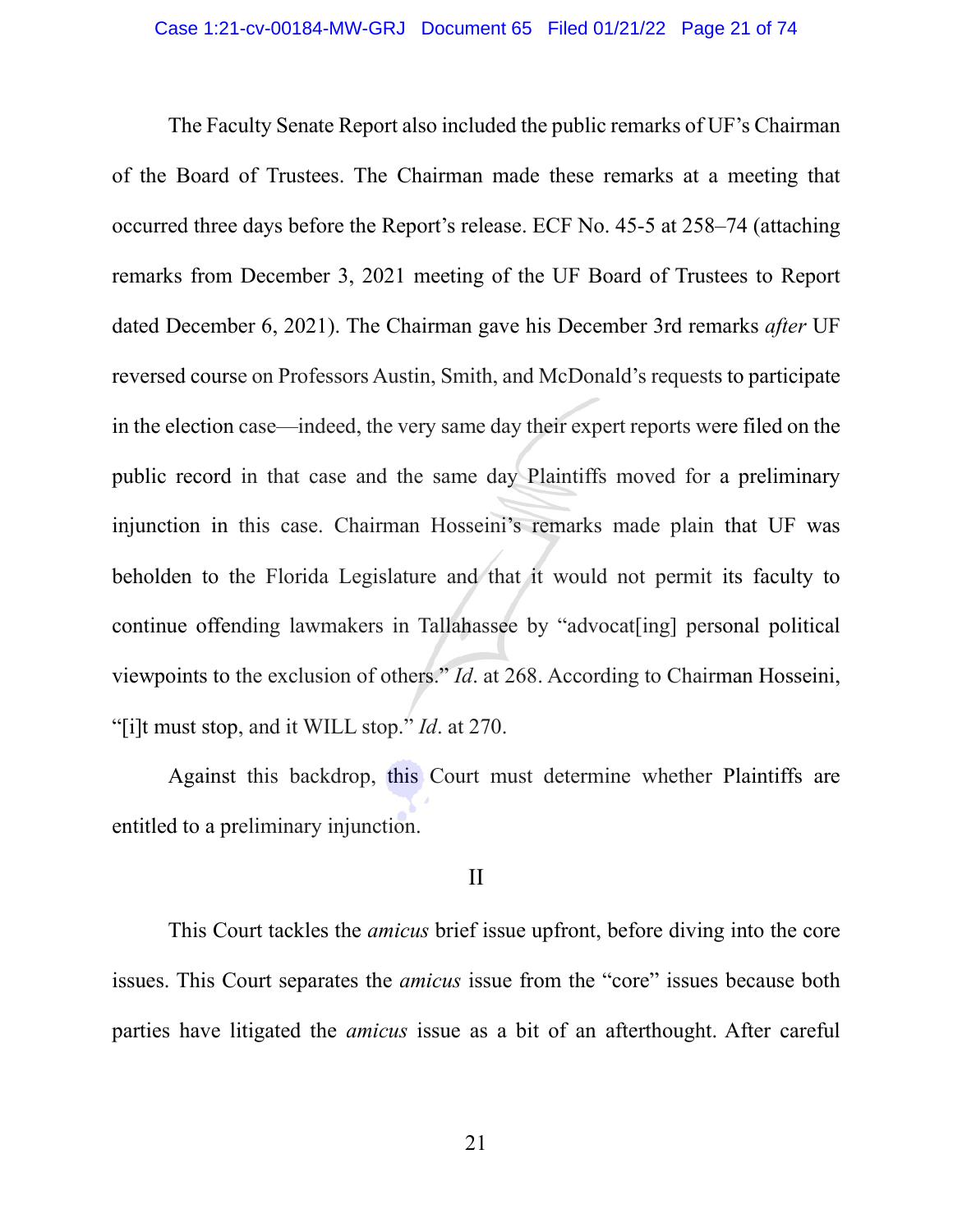The Faculty Senate Report also included the public remarks of UF's Chairman of the Board of Trustees. The Chairman made these remarks at a meeting that occurred three days before the Report's release. ECF No. 45-5 at 258–74 (attaching remarks from December 3, 2021 meeting of the UF Board of Trustees to Report dated December 6, 2021). The Chairman gave his December 3rd remarks *after* UF reversed course on Professors Austin, Smith, and McDonald's requests to participate in the election case—indeed, the very same day their expert reports were filed on the public record in that case and the same day Plaintiffs moved for a preliminary injunction in this case. Chairman Hosseini's remarks made plain that UF was beholden to the Florida Legislature and that it would not permit its faculty to continue offending lawmakers in Tallahassee by "advocat[ing] personal political viewpoints to the exclusion of others." *Id*. at 268. According to Chairman Hosseini, "[i]t must stop, and it WILL stop." *Id*. at 270.

Against this backdrop, this Court must determine whether Plaintiffs are entitled to a preliminary injunction.

## II

This Court tackles the *amicus* brief issue upfront, before diving into the core issues. This Court separates the *amicus* issue from the "core" issues because both parties have litigated the *amicus* issue as a bit of an afterthought. After careful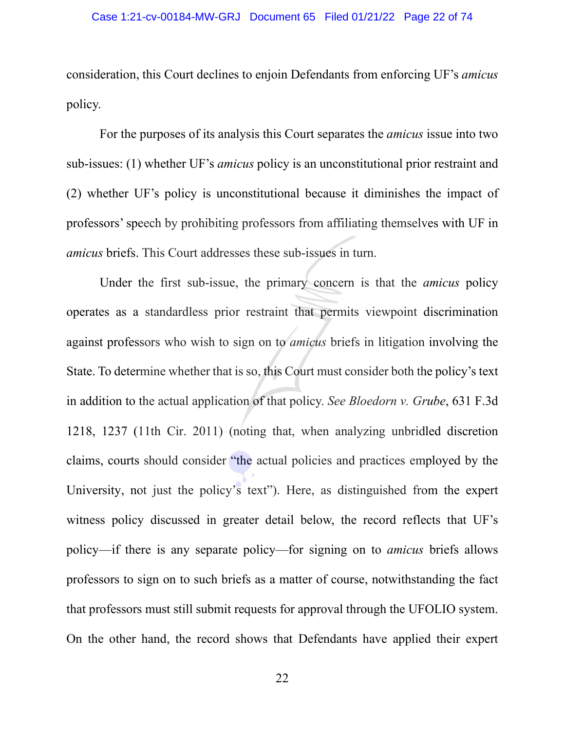consideration, this Court declines to enjoin Defendants from enforcing UF's *amicus* policy.

For the purposes of its analysis this Court separates the *amicus* issue into two sub-issues: (1) whether UF's *amicus* policy is an unconstitutional prior restraint and (2) whether UF's policy is unconstitutional because it diminishes the impact of professors' speech by prohibiting professors from affiliating themselves with UF in *amicus* briefs. This Court addresses these sub-issues in turn.

Under the first sub-issue, the primary concern is that the *amicus* policy operates as a standardless prior restraint that permits viewpoint discrimination against professors who wish to sign on to *amicus* briefs in litigation involving the State. To determine whether that is so, this Court must consider both the policy's text in addition to the actual application of that policy. *See Bloedorn v. Grube*, 631 F.3d 1218, 1237 (11th Cir. 2011) (noting that, when analyzing unbridled discretion claims, courts should consider "the actual policies and practices employed by the University, not just the policy's text"). Here, as distinguished from the expert witness policy discussed in greater detail below, the record reflects that UF's policy—if there is any separate policy—for signing on to *amicus* briefs allows professors to sign on to such briefs as a matter of course, notwithstanding the fact that professors must still submit requests for approval through the UFOLIO system. On the other hand, the record shows that Defendants have applied their expert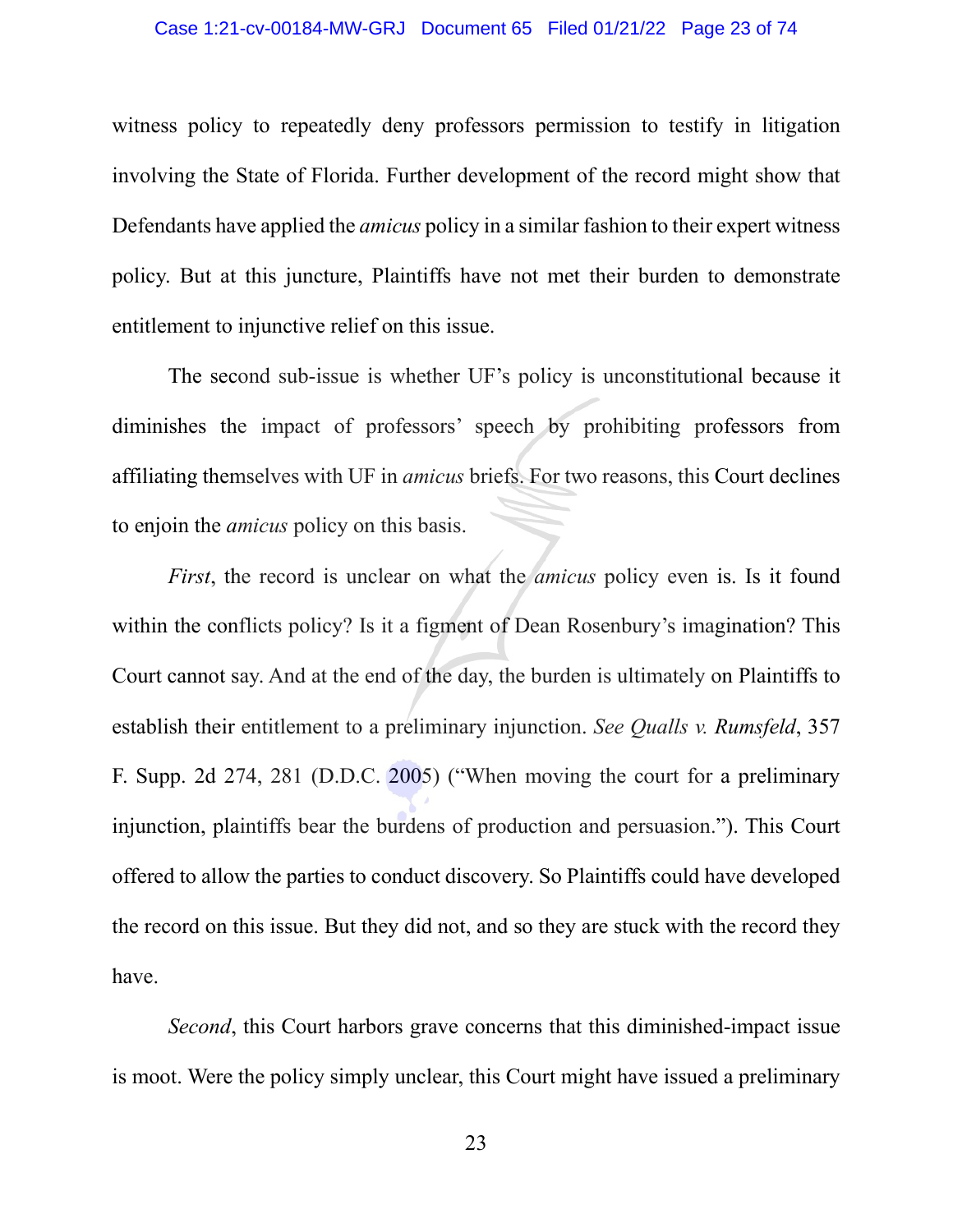witness policy to repeatedly deny professors permission to testify in litigation involving the State of Florida. Further development of the record might show that Defendants have applied the *amicus* policy in a similar fashion to their expert witness policy. But at this juncture, Plaintiffs have not met their burden to demonstrate entitlement to injunctive relief on this issue.

The second sub-issue is whether UF's policy is unconstitutional because it diminishes the impact of professors' speech by prohibiting professors from affiliating themselves with UF in *amicus* briefs. For two reasons, this Court declines to enjoin the *amicus* policy on this basis.

*First*, the record is unclear on what the *amicus* policy even is. Is it found within the conflicts policy? Is it a figment of Dean Rosenbury's imagination? This Court cannot say. And at the end of the day, the burden is ultimately on Plaintiffs to establish their entitlement to a preliminary injunction. *See Qualls v. Rumsfeld*, 357 F. Supp. 2d 274, 281 (D.D.C. 2005) ("When moving the court for a preliminary injunction, plaintiffs bear the burdens of production and persuasion."). This Court offered to allow the parties to conduct discovery. So Plaintiffs could have developed the record on this issue. But they did not, and so they are stuck with the record they have.

*Second*, this Court harbors grave concerns that this diminished-impact issue is moot. Were the policy simply unclear, this Court might have issued a preliminary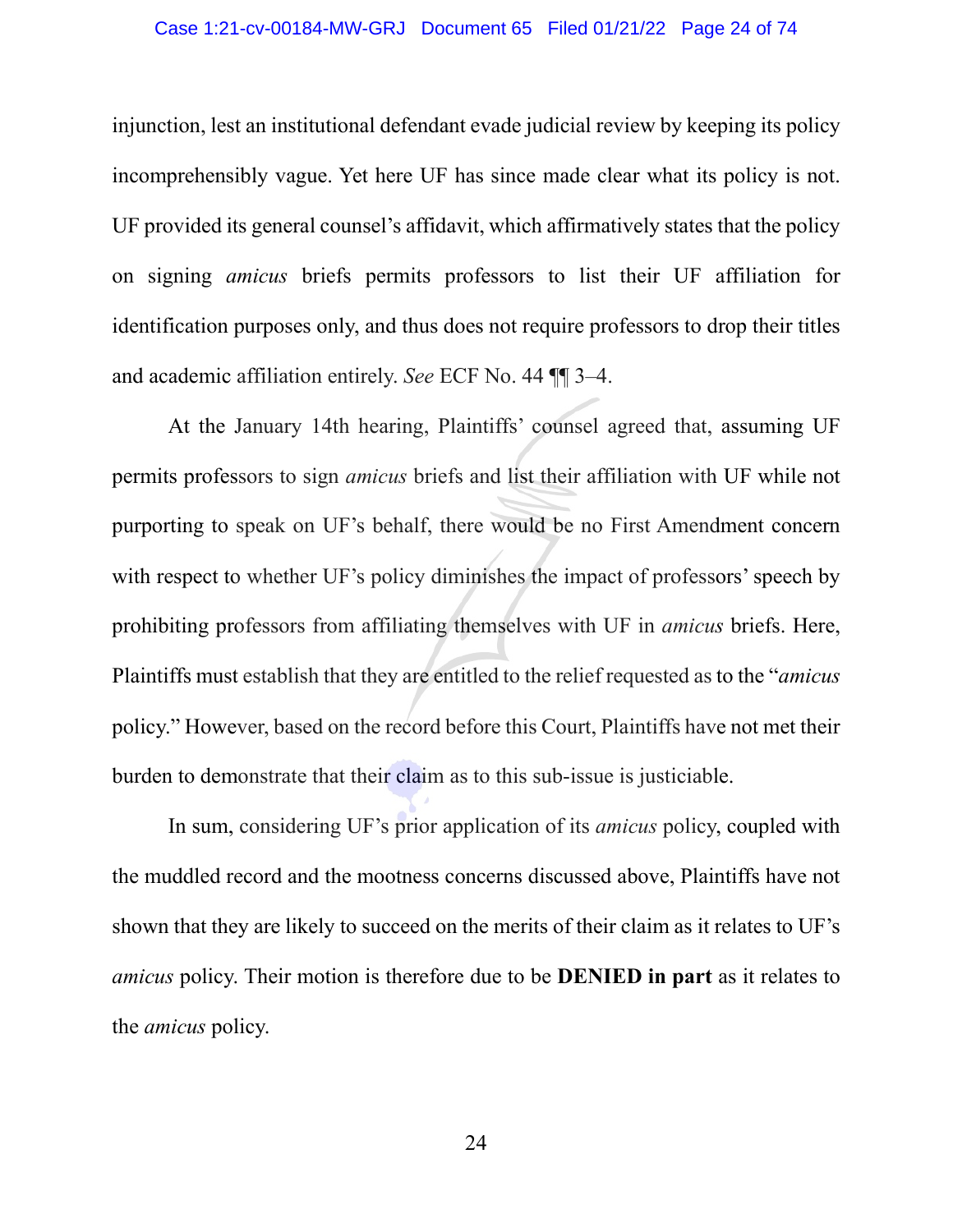injunction, lest an institutional defendant evade judicial review by keeping its policy incomprehensibly vague. Yet here UF has since made clear what its policy is not. UF provided its general counsel's affidavit, which affirmatively states that the policy on signing *amicus* briefs permits professors to list their UF affiliation for identification purposes only, and thus does not require professors to drop their titles and academic affiliation entirely. *See* ECF No. 44 ¶¶ 3–4.

At the January 14th hearing, Plaintiffs' counsel agreed that, assuming UF permits professors to sign *amicus* briefs and list their affiliation with UF while not purporting to speak on UF's behalf, there would be no First Amendment concern with respect to whether UF's policy diminishes the impact of professors' speech by prohibiting professors from affiliating themselves with UF in *amicus* briefs. Here, Plaintiffs must establish that they are entitled to the relief requested as to the "*amicus* policy." However, based on the record before this Court, Plaintiffs have not met their burden to demonstrate that their claim as to this sub-issue is justiciable.

In sum, considering UF's prior application of its *amicus* policy, coupled with the muddled record and the mootness concerns discussed above, Plaintiffs have not shown that they are likely to succeed on the merits of their claim as it relates to UF's *amicus* policy. Their motion is therefore due to be **DENIED in part** as it relates to the *amicus* policy.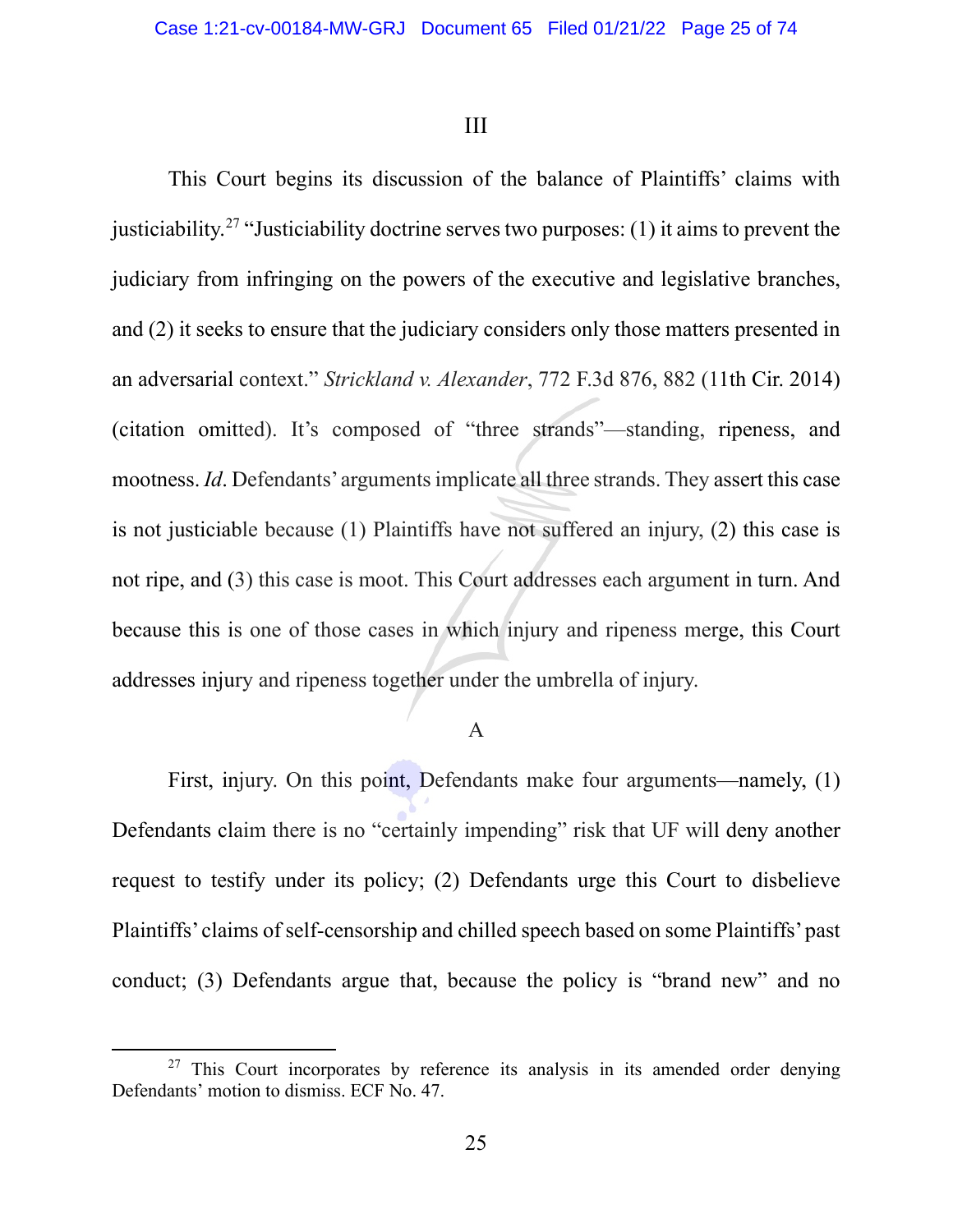## III

This Court begins its discussion of the balance of Plaintiffs' claims with justiciability.[27] "Justiciability doctrine serves two purposes: (1) it aims to prevent the judiciary from infringing on the powers of the executive and legislative branches, and (2) it seeks to ensure that the judiciary considers only those matters presented in an adversarial context." *Strickland v. Alexander*, 772 F.3d 876, 882 (11th Cir. 2014) (citation omitted). It's composed of "three strands"—standing, ripeness, and mootness. *Id*. Defendants' arguments implicate all three strands. They assert this case is not justiciable because (1) Plaintiffs have not suffered an injury, (2) this case is not ripe, and (3) this case is moot. This Court addresses each argument in turn. And because this is one of those cases in which injury and ripeness merge, this Court addresses injury and ripeness together under the umbrella of injury.

### A

First, injury. On this point, Defendants make four arguments—namely, (1) Defendants claim there is no "certainly impending" risk that UF will deny another request to testify under its policy; (2) Defendants urge this Court to disbelieve Plaintiffs' claims of self-censorship and chilled speech based on some Plaintiffs' past conduct; (3) Defendants argue that, because the policy is "brand new" and no

---

[27] This Court incorporates by reference its analysis in its amended order denying Defendants' motion to dismiss. ECF No. 47.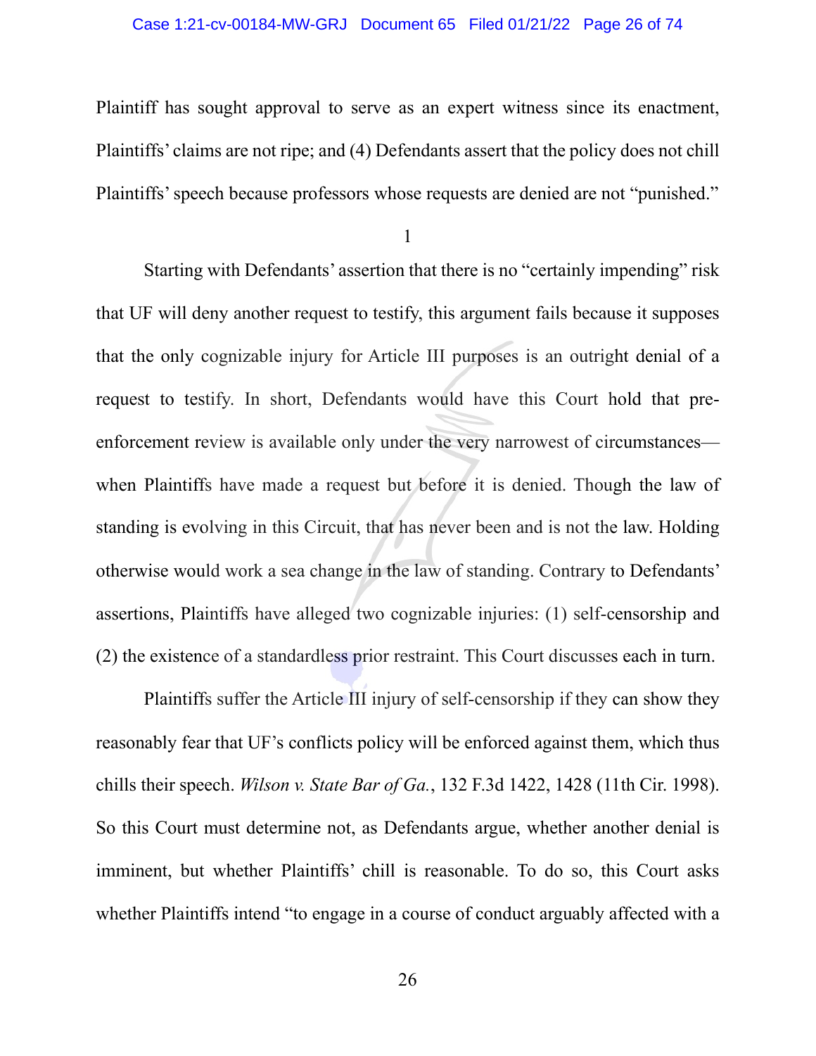Plaintiff has sought approval to serve as an expert witness since its enactment, Plaintiffs' claims are not ripe; and (4) Defendants assert that the policy does not chill Plaintiffs' speech because professors whose requests are denied are not "punished."

1

Starting with Defendants' assertion that there is no "certainly impending" risk that UF will deny another request to testify, this argument fails because it supposes that the only cognizable injury for Article III purposes is an outright denial of a request to testify. In short, Defendants would have this Court hold that pre-enforcement review is available only under the very narrowest of circumstances—when Plaintiffs have made a request but before it is denied. Though the law of standing is evolving in this Circuit, that has never been and is not the law. Holding otherwise would work a sea change in the law of standing. Contrary to Defendants' assertions, Plaintiffs have alleged two cognizable injuries: (1) self-censorship and (2) the existence of a standardless prior restraint. This Court discusses each in turn.

Plaintiffs suffer the Article III injury of self-censorship if they can show they reasonably fear that UF's conflicts policy will be enforced against them, which thus chills their speech. *Wilson v. State Bar of Ga.*, 132 F.3d 1422, 1428 (11th Cir. 1998). So this Court must determine not, as Defendants argue, whether another denial is imminent, but whether Plaintiffs' chill is reasonable. To do so, this Court asks whether Plaintiffs intend "to engage in a course of conduct arguably affected with a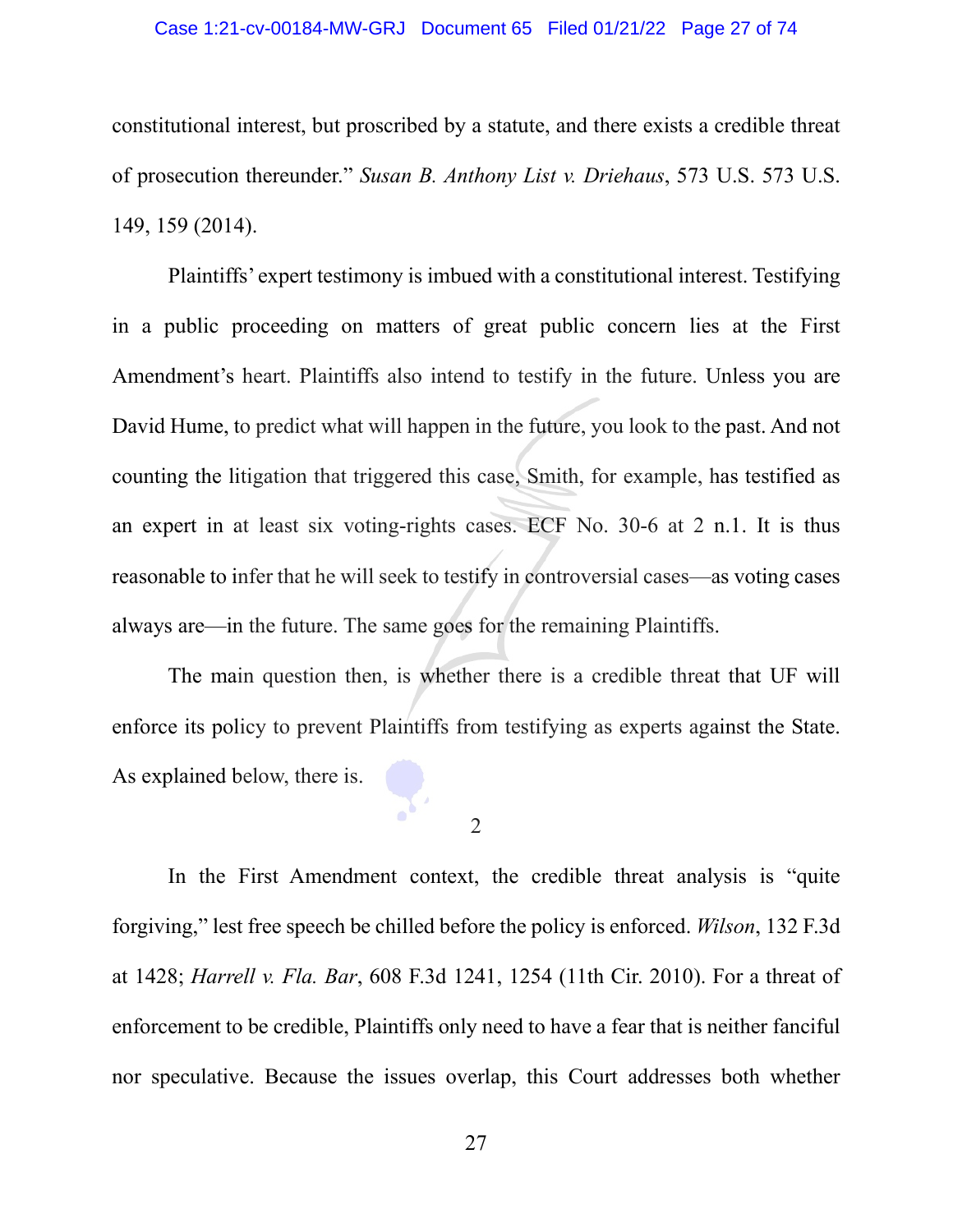constitutional interest, but proscribed by a statute, and there exists a credible threat of prosecution thereunder." *Susan B. Anthony List v. Driehaus*, 573 U.S. 573 U.S. 149, 159 (2014).

Plaintiffs' expert testimony is imbued with a constitutional interest. Testifying in a public proceeding on matters of great public concern lies at the First Amendment's heart. Plaintiffs also intend to testify in the future. Unless you are David Hume, to predict what will happen in the future, you look to the past. And not counting the litigation that triggered this case, Smith, for example, has testified as an expert in at least six voting-rights cases. ECF No. 30-6 at 2 n.1. It is thus reasonable to infer that he will seek to testify in controversial cases—as voting cases always are—in the future. The same goes for the remaining Plaintiffs.

The main question then, is whether there is a credible threat that UF will enforce its policy to prevent Plaintiffs from testifying as experts against the State. As explained below, there is.

2

In the First Amendment context, the credible threat analysis is "quite forgiving," lest free speech be chilled before the policy is enforced. *Wilson*, 132 F.3d at 1428; *Harrell v. Fla. Bar*, 608 F.3d 1241, 1254 (11th Cir. 2010). For a threat of enforcement to be credible, Plaintiffs only need to have a fear that is neither fanciful nor speculative. Because the issues overlap, this Court addresses both whether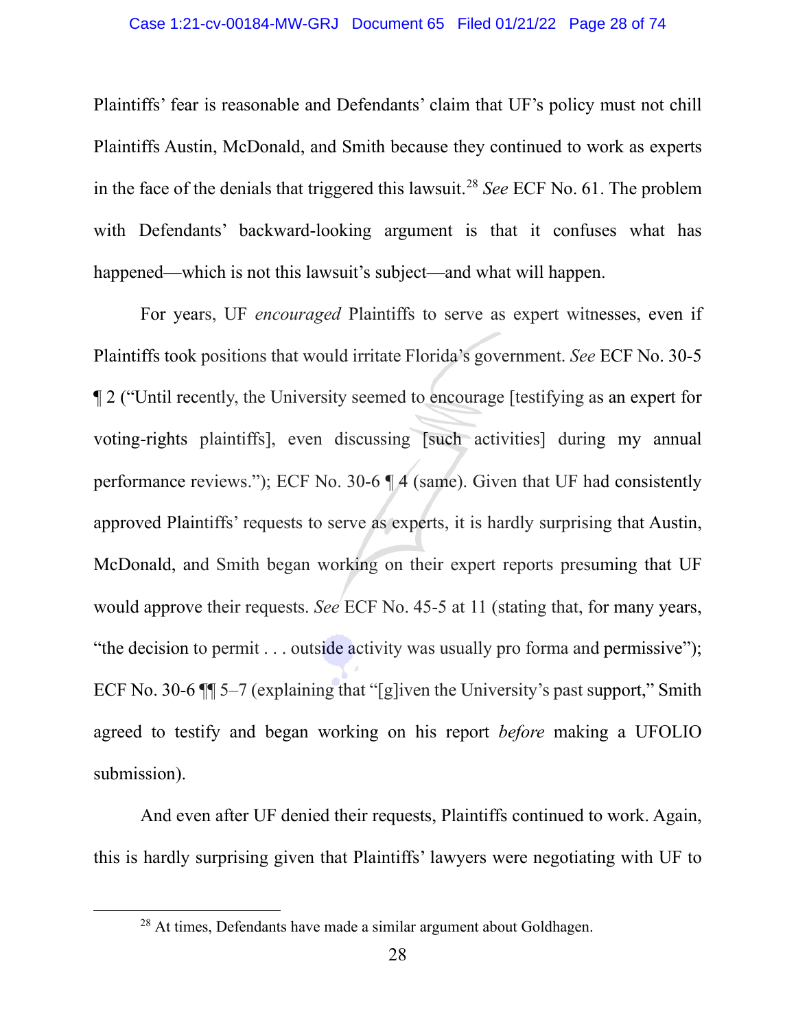Plaintiffs' fear is reasonable and Defendants' claim that UF's policy must not chill Plaintiffs Austin, McDonald, and Smith because they continued to work as experts in the face of the denials that triggered this lawsuit.[28] *See* ECF No. 61. The problem with Defendants' backward-looking argument is that it confuses what has happened—which is not this lawsuit's subject—and what will happen.

For years, UF *encouraged* Plaintiffs to serve as expert witnesses, even if Plaintiffs took positions that would irritate Florida's government. *See* ECF No. 30-5 ¶ 2 ("Until recently, the University seemed to encourage [testifying as an expert for voting-rights plaintiffs], even discussing [such activities] during my annual performance reviews."); ECF No. 30-6 ¶ 4 (same). Given that UF had consistently approved Plaintiffs' requests to serve as experts, it is hardly surprising that Austin, McDonald, and Smith began working on their expert reports presuming that UF would approve their requests. *See* ECF No. 45-5 at 11 (stating that, for many years, "the decision to permit . . . outside activity was usually pro forma and permissive"); ECF No. 30-6 ¶¶ 5–7 (explaining that "[g]iven the University's past support," Smith agreed to testify and began working on his report *before* making a UFOLIO submission).

And even after UF denied their requests, Plaintiffs continued to work. Again, this is hardly surprising given that Plaintiffs' lawyers were negotiating with UF to

[28] At times, Defendants have made a similar argument about Goldhagen.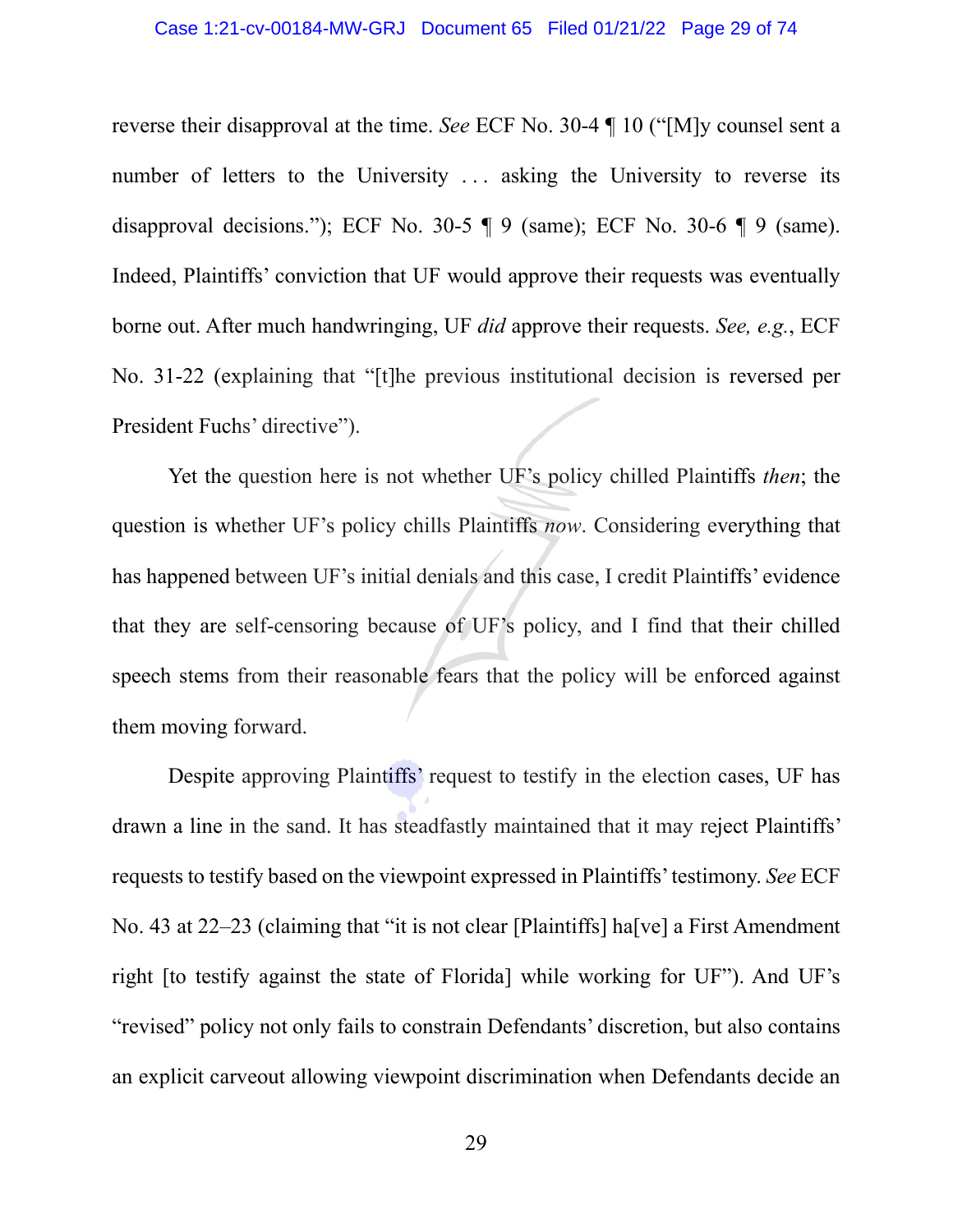reverse their disapproval at the time. *See* ECF No. 30-4 ¶ 10 ("[M]y counsel sent a number of letters to the University . . . asking the University to reverse its disapproval decisions."); ECF No. 30-5 ¶ 9 (same); ECF No. 30-6 ¶ 9 (same). Indeed, Plaintiffs' conviction that UF would approve their requests was eventually borne out. After much handwringing, UF *did* approve their requests. *See, e.g.*, ECF No. 31-22 (explaining that "[t]he previous institutional decision is reversed per President Fuchs' directive").

Yet the question here is not whether UF's policy chilled Plaintiffs *then*; the question is whether UF's policy chills Plaintiffs *now*. Considering everything that has happened between UF's initial denials and this case, I credit Plaintiffs' evidence that they are self-censoring because of UF's policy, and I find that their chilled speech stems from their reasonable fears that the policy will be enforced against them moving forward.

Despite approving Plaintiffs' request to testify in the election cases, UF has drawn a line in the sand. It has steadfastly maintained that it may reject Plaintiffs' requests to testify based on the viewpoint expressed in Plaintiffs' testimony. *See* ECF No. 43 at 22–23 (claiming that "it is not clear [Plaintiffs] ha[ve] a First Amendment right [to testify against the state of Florida] while working for UF"). And UF's "revised" policy not only fails to constrain Defendants' discretion, but also contains an explicit carveout allowing viewpoint discrimination when Defendants decide an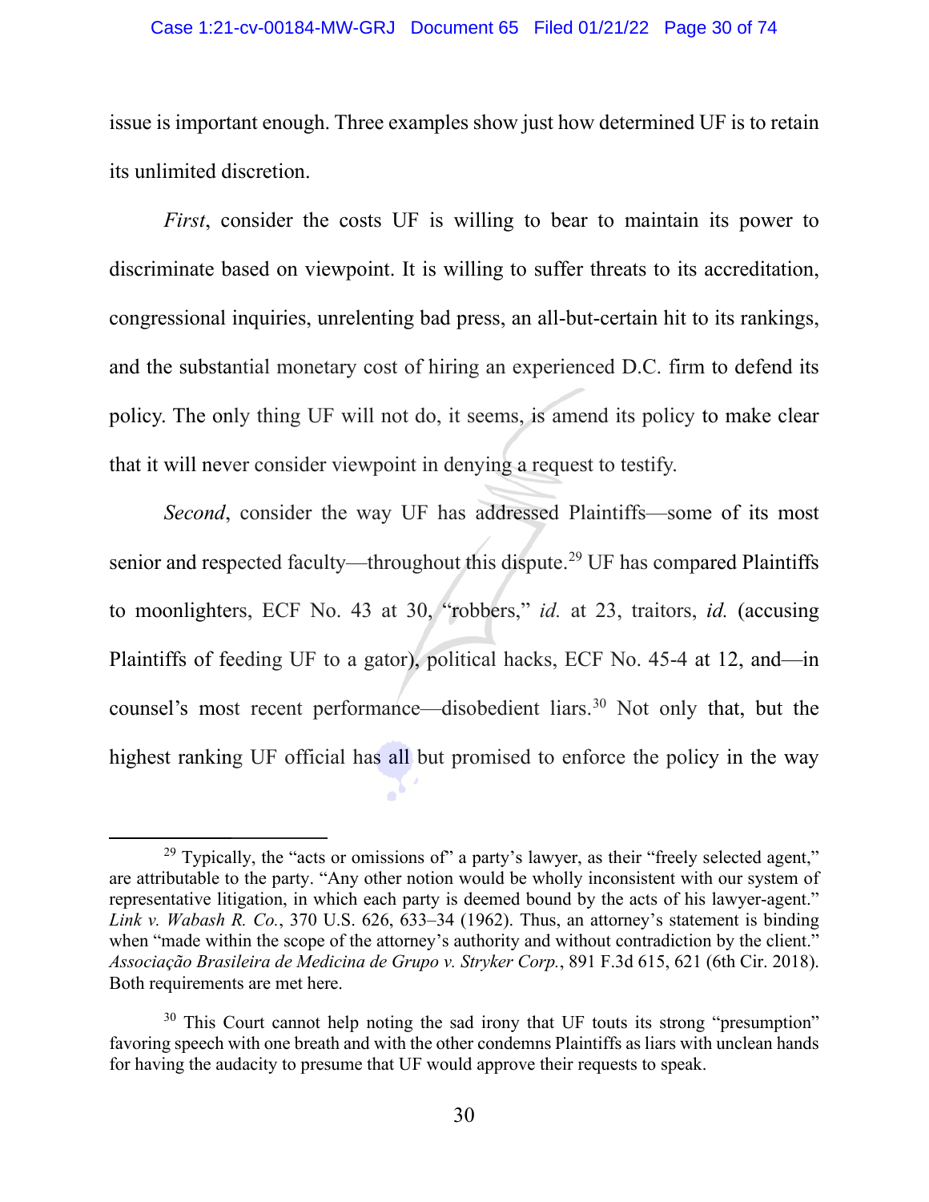issue is important enough. Three examples show just how determined UF is to retain its unlimited discretion.

*First*, consider the costs UF is willing to bear to maintain its power to discriminate based on viewpoint. It is willing to suffer threats to its accreditation, congressional inquiries, unrelenting bad press, an all-but-certain hit to its rankings, and the substantial monetary cost of hiring an experienced D.C. firm to defend its policy. The only thing UF will not do, it seems, is amend its policy to make clear that it will never consider viewpoint in denying a request to testify.

*Second*, consider the way UF has addressed Plaintiffs—some of its most senior and respected faculty—throughout this dispute.[29] UF has compared Plaintiffs to moonlighters, ECF No. 43 at 30, "robbers," *id.* at 23, traitors, *id.* (accusing Plaintiffs of feeding UF to a gator), political hacks, ECF No. 45-4 at 12, and—in counsel's most recent performance—disobedient liars.[30] Not only that, but the highest ranking UF official has all but promised to enforce the policy in the way

---

[29] Typically, the "acts or omissions of" a party's lawyer, as their "freely selected agent," are attributable to the party. "Any other notion would be wholly inconsistent with our system of representative litigation, in which each party is deemed bound by the acts of his lawyer-agent." *Link v. Wabash R. Co.*, 370 U.S. 626, 633–34 (1962). Thus, an attorney's statement is binding when "made within the scope of the attorney's authority and without contradiction by the client." *Associação Brasileira de Medicina de Grupo v. Stryker Corp.*, 891 F.3d 615, 621 (6th Cir. 2018). Both requirements are met here.

[30] This Court cannot help noting the sad irony that UF touts its strong "presumption" favoring speech with one breath and with the other condemns Plaintiffs as liars with unclean hands for having the audacity to presume that UF would approve their requests to speak.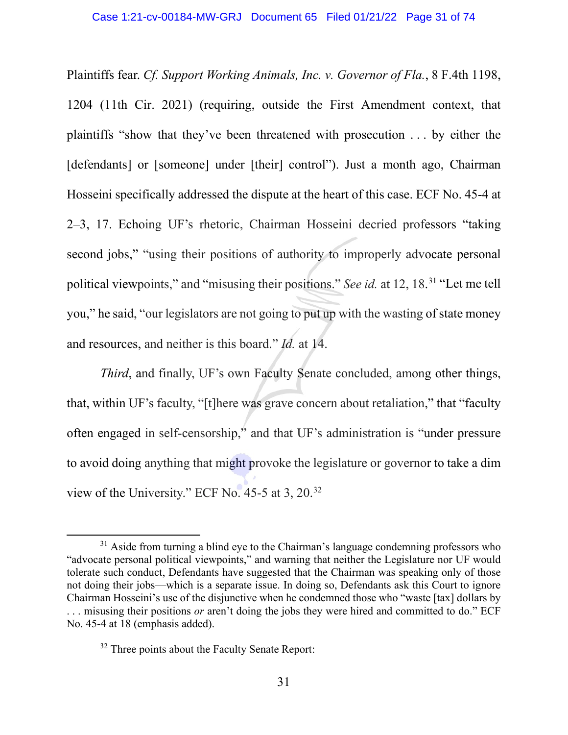Plaintiffs fear. *Cf. Support Working Animals, Inc. v. Governor of Fla.*, 8 F.4th 1198, 1204 (11th Cir. 2021) (requiring, outside the First Amendment context, that plaintiffs "show that they've been threatened with prosecution . . . by either the [defendants] or [someone] under [their] control"). Just a month ago, Chairman Hosseini specifically addressed the dispute at the heart of this case. ECF No. 45-4 at 2–3, 17. Echoing UF's rhetoric, Chairman Hosseini decried professors "taking second jobs," "using their positions of authority to improperly advocate personal political viewpoints," and "misusing their positions." *See id.* at 12, 18.[31] "Let me tell you," he said, "our legislators are not going to put up with the wasting of state money and resources, and neither is this board." *Id.* at 14.

*Third*, and finally, UF's own Faculty Senate concluded, among other things, that, within UF's faculty, "[t]here was grave concern about retaliation," that "faculty often engaged in self-censorship," and that UF's administration is "under pressure to avoid doing anything that might provoke the legislature or governor to take a dim view of the University." ECF No. 45-5 at 3, 20.[32]

---

[31] Aside from turning a blind eye to the Chairman's language condemning professors who "advocate personal political viewpoints," and warning that neither the Legislature nor UF would tolerate such conduct, Defendants have suggested that the Chairman was speaking only of those not doing their jobs—which is a separate issue. In doing so, Defendants ask this Court to ignore Chairman Hosseini's use of the disjunctive when he condemned those who "waste [tax] dollars by . . . misusing their positions *or* aren't doing the jobs they were hired and committed to do." ECF No. 45-4 at 18 (emphasis added).

[32] Three points about the Faculty Senate Report: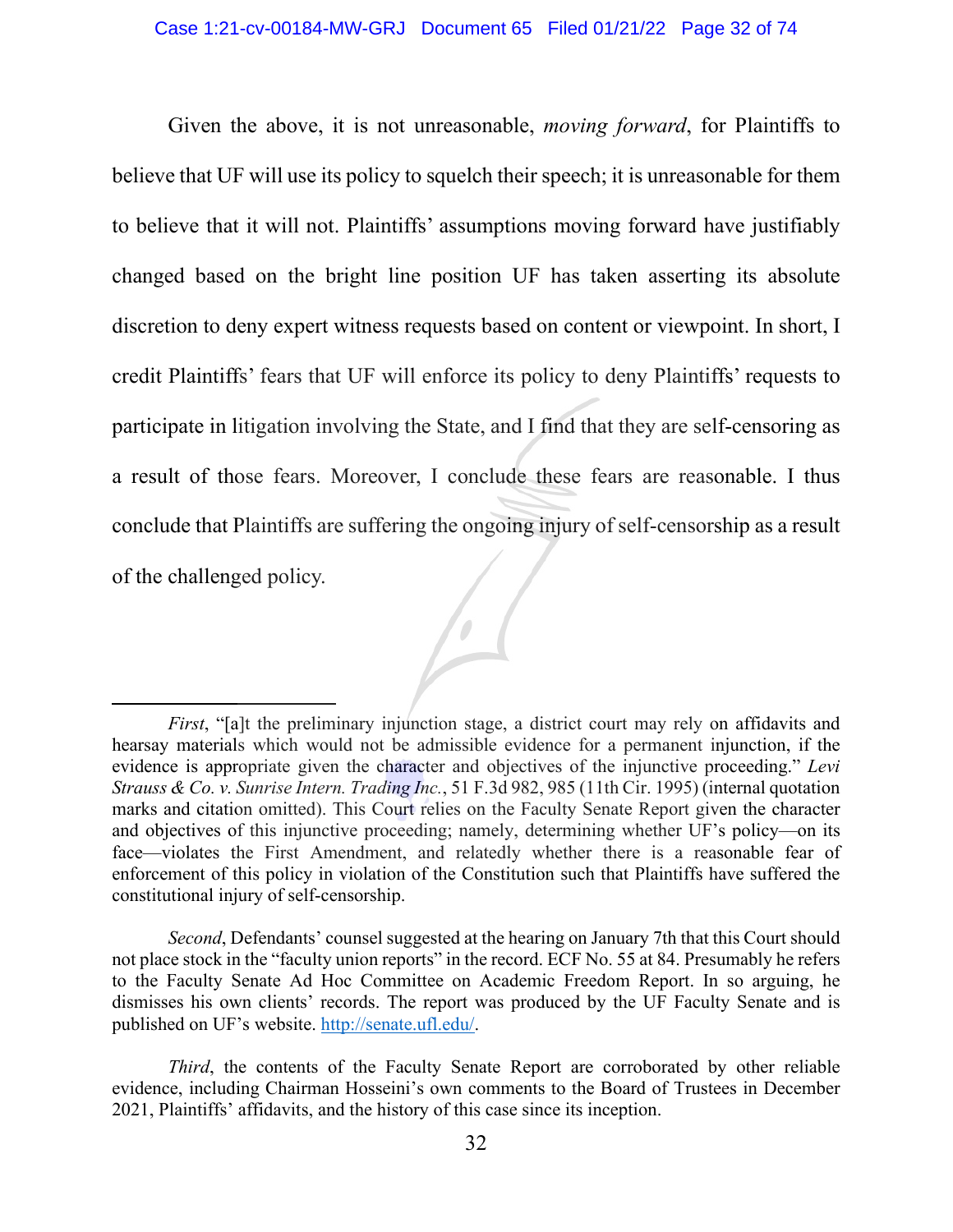Given the above, it is not unreasonable, *moving forward*, for Plaintiffs to believe that UF will use its policy to squelch their speech; it is unreasonable for them to believe that it will not. Plaintiffs' assumptions moving forward have justifiably changed based on the bright line position UF has taken asserting its absolute discretion to deny expert witness requests based on content or viewpoint. In short, I credit Plaintiffs' fears that UF will enforce its policy to deny Plaintiffs' requests to participate in litigation involving the State, and I find that they are self-censoring as a result of those fears. Moreover, I conclude these fears are reasonable. I thus conclude that Plaintiffs are suffering the ongoing injury of self-censorship as a result of the challenged policy.

---

*First*, "[a]t the preliminary injunction stage, a district court may rely on affidavits and hearsay materials which would not be admissible evidence for a permanent injunction, if the evidence is appropriate given the character and objectives of the injunctive proceeding." *Levi Strauss & Co. v. Sunrise Intern. Trading Inc.*, 51 F.3d 982, 985 (11th Cir. 1995) (internal quotation marks and citation omitted). This Court relies on the Faculty Senate Report given the character and objectives of this injunctive proceeding; namely, determining whether UF's policy—on its face—violates the First Amendment, and relatedly whether there is a reasonable fear of enforcement of this policy in violation of the Constitution such that Plaintiffs have suffered the constitutional injury of self-censorship.

*Second*, Defendants' counsel suggested at the hearing on January 7th that this Court should not place stock in the "faculty union reports" in the record. ECF No. 55 at 84. Presumably he refers to the Faculty Senate Ad Hoc Committee on Academic Freedom Report. In so arguing, he dismisses his own clients' records. The report was produced by the UF Faculty Senate and is published on UF's website. http://senate.ufl.edu/.

*Third*, the contents of the Faculty Senate Report are corroborated by other reliable evidence, including Chairman Hosseini's own comments to the Board of Trustees in December 2021, Plaintiffs' affidavits, and the history of this case since its inception.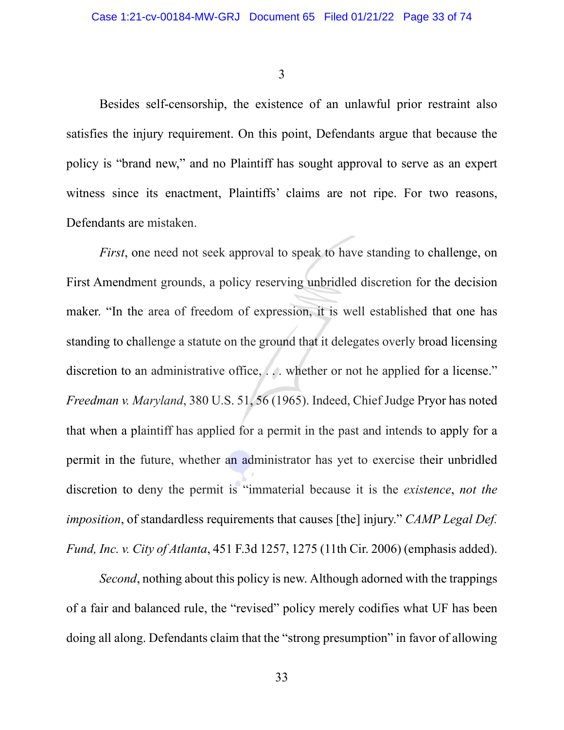3

Besides self-censorship, the existence of an unlawful prior restraint also satisfies the injury requirement. On this point, Defendants argue that because the policy is "brand new," and no Plaintiff has sought approval to serve as an expert witness since its enactment, Plaintiffs' claims are not ripe. For two reasons, Defendants are mistaken.

*First*, one need not seek approval to speak to have standing to challenge, on First Amendment grounds, a policy reserving unbridled discretion for the decision maker. "In the area of freedom of expression, it is well established that one has standing to challenge a statute on the ground that it delegates overly broad licensing discretion to an administrative office, . . . whether or not he applied for a license." *Freedman v. Maryland*, 380 U.S. 51, 56 (1965). Indeed, Chief Judge Pryor has noted that when a plaintiff has applied for a permit in the past and intends to apply for a permit in the future, whether an administrator has yet to exercise their unbridled discretion to deny the permit is "immaterial because it is the *existence*, *not the imposition*, of standardless requirements that causes [the] injury." *CAMP Legal Def. Fund, Inc. v. City of Atlanta*, 451 F.3d 1257, 1275 (11th Cir. 2006) (emphasis added).

*Second*, nothing about this policy is new. Although adorned with the trappings of a fair and balanced rule, the "revised" policy merely codifies what UF has been doing all along. Defendants claim that the "strong presumption" in favor of allowing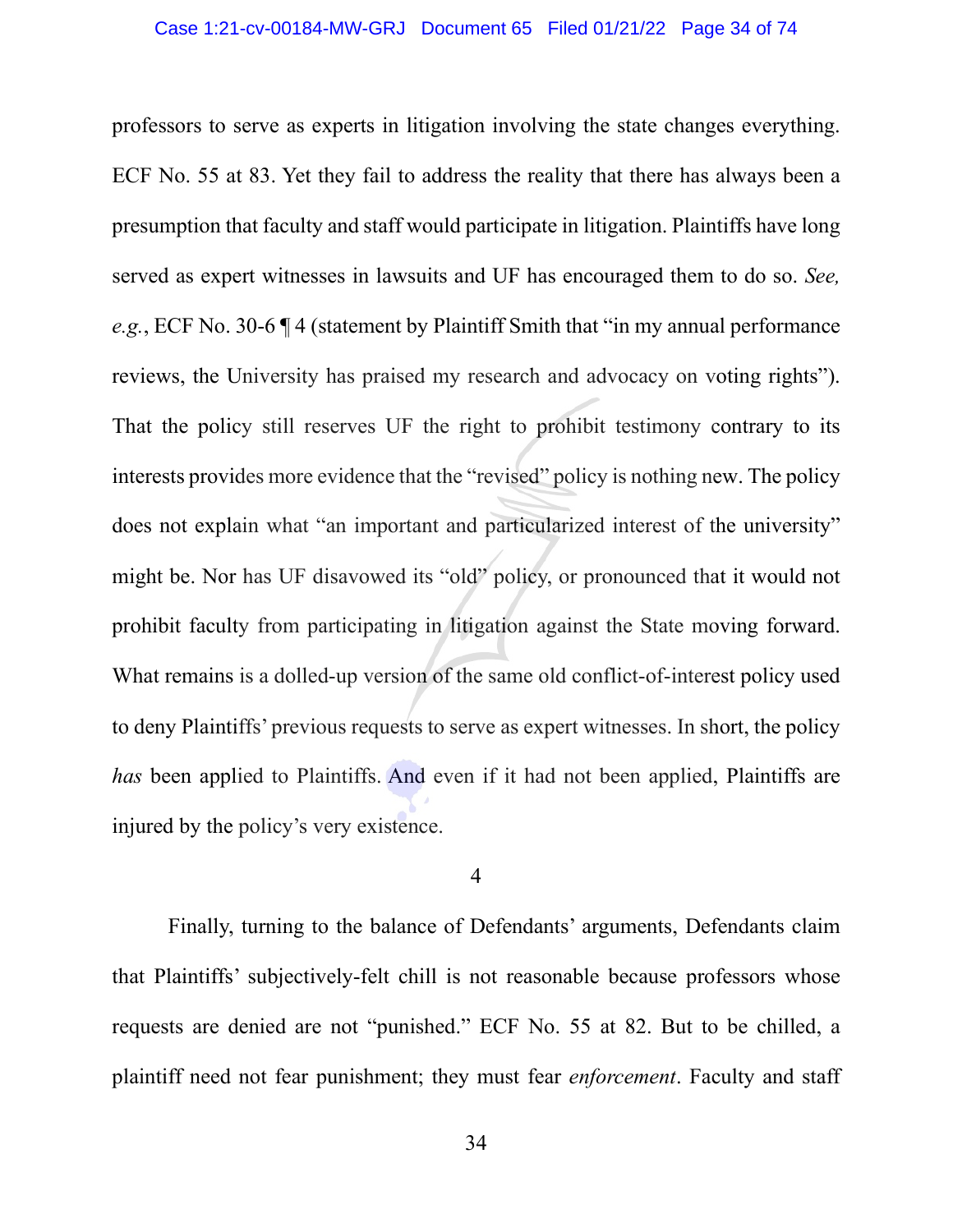professors to serve as experts in litigation involving the state changes everything. ECF No. 55 at 83. Yet they fail to address the reality that there has always been a presumption that faculty and staff would participate in litigation. Plaintiffs have long served as expert witnesses in lawsuits and UF has encouraged them to do so. *See, e.g.*, ECF No. 30-6 ¶ 4 (statement by Plaintiff Smith that "in my annual performance reviews, the University has praised my research and advocacy on voting rights"). That the policy still reserves UF the right to prohibit testimony contrary to its interests provides more evidence that the "revised" policy is nothing new. The policy does not explain what "an important and particularized interest of the university" might be. Nor has UF disavowed its "old" policy, or pronounced that it would not prohibit faculty from participating in litigation against the State moving forward. What remains is a dolled-up version of the same old conflict-of-interest policy used to deny Plaintiffs' previous requests to serve as expert witnesses. In short, the policy *has* been applied to Plaintiffs. And even if it had not been applied, Plaintiffs are injured by the policy's very existence.

4

Finally, turning to the balance of Defendants' arguments, Defendants claim that Plaintiffs' subjectively-felt chill is not reasonable because professors whose requests are denied are not "punished." ECF No. 55 at 82. But to be chilled, a plaintiff need not fear punishment; they must fear *enforcement*. Faculty and staff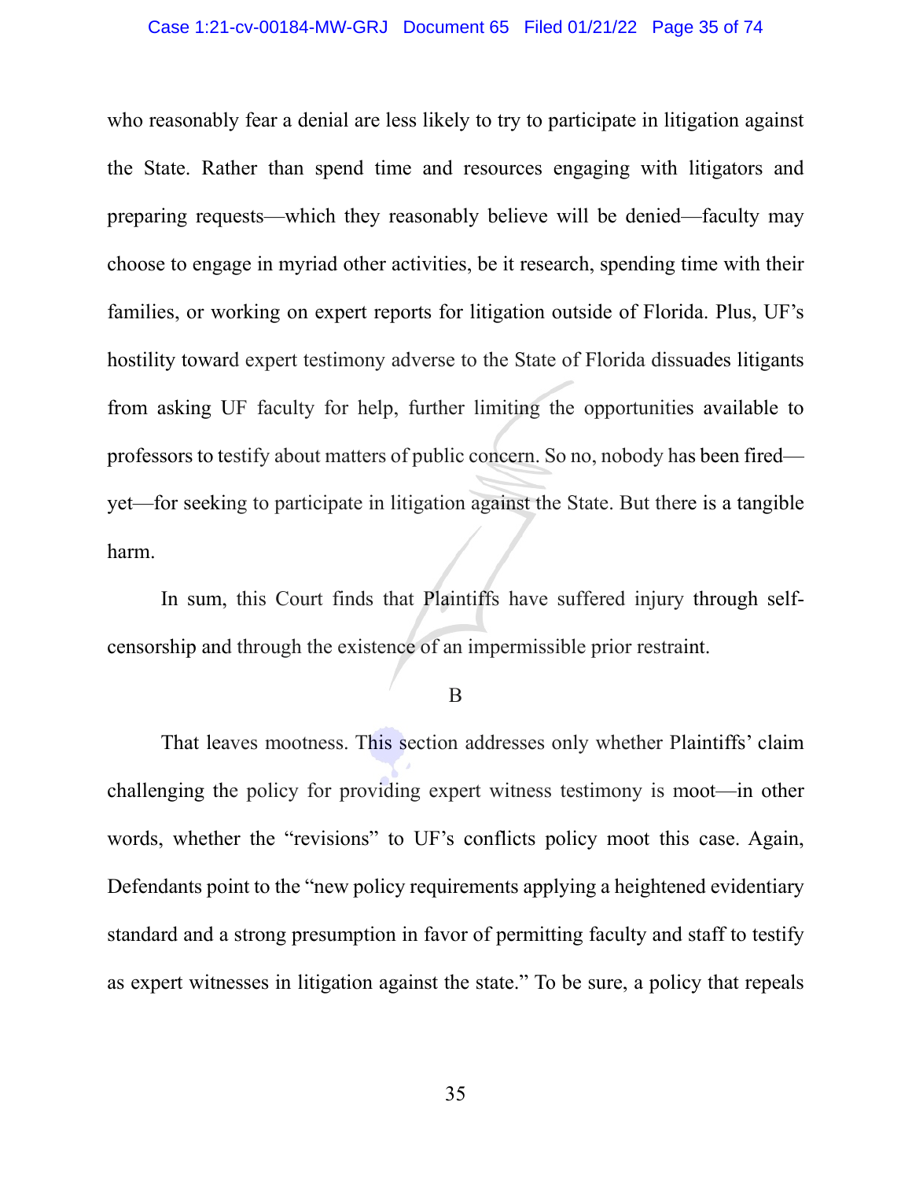who reasonably fear a denial are less likely to try to participate in litigation against the State. Rather than spend time and resources engaging with litigators and preparing requests—which they reasonably believe will be denied—faculty may choose to engage in myriad other activities, be it research, spending time with their families, or working on expert reports for litigation outside of Florida. Plus, UF's hostility toward expert testimony adverse to the State of Florida dissuades litigants from asking UF faculty for help, further limiting the opportunities available to professors to testify about matters of public concern. So no, nobody has been fired—yet—for seeking to participate in litigation against the State. But there is a tangible harm.

In sum, this Court finds that Plaintiffs have suffered injury through self-censorship and through the existence of an impermissible prior restraint.

B

That leaves mootness. This section addresses only whether Plaintiffs' claim challenging the policy for providing expert witness testimony is moot—in other words, whether the "revisions" to UF's conflicts policy moot this case. Again, Defendants point to the "new policy requirements applying a heightened evidentiary standard and a strong presumption in favor of permitting faculty and staff to testify as expert witnesses in litigation against the state." To be sure, a policy that repeals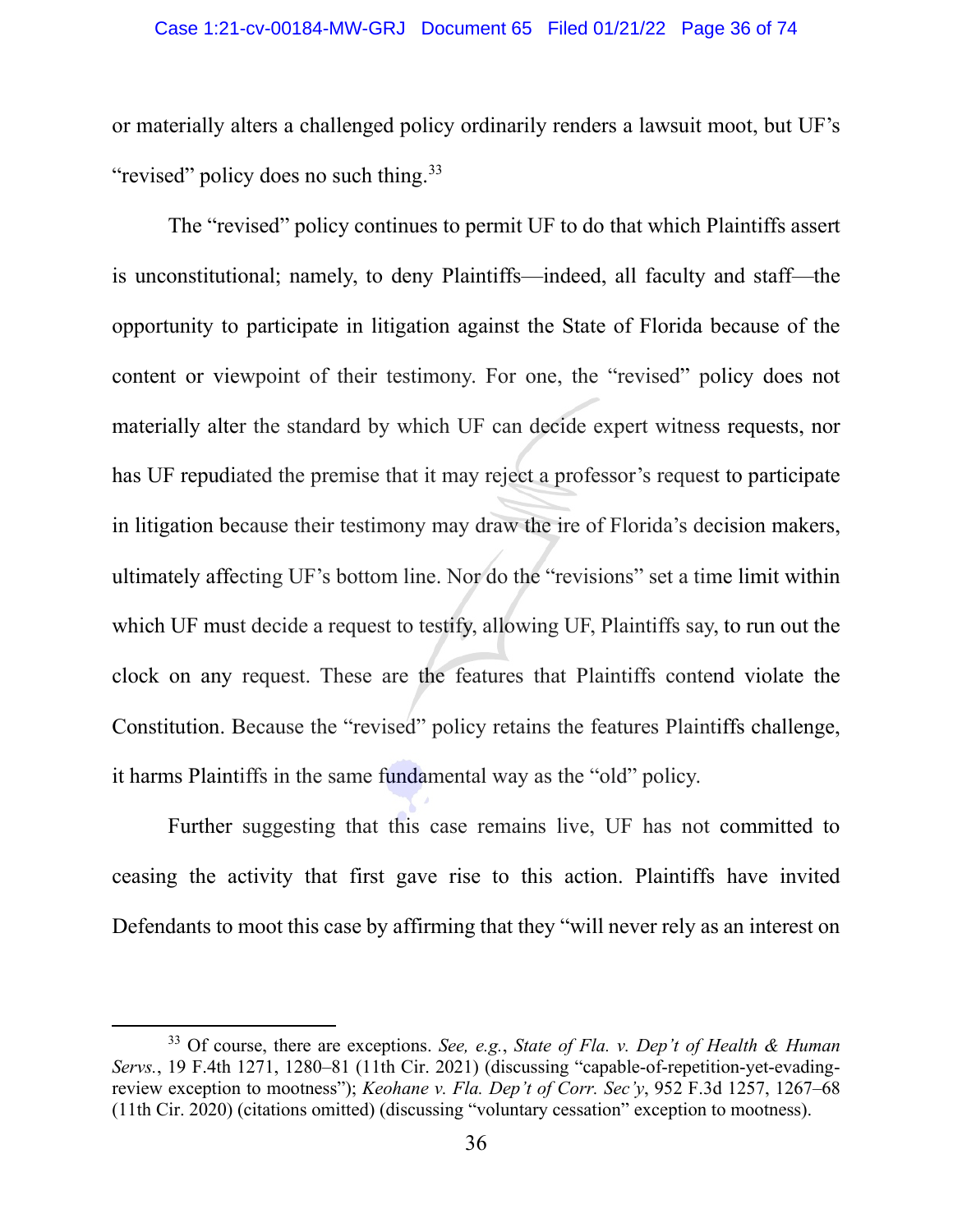or materially alters a challenged policy ordinarily renders a lawsuit moot, but UF's "revised" policy does no such thing.[33]

The "revised" policy continues to permit UF to do that which Plaintiffs assert is unconstitutional; namely, to deny Plaintiffs—indeed, all faculty and staff—the opportunity to participate in litigation against the State of Florida because of the content or viewpoint of their testimony. For one, the "revised" policy does not materially alter the standard by which UF can decide expert witness requests, nor has UF repudiated the premise that it may reject a professor's request to participate in litigation because their testimony may draw the ire of Florida's decision makers, ultimately affecting UF's bottom line. Nor do the "revisions" set a time limit within which UF must decide a request to testify, allowing UF, Plaintiffs say, to run out the clock on any request. These are the features that Plaintiffs contend violate the Constitution. Because the "revised" policy retains the features Plaintiffs challenge, it harms Plaintiffs in the same fundamental way as the "old" policy.

Further suggesting that this case remains live, UF has not committed to ceasing the activity that first gave rise to this action. Plaintiffs have invited Defendants to moot this case by affirming that they "will never rely as an interest on

---

[33] Of course, there are exceptions. *See, e.g.*, *State of Fla. v. Dep't of Health & Human Servs.*, 19 F.4th 1271, 1280–81 (11th Cir. 2021) (discussing "capable-of-repetition-yet-evading-review exception to mootness"); *Keohane v. Fla. Dep't of Corr. Sec'y*, 952 F.3d 1257, 1267–68 (11th Cir. 2020) (citations omitted) (discussing "voluntary cessation" exception to mootness).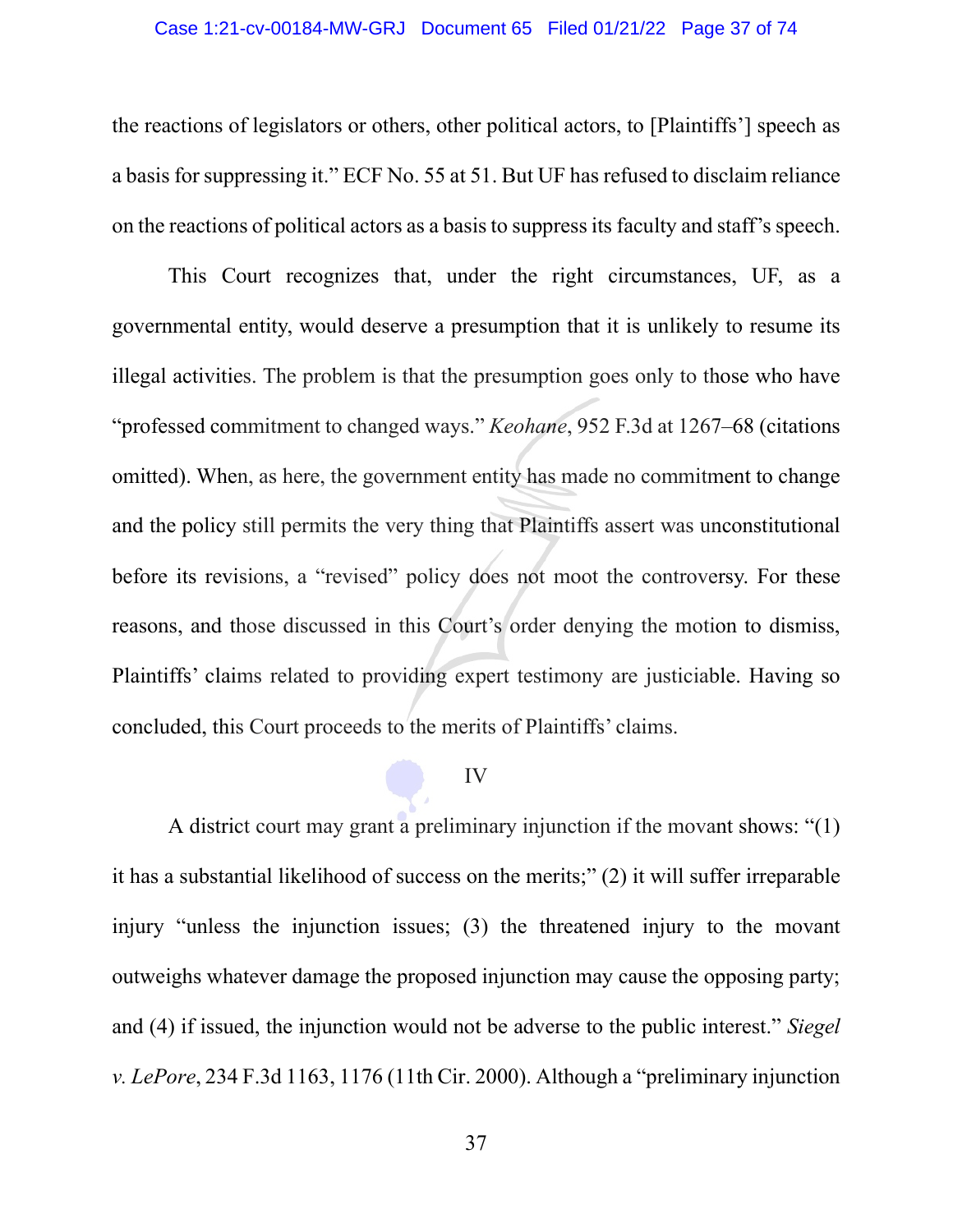the reactions of legislators or others, other political actors, to [Plaintiffs'] speech as a basis for suppressing it." ECF No. 55 at 51. But UF has refused to disclaim reliance on the reactions of political actors as a basis to suppress its faculty and staff's speech.

This Court recognizes that, under the right circumstances, UF, as a governmental entity, would deserve a presumption that it is unlikely to resume its illegal activities. The problem is that the presumption goes only to those who have "professed commitment to changed ways." *Keohane*, 952 F.3d at 1267–68 (citations omitted). When, as here, the government entity has made no commitment to change and the policy still permits the very thing that Plaintiffs assert was unconstitutional before its revisions, a "revised" policy does not moot the controversy. For these reasons, and those discussed in this Court's order denying the motion to dismiss, Plaintiffs' claims related to providing expert testimony are justiciable. Having so concluded, this Court proceeds to the merits of Plaintiffs' claims.

## IV

A district court may grant a preliminary injunction if the movant shows: "(1) it has a substantial likelihood of success on the merits;" (2) it will suffer irreparable injury "unless the injunction issues; (3) the threatened injury to the movant outweighs whatever damage the proposed injunction may cause the opposing party; and (4) if issued, the injunction would not be adverse to the public interest." *Siegel v. LePore*, 234 F.3d 1163, 1176 (11th Cir. 2000). Although a "preliminary injunction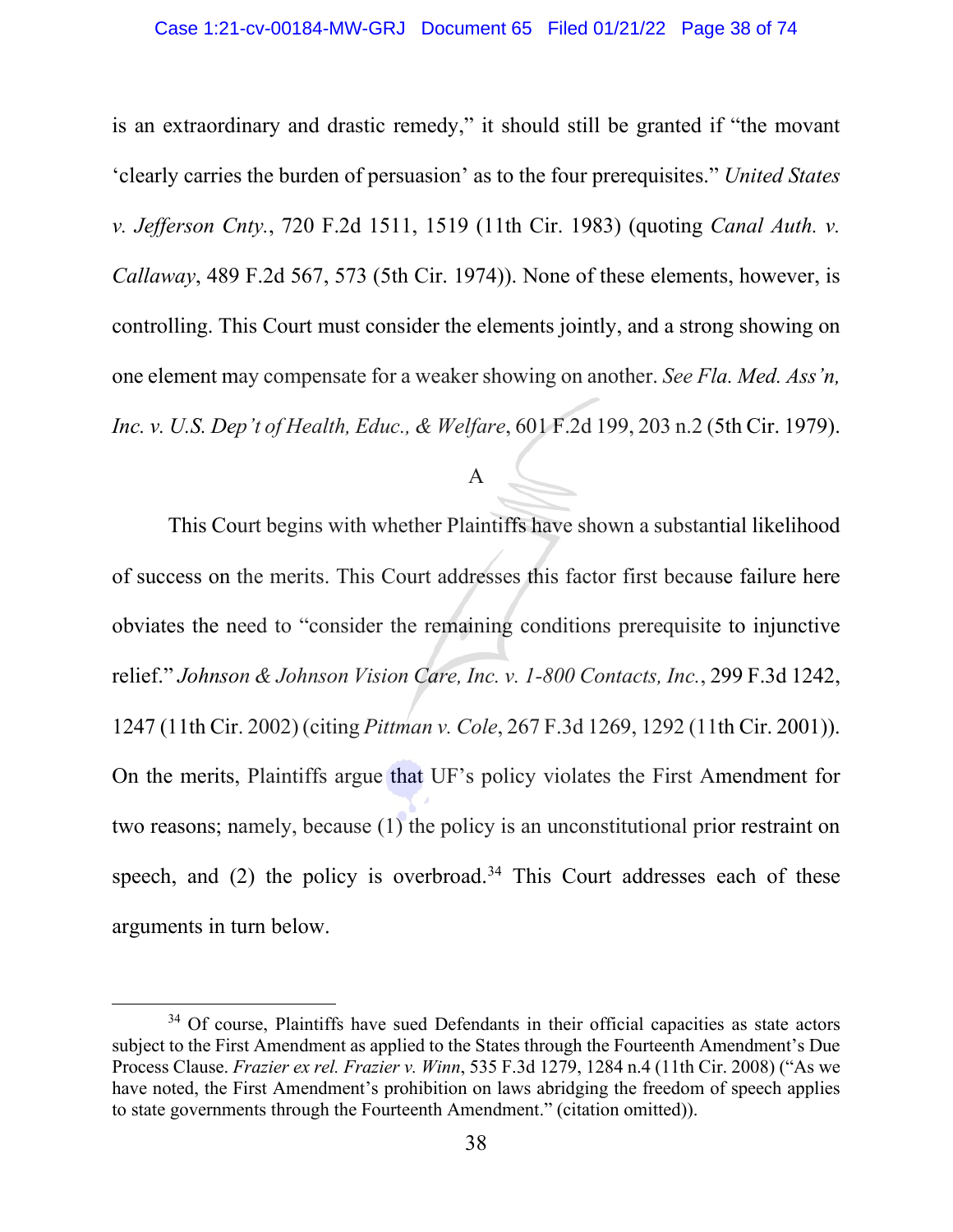is an extraordinary and drastic remedy," it should still be granted if "the movant 'clearly carries the burden of persuasion' as to the four prerequisites." *United States v. Jefferson Cnty.*, 720 F.2d 1511, 1519 (11th Cir. 1983) (quoting *Canal Auth. v. Callaway*, 489 F.2d 567, 573 (5th Cir. 1974)). None of these elements, however, is controlling. This Court must consider the elements jointly, and a strong showing on one element may compensate for a weaker showing on another. *See Fla. Med. Ass'n, Inc. v. U.S. Dep't of Health, Educ., & Welfare*, 601 F.2d 199, 203 n.2 (5th Cir. 1979).

### A

This Court begins with whether Plaintiffs have shown a substantial likelihood of success on the merits. This Court addresses this factor first because failure here obviates the need to "consider the remaining conditions prerequisite to injunctive relief." *Johnson & Johnson Vision Care, Inc. v. 1-800 Contacts, Inc.*, 299 F.3d 1242, 1247 (11th Cir. 2002) (citing *Pittman v. Cole*, 267 F.3d 1269, 1292 (11th Cir. 2001)). On the merits, Plaintiffs argue that UF's policy violates the First Amendment for two reasons; namely, because (1) the policy is an unconstitutional prior restraint on speech, and (2) the policy is overbroad.[34] This Court addresses each of these arguments in turn below.

---

[34] Of course, Plaintiffs have sued Defendants in their official capacities as state actors subject to the First Amendment as applied to the States through the Fourteenth Amendment's Due Process Clause. *Frazier ex rel. Frazier v. Winn*, 535 F.3d 1279, 1284 n.4 (11th Cir. 2008) ("As we have noted, the First Amendment's prohibition on laws abridging the freedom of speech applies to state governments through the Fourteenth Amendment." (citation omitted)).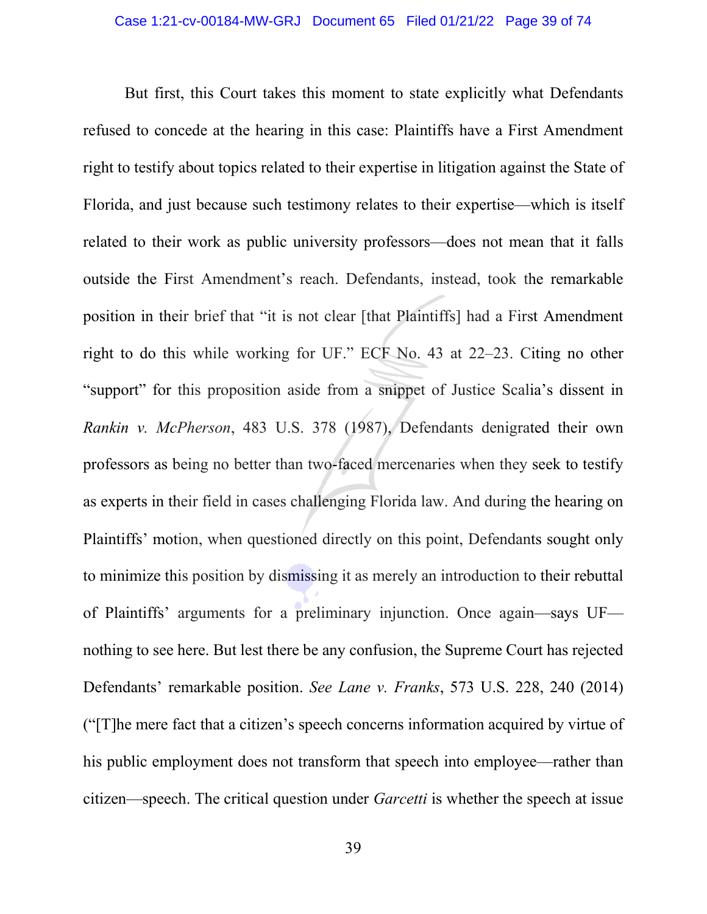But first, this Court takes this moment to state explicitly what Defendants refused to concede at the hearing in this case: Plaintiffs have a First Amendment right to testify about topics related to their expertise in litigation against the State of Florida, and just because such testimony relates to their expertise—which is itself related to their work as public university professors—does not mean that it falls outside the First Amendment's reach. Defendants, instead, took the remarkable position in their brief that "it is not clear [that Plaintiffs] had a First Amendment right to do this while working for UF." ECF No. 43 at 22–23. Citing no other "support" for this proposition aside from a snippet of Justice Scalia's dissent in *Rankin v. McPherson*, 483 U.S. 378 (1987), Defendants denigrated their own professors as being no better than two-faced mercenaries when they seek to testify as experts in their field in cases challenging Florida law. And during the hearing on Plaintiffs' motion, when questioned directly on this point, Defendants sought only to minimize this position by dismissing it as merely an introduction to their rebuttal of Plaintiffs' arguments for a preliminary injunction. Once again—says UF—nothing to see here. But lest there be any confusion, the Supreme Court has rejected Defendants' remarkable position. *See Lane v. Franks*, 573 U.S. 228, 240 (2014) ("[T]he mere fact that a citizen's speech concerns information acquired by virtue of his public employment does not transform that speech into employee—rather than citizen—speech. The critical question under *Garcetti* is whether the speech at issue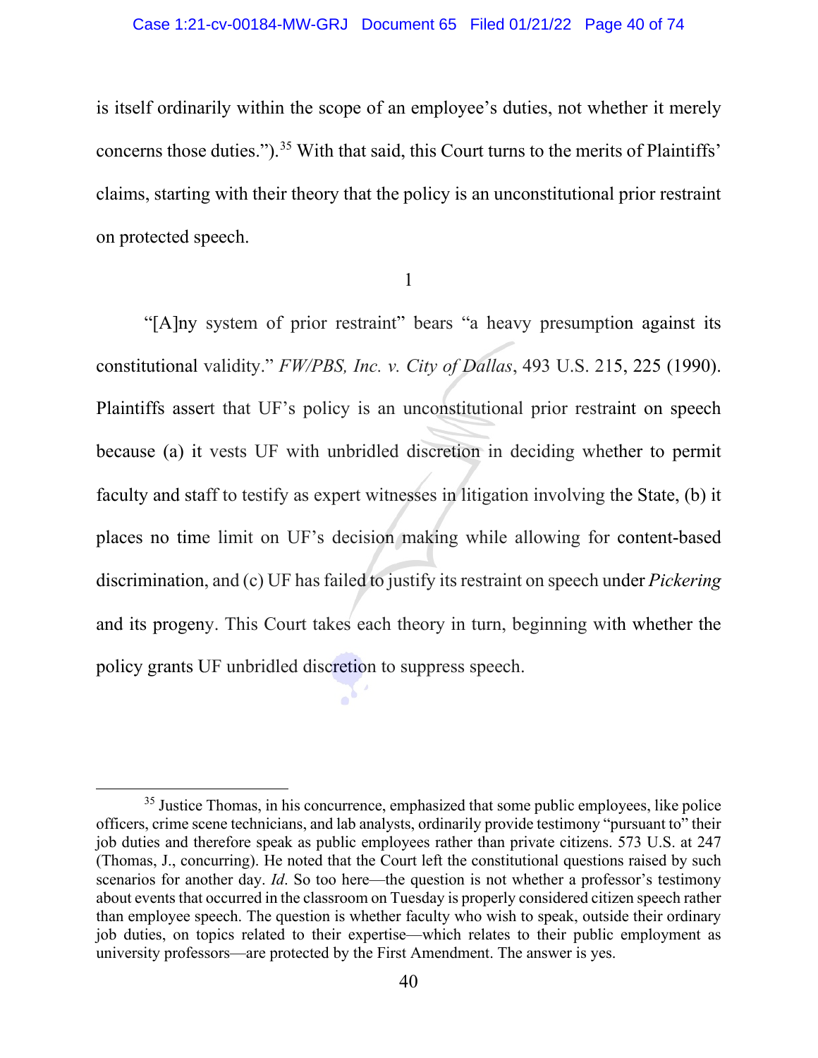is itself ordinarily within the scope of an employee's duties, not whether it merely concerns those duties.").[35] With that said, this Court turns to the merits of Plaintiffs' claims, starting with their theory that the policy is an unconstitutional prior restraint on protected speech.

1

"[A]ny system of prior restraint" bears "a heavy presumption against its constitutional validity." *FW/PBS, Inc. v. City of Dallas*, 493 U.S. 215, 225 (1990). Plaintiffs assert that UF's policy is an unconstitutional prior restraint on speech because (a) it vests UF with unbridled discretion in deciding whether to permit faculty and staff to testify as expert witnesses in litigation involving the State, (b) it places no time limit on UF's decision making while allowing for content-based discrimination, and (c) UF has failed to justify its restraint on speech under *Pickering* and its progeny. This Court takes each theory in turn, beginning with whether the policy grants UF unbridled discretion to suppress speech.

---

[35] Justice Thomas, in his concurrence, emphasized that some public employees, like police officers, crime scene technicians, and lab analysts, ordinarily provide testimony "pursuant to" their job duties and therefore speak as public employees rather than private citizens. 573 U.S. at 247 (Thomas, J., concurring). He noted that the Court left the constitutional questions raised by such scenarios for another day. *Id*. So too here—the question is not whether a professor's testimony about events that occurred in the classroom on Tuesday is properly considered citizen speech rather than employee speech. The question is whether faculty who wish to speak, outside their ordinary job duties, on topics related to their expertise—which relates to their public employment as university professors—are protected by the First Amendment. The answer is yes.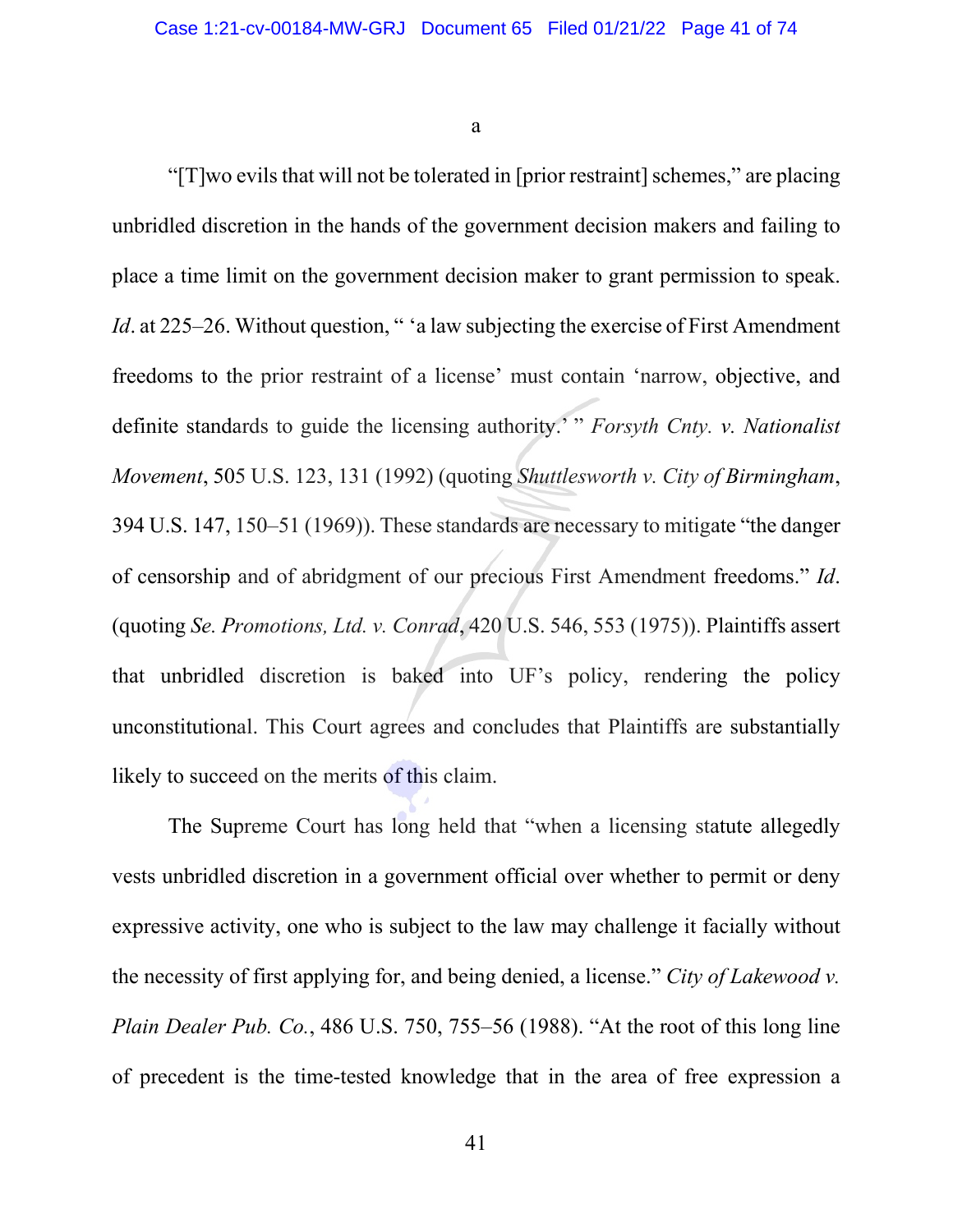a

"[T]wo evils that will not be tolerated in [prior restraint] schemes," are placing unbridled discretion in the hands of the government decision makers and failing to place a time limit on the government decision maker to grant permission to speak. *Id*. at 225–26. Without question, " 'a law subjecting the exercise of First Amendment freedoms to the prior restraint of a license' must contain 'narrow, objective, and definite standards to guide the licensing authority.' " *Forsyth Cnty. v. Nationalist Movement*, 505 U.S. 123, 131 (1992) (quoting *Shuttlesworth v. City of Birmingham*, 394 U.S. 147, 150–51 (1969)). These standards are necessary to mitigate "the danger of censorship and of abridgment of our precious First Amendment freedoms." *Id*. (quoting *Se. Promotions, Ltd. v. Conrad*, 420 U.S. 546, 553 (1975)). Plaintiffs assert that unbridled discretion is baked into UF's policy, rendering the policy unconstitutional. This Court agrees and concludes that Plaintiffs are substantially likely to succeed on the merits of this claim.

The Supreme Court has long held that "when a licensing statute allegedly vests unbridled discretion in a government official over whether to permit or deny expressive activity, one who is subject to the law may challenge it facially without the necessity of first applying for, and being denied, a license." *City of Lakewood v. Plain Dealer Pub. Co.*, 486 U.S. 750, 755–56 (1988). "At the root of this long line of precedent is the time-tested knowledge that in the area of free expression a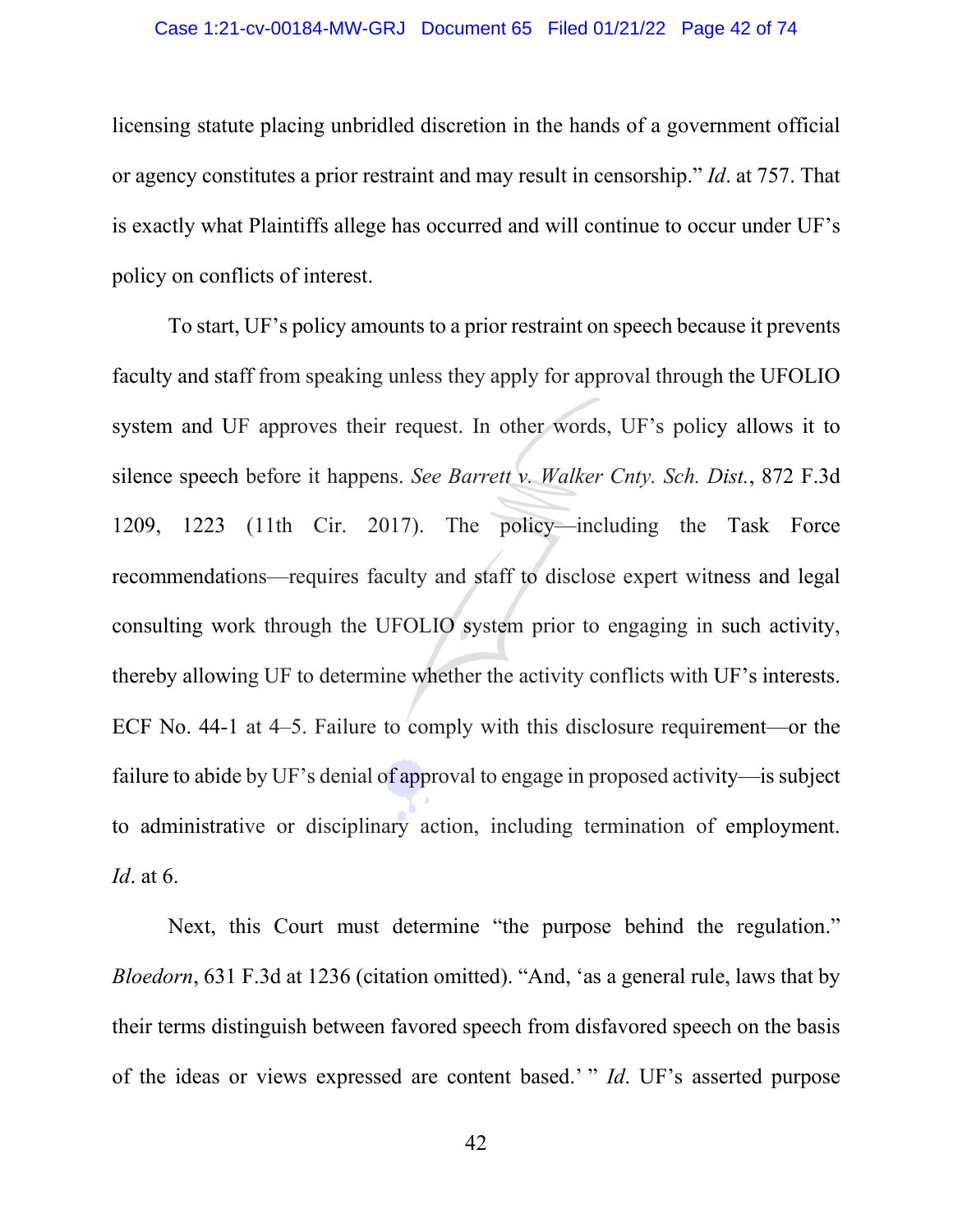licensing statute placing unbridled discretion in the hands of a government official or agency constitutes a prior restraint and may result in censorship." *Id*. at 757. That is exactly what Plaintiffs allege has occurred and will continue to occur under UF's policy on conflicts of interest.

To start, UF's policy amounts to a prior restraint on speech because it prevents faculty and staff from speaking unless they apply for approval through the UFOLIO system and UF approves their request. In other words, UF's policy allows it to silence speech before it happens. *See Barrett v. Walker Cnty. Sch. Dist.*, 872 F.3d 1209, 1223 (11th Cir. 2017). The policy—including the Task Force recommendations—requires faculty and staff to disclose expert witness and legal consulting work through the UFOLIO system prior to engaging in such activity, thereby allowing UF to determine whether the activity conflicts with UF's interests. ECF No. 44-1 at 4–5. Failure to comply with this disclosure requirement—or the failure to abide by UF's denial of approval to engage in proposed activity—is subject to administrative or disciplinary action, including termination of employment. *Id*. at 6.

Next, this Court must determine "the purpose behind the regulation." *Bloedorn*, 631 F.3d at 1236 (citation omitted). "And, 'as a general rule, laws that by their terms distinguish between favored speech from disfavored speech on the basis of the ideas or views expressed are content based.' " *Id*. UF's asserted purpose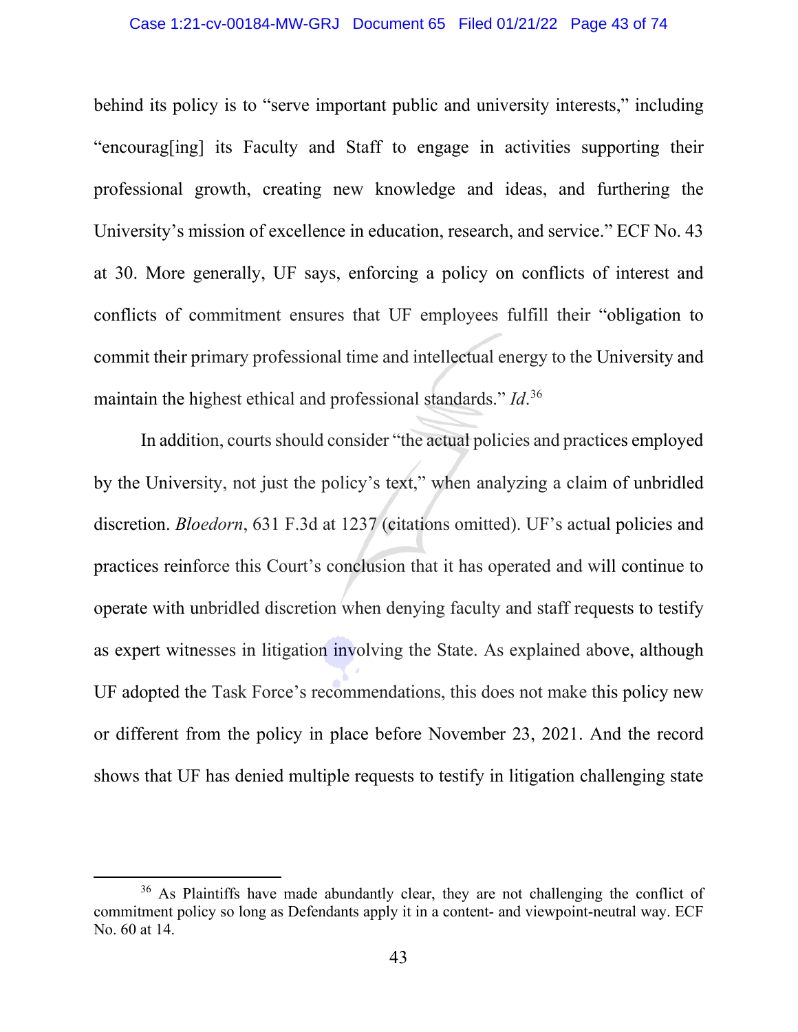behind its policy is to "serve important public and university interests," including "encourag[ing] its Faculty and Staff to engage in activities supporting their professional growth, creating new knowledge and ideas, and furthering the University's mission of excellence in education, research, and service." ECF No. 43 at 30. More generally, UF says, enforcing a policy on conflicts of interest and conflicts of commitment ensures that UF employees fulfill their "obligation to commit their primary professional time and intellectual energy to the University and maintain the highest ethical and professional standards." *Id*.[36]

In addition, courts should consider "the actual policies and practices employed by the University, not just the policy's text," when analyzing a claim of unbridled discretion. *Bloedorn*, 631 F.3d at 1237 (citations omitted). UF's actual policies and practices reinforce this Court's conclusion that it has operated and will continue to operate with unbridled discretion when denying faculty and staff requests to testify as expert witnesses in litigation involving the State. As explained above, although UF adopted the Task Force's recommendations, this does not make this policy new or different from the policy in place before November 23, 2021. And the record shows that UF has denied multiple requests to testify in litigation challenging state

[36] As Plaintiffs have made abundantly clear, they are not challenging the conflict of commitment policy so long as Defendants apply it in a content- and viewpoint-neutral way. ECF No. 60 at 14.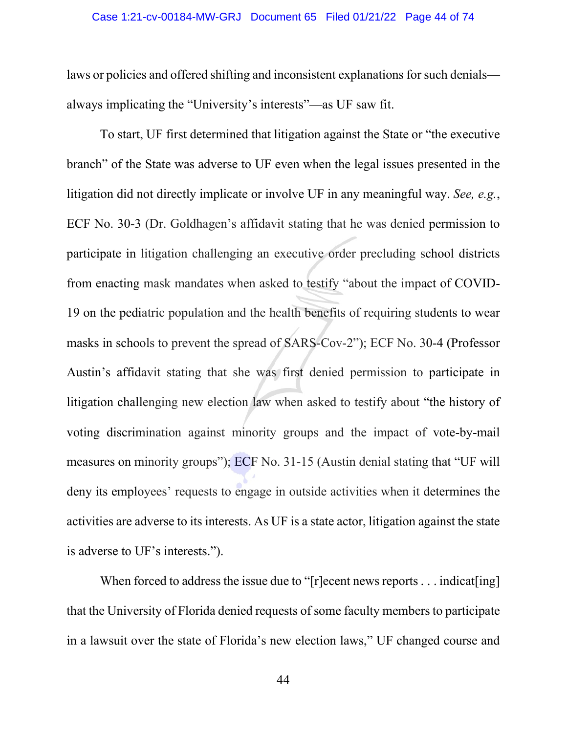laws or policies and offered shifting and inconsistent explanations for such denials—always implicating the "University's interests"—as UF saw fit.

To start, UF first determined that litigation against the State or "the executive branch" of the State was adverse to UF even when the legal issues presented in the litigation did not directly implicate or involve UF in any meaningful way. *See, e.g.*, ECF No. 30-3 (Dr. Goldhagen's affidavit stating that he was denied permission to participate in litigation challenging an executive order precluding school districts from enacting mask mandates when asked to testify "about the impact of COVID-19 on the pediatric population and the health benefits of requiring students to wear masks in schools to prevent the spread of SARS-Cov-2"); ECF No. 30-4 (Professor Austin's affidavit stating that she was first denied permission to participate in litigation challenging new election law when asked to testify about "the history of voting discrimination against minority groups and the impact of vote-by-mail measures on minority groups"); ECF No. 31-15 (Austin denial stating that "UF will deny its employees' requests to engage in outside activities when it determines the activities are adverse to its interests. As UF is a state actor, litigation against the state is adverse to UF's interests.").

When forced to address the issue due to "[r]ecent news reports . . . indicat[ing] that the University of Florida denied requests of some faculty members to participate in a lawsuit over the state of Florida's new election laws," UF changed course and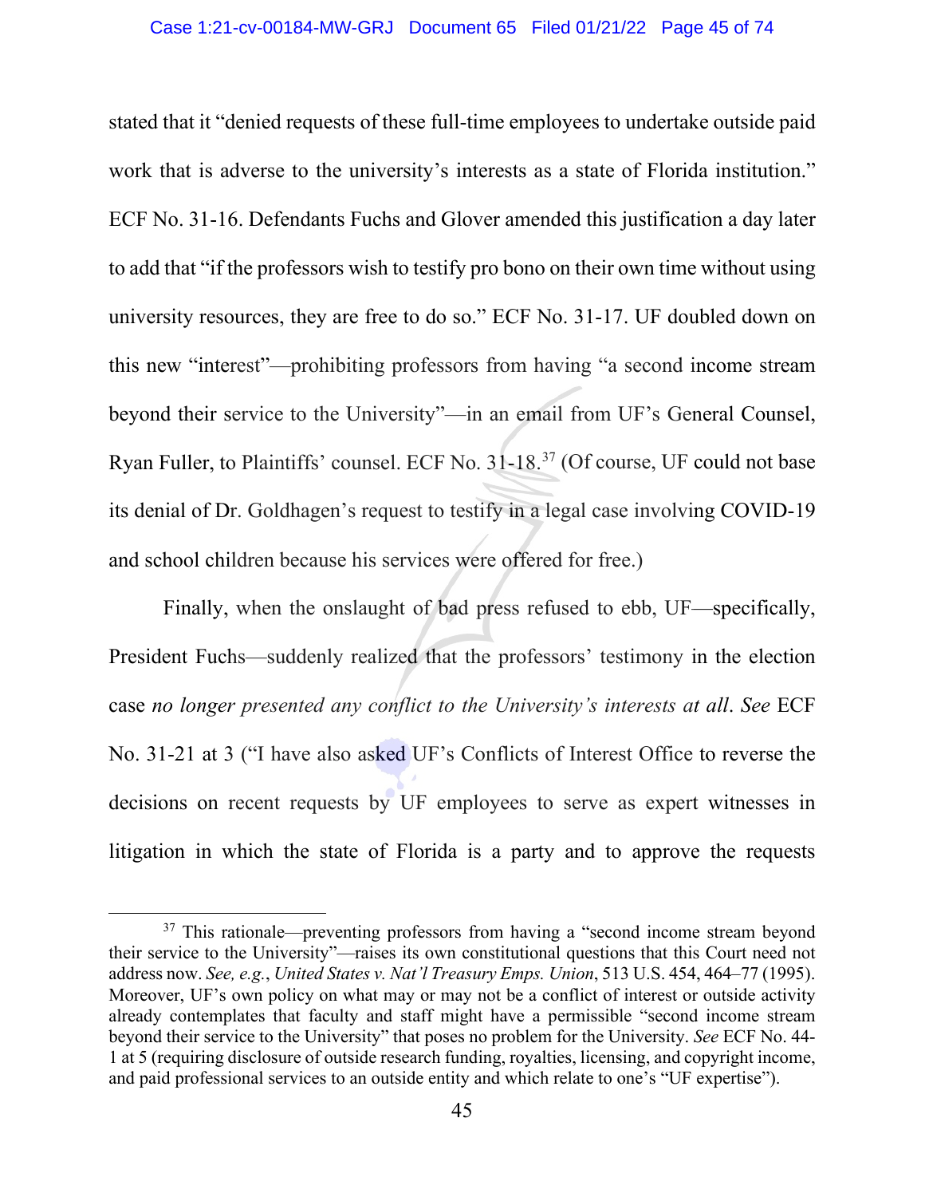stated that it "denied requests of these full-time employees to undertake outside paid work that is adverse to the university's interests as a state of Florida institution." ECF No. 31-16. Defendants Fuchs and Glover amended this justification a day later to add that "if the professors wish to testify pro bono on their own time without using university resources, they are free to do so." ECF No. 31-17. UF doubled down on this new "interest"—prohibiting professors from having "a second income stream beyond their service to the University"—in an email from UF's General Counsel, Ryan Fuller, to Plaintiffs' counsel. ECF No. 31-18.[37] (Of course, UF could not base its denial of Dr. Goldhagen's request to testify in a legal case involving COVID-19 and school children because his services were offered for free.)

Finally, when the onslaught of bad press refused to ebb, UF—specifically, President Fuchs—suddenly realized that the professors' testimony in the election case *no longer presented any conflict to the University's interests at all*. *See* ECF No. 31-21 at 3 ("I have also asked UF's Conflicts of Interest Office to reverse the decisions on recent requests by UF employees to serve as expert witnesses in litigation in which the state of Florida is a party and to approve the requests

---

[37] This rationale—preventing professors from having a "second income stream beyond their service to the University"—raises its own constitutional questions that this Court need not address now. *See, e.g.*, *United States v. Nat'l Treasury Emps. Union*, 513 U.S. 454, 464–77 (1995). Moreover, UF's own policy on what may or may not be a conflict of interest or outside activity already contemplates that faculty and staff might have a permissible "second income stream beyond their service to the University" that poses no problem for the University. *See* ECF No. 44-1 at 5 (requiring disclosure of outside research funding, royalties, licensing, and copyright income, and paid professional services to an outside entity and which relate to one's "UF expertise").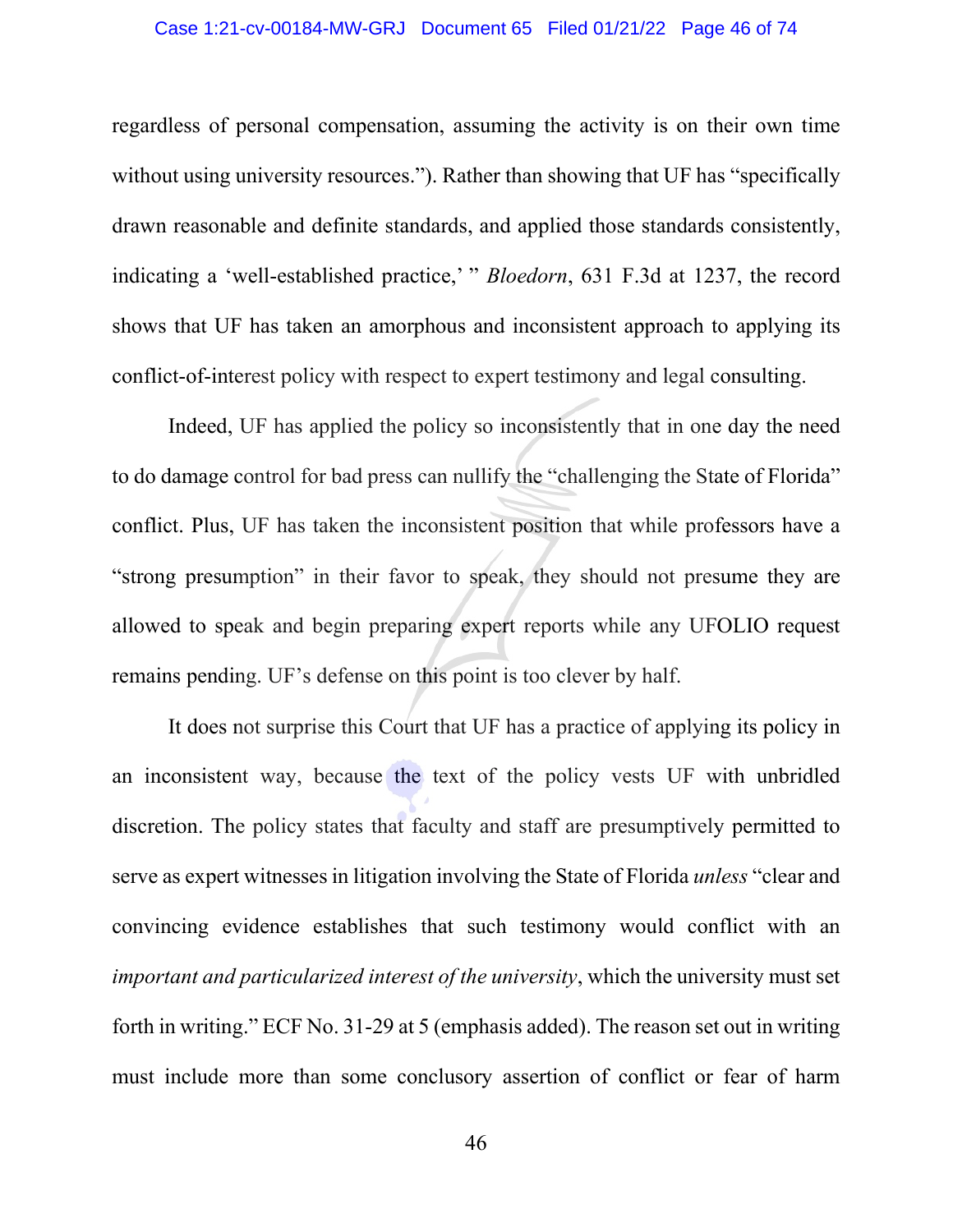regardless of personal compensation, assuming the activity is on their own time without using university resources."). Rather than showing that UF has "specifically drawn reasonable and definite standards, and applied those standards consistently, indicating a 'well-established practice,' " *Bloedorn*, 631 F.3d at 1237, the record shows that UF has taken an amorphous and inconsistent approach to applying its conflict-of-interest policy with respect to expert testimony and legal consulting.

Indeed, UF has applied the policy so inconsistently that in one day the need to do damage control for bad press can nullify the "challenging the State of Florida" conflict. Plus, UF has taken the inconsistent position that while professors have a "strong presumption" in their favor to speak, they should not presume they are allowed to speak and begin preparing expert reports while any UFOLIO request remains pending. UF's defense on this point is too clever by half.

It does not surprise this Court that UF has a practice of applying its policy in an inconsistent way, because the text of the policy vests UF with unbridled discretion. The policy states that faculty and staff are presumptively permitted to serve as expert witnesses in litigation involving the State of Florida *unless* "clear and convincing evidence establishes that such testimony would conflict with an *important and particularized interest of the university*, which the university must set forth in writing." ECF No. 31-29 at 5 (emphasis added). The reason set out in writing must include more than some conclusory assertion of conflict or fear of harm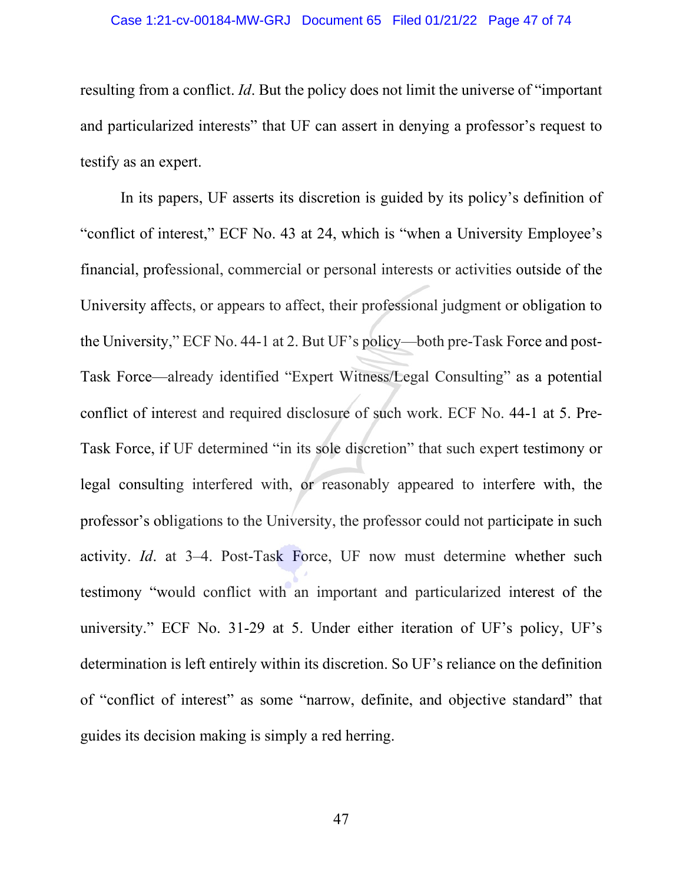resulting from a conflict. *Id*. But the policy does not limit the universe of "important and particularized interests" that UF can assert in denying a professor's request to testify as an expert.

In its papers, UF asserts its discretion is guided by its policy's definition of "conflict of interest," ECF No. 43 at 24, which is "when a University Employee's financial, professional, commercial or personal interests or activities outside of the University affects, or appears to affect, their professional judgment or obligation to the University," ECF No. 44-1 at 2. But UF's policy—both pre-Task Force and post-Task Force—already identified "Expert Witness/Legal Consulting" as a potential conflict of interest and required disclosure of such work. ECF No. 44-1 at 5. Pre-Task Force, if UF determined "in its sole discretion" that such expert testimony or legal consulting interfered with, or reasonably appeared to interfere with, the professor's obligations to the University, the professor could not participate in such activity. *Id*. at 3–4. Post-Task Force, UF now must determine whether such testimony "would conflict with an important and particularized interest of the university." ECF No. 31-29 at 5. Under either iteration of UF's policy, UF's determination is left entirely within its discretion. So UF's reliance on the definition of "conflict of interest" as some "narrow, definite, and objective standard" that guides its decision making is simply a red herring.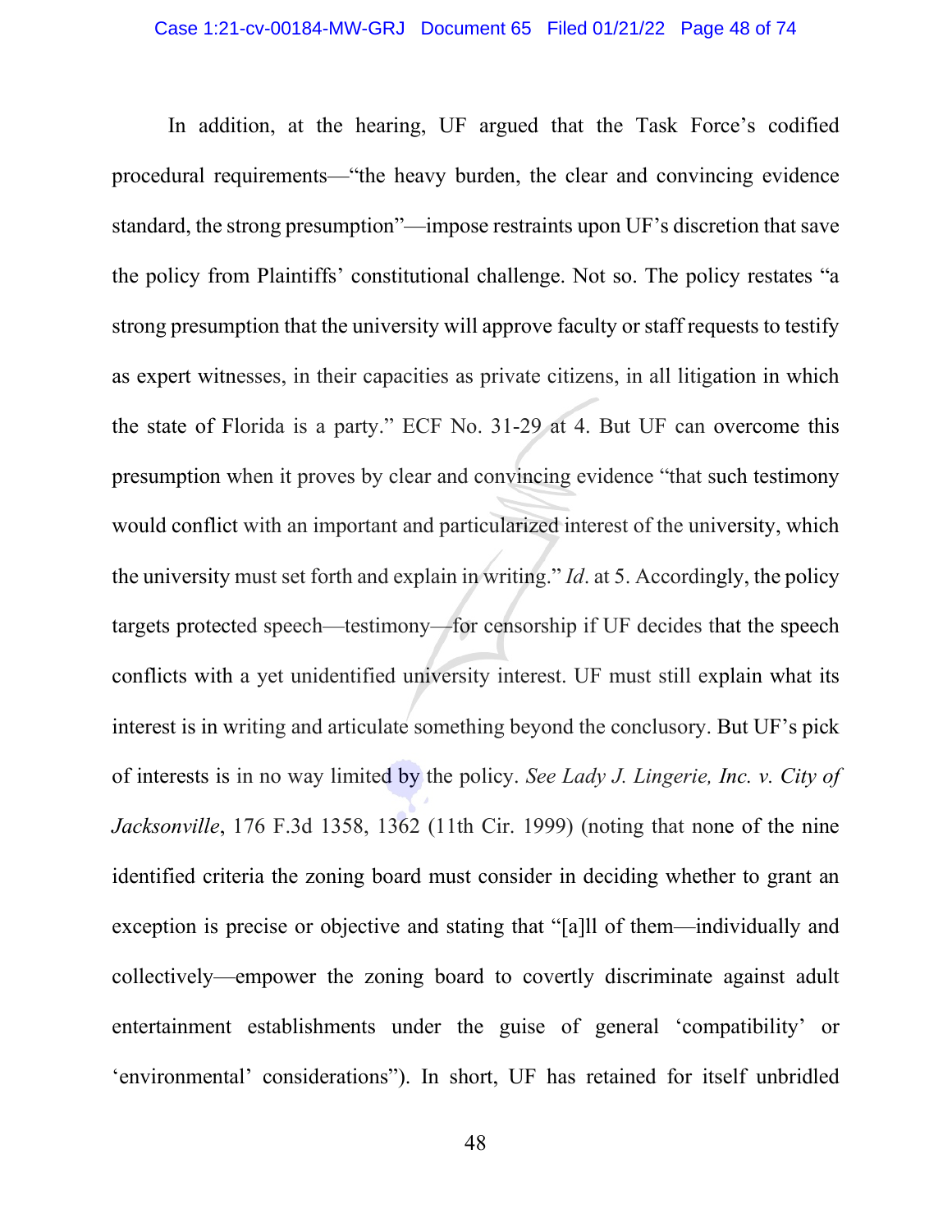In addition, at the hearing, UF argued that the Task Force's codified procedural requirements—"the heavy burden, the clear and convincing evidence standard, the strong presumption"—impose restraints upon UF's discretion that save the policy from Plaintiffs' constitutional challenge. Not so. The policy restates "a strong presumption that the university will approve faculty or staff requests to testify as expert witnesses, in their capacities as private citizens, in all litigation in which the state of Florida is a party." ECF No. 31-29 at 4. But UF can overcome this presumption when it proves by clear and convincing evidence "that such testimony would conflict with an important and particularized interest of the university, which the university must set forth and explain in writing." *Id*. at 5. Accordingly, the policy targets protected speech—testimony—for censorship if UF decides that the speech conflicts with a yet unidentified university interest. UF must still explain what its interest is in writing and articulate something beyond the conclusory. But UF's pick of interests is in no way limited by the policy. *See Lady J. Lingerie, Inc. v. City of Jacksonville*, 176 F.3d 1358, 1362 (11th Cir. 1999) (noting that none of the nine identified criteria the zoning board must consider in deciding whether to grant an exception is precise or objective and stating that "[a]ll of them—individually and collectively—empower the zoning board to covertly discriminate against adult entertainment establishments under the guise of general 'compatibility' or 'environmental' considerations"). In short, UF has retained for itself unbridled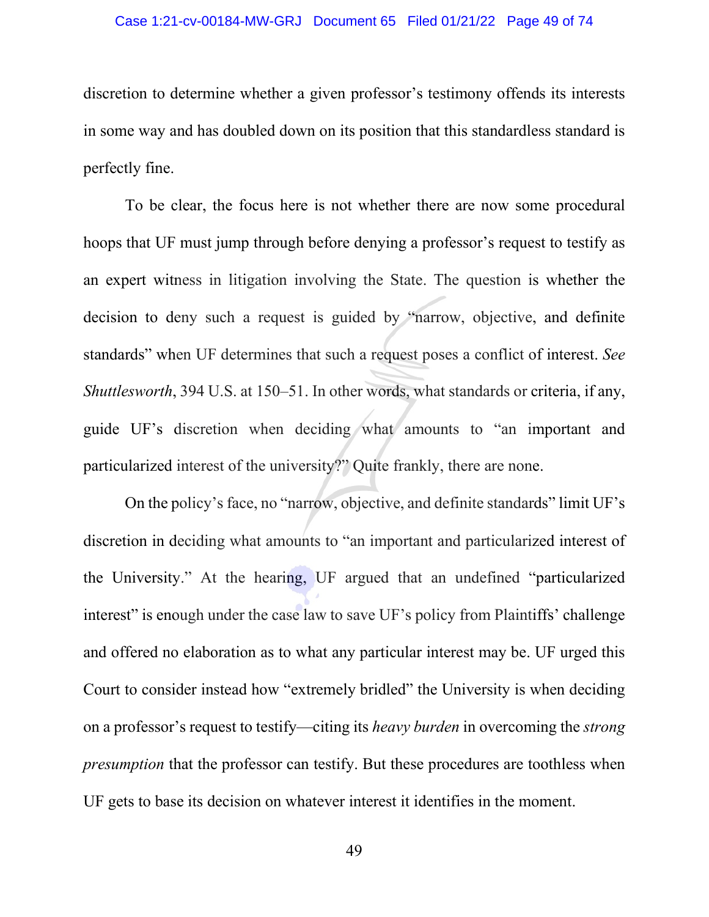discretion to determine whether a given professor's testimony offends its interests in some way and has doubled down on its position that this standardless standard is perfectly fine.

To be clear, the focus here is not whether there are now some procedural hoops that UF must jump through before denying a professor's request to testify as an expert witness in litigation involving the State. The question is whether the decision to deny such a request is guided by "narrow, objective, and definite standards" when UF determines that such a request poses a conflict of interest. *See Shuttlesworth*, 394 U.S. at 150–51. In other words, what standards or criteria, if any, guide UF's discretion when deciding what amounts to "an important and particularized interest of the university?" Quite frankly, there are none.

On the policy's face, no "narrow, objective, and definite standards" limit UF's discretion in deciding what amounts to "an important and particularized interest of the University." At the hearing, UF argued that an undefined "particularized interest" is enough under the case law to save UF's policy from Plaintiffs' challenge and offered no elaboration as to what any particular interest may be. UF urged this Court to consider instead how "extremely bridled" the University is when deciding on a professor's request to testify—citing its *heavy burden* in overcoming the *strong presumption* that the professor can testify. But these procedures are toothless when UF gets to base its decision on whatever interest it identifies in the moment.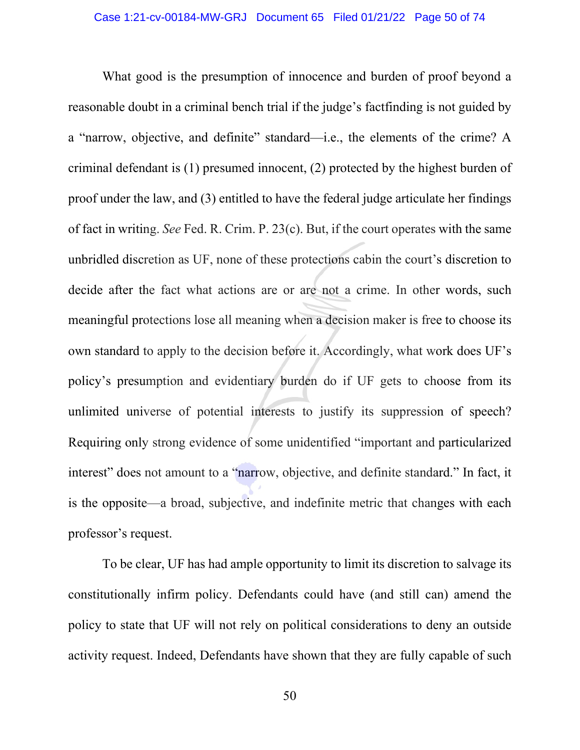What good is the presumption of innocence and burden of proof beyond a reasonable doubt in a criminal bench trial if the judge's factfinding is not guided by a "narrow, objective, and definite" standard—i.e., the elements of the crime? A criminal defendant is (1) presumed innocent, (2) protected by the highest burden of proof under the law, and (3) entitled to have the federal judge articulate her findings of fact in writing. *See* Fed. R. Crim. P. 23(c). But, if the court operates with the same unbridled discretion as UF, none of these protections cabin the court's discretion to decide after the fact what actions are or are not a crime. In other words, such meaningful protections lose all meaning when a decision maker is free to choose its own standard to apply to the decision before it. Accordingly, what work does UF's policy's presumption and evidentiary burden do if UF gets to choose from its unlimited universe of potential interests to justify its suppression of speech? Requiring only strong evidence of some unidentified "important and particularized interest" does not amount to a "narrow, objective, and definite standard." In fact, it is the opposite—a broad, subjective, and indefinite metric that changes with each professor's request.

To be clear, UF has had ample opportunity to limit its discretion to salvage its constitutionally infirm policy. Defendants could have (and still can) amend the policy to state that UF will not rely on political considerations to deny an outside activity request. Indeed, Defendants have shown that they are fully capable of such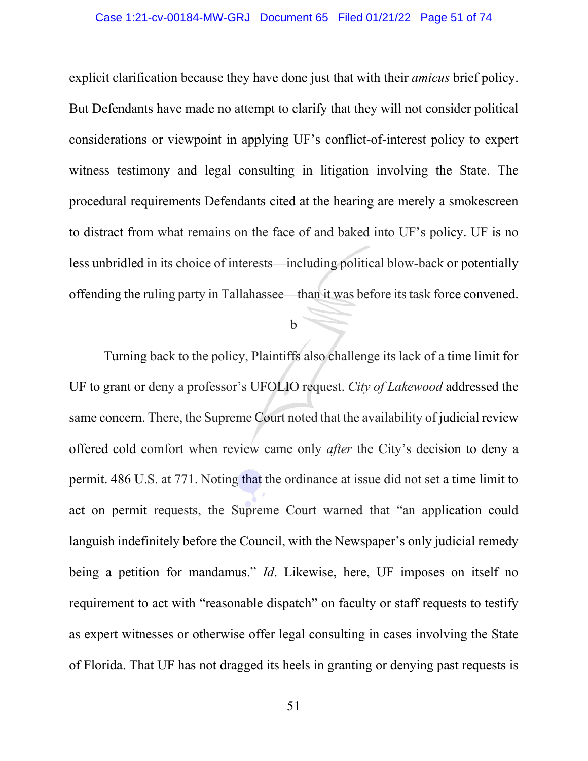explicit clarification because they have done just that with their *amicus* brief policy. But Defendants have made no attempt to clarify that they will not consider political considerations or viewpoint in applying UF's conflict-of-interest policy to expert witness testimony and legal consulting in litigation involving the State. The procedural requirements Defendants cited at the hearing are merely a smokescreen to distract from what remains on the face of and baked into UF's policy. UF is no less unbridled in its choice of interests—including political blow-back or potentially offending the ruling party in Tallahassee—than it was before its task force convened.

b

Turning back to the policy, Plaintiffs also challenge its lack of a time limit for UF to grant or deny a professor's UFOLIO request. *City of Lakewood* addressed the same concern. There, the Supreme Court noted that the availability of judicial review offered cold comfort when review came only *after* the City's decision to deny a permit. 486 U.S. at 771. Noting that the ordinance at issue did not set a time limit to act on permit requests, the Supreme Court warned that "an application could languish indefinitely before the Council, with the Newspaper's only judicial remedy being a petition for mandamus." *Id*. Likewise, here, UF imposes on itself no requirement to act with "reasonable dispatch" on faculty or staff requests to testify as expert witnesses or otherwise offer legal consulting in cases involving the State of Florida. That UF has not dragged its heels in granting or denying past requests is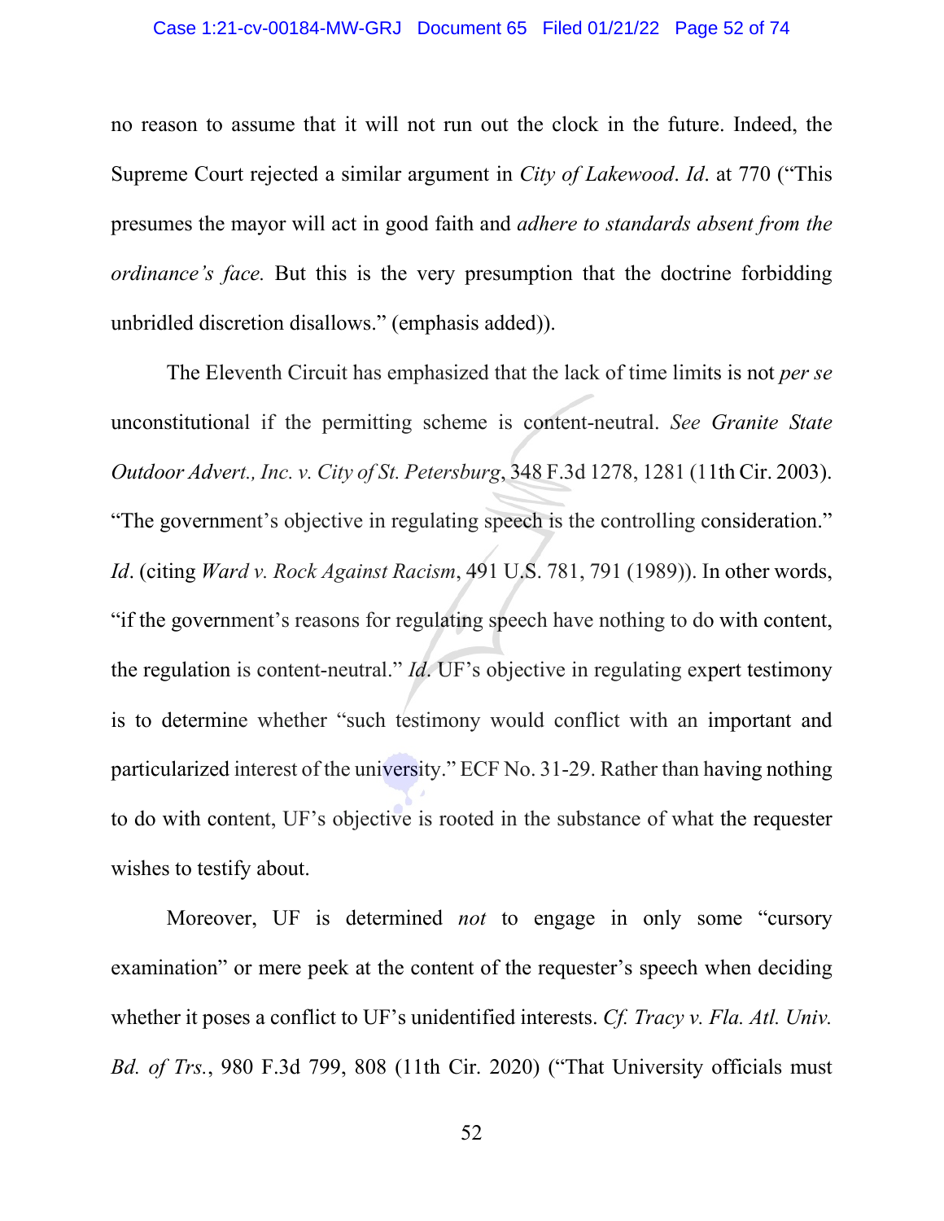no reason to assume that it will not run out the clock in the future. Indeed, the Supreme Court rejected a similar argument in *City of Lakewood*. *Id*. at 770 ("This presumes the mayor will act in good faith and *adhere to standards absent from the ordinance's face.* But this is the very presumption that the doctrine forbidding unbridled discretion disallows." (emphasis added)).

The Eleventh Circuit has emphasized that the lack of time limits is not *per se* unconstitutional if the permitting scheme is content-neutral. *See Granite State Outdoor Advert., Inc. v. City of St. Petersburg*, 348 F.3d 1278, 1281 (11th Cir. 2003). "The government's objective in regulating speech is the controlling consideration." *Id*. (citing *Ward v. Rock Against Racism*, 491 U.S. 781, 791 (1989)). In other words, "if the government's reasons for regulating speech have nothing to do with content, the regulation is content-neutral." *Id*. UF's objective in regulating expert testimony is to determine whether "such testimony would conflict with an important and particularized interest of the university." ECF No. 31-29. Rather than having nothing to do with content, UF's objective is rooted in the substance of what the requester wishes to testify about.

Moreover, UF is determined *not* to engage in only some "cursory examination" or mere peek at the content of the requester's speech when deciding whether it poses a conflict to UF's unidentified interests. *Cf. Tracy v. Fla. Atl. Univ. Bd. of Trs.*, 980 F.3d 799, 808 (11th Cir. 2020) ("That University officials must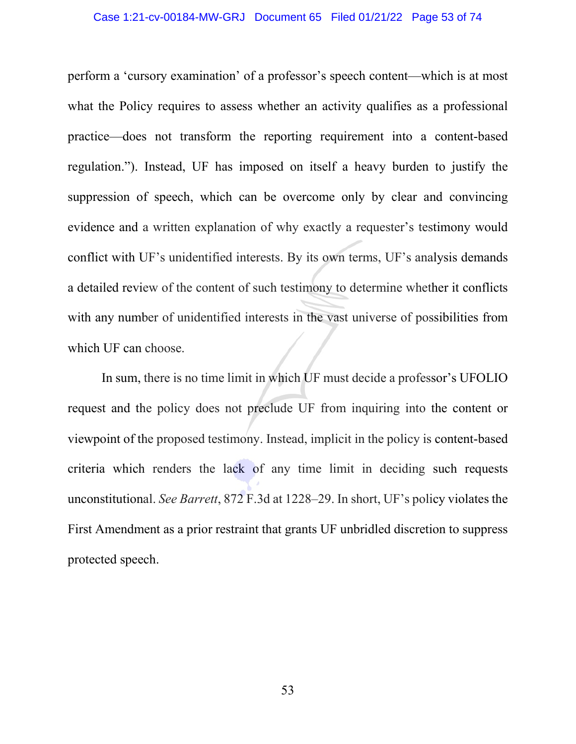perform a 'cursory examination' of a professor's speech content—which is at most what the Policy requires to assess whether an activity qualifies as a professional practice—does not transform the reporting requirement into a content-based regulation."). Instead, UF has imposed on itself a heavy burden to justify the suppression of speech, which can be overcome only by clear and convincing evidence and a written explanation of why exactly a requester's testimony would conflict with UF's unidentified interests. By its own terms, UF's analysis demands a detailed review of the content of such testimony to determine whether it conflicts with any number of unidentified interests in the vast universe of possibilities from which UF can choose.

In sum, there is no time limit in which UF must decide a professor's UFOLIO request and the policy does not preclude UF from inquiring into the content or viewpoint of the proposed testimony. Instead, implicit in the policy is content-based criteria which renders the lack of any time limit in deciding such requests unconstitutional. *See Barrett*, 872 F.3d at 1228–29. In short, UF's policy violates the First Amendment as a prior restraint that grants UF unbridled discretion to suppress protected speech.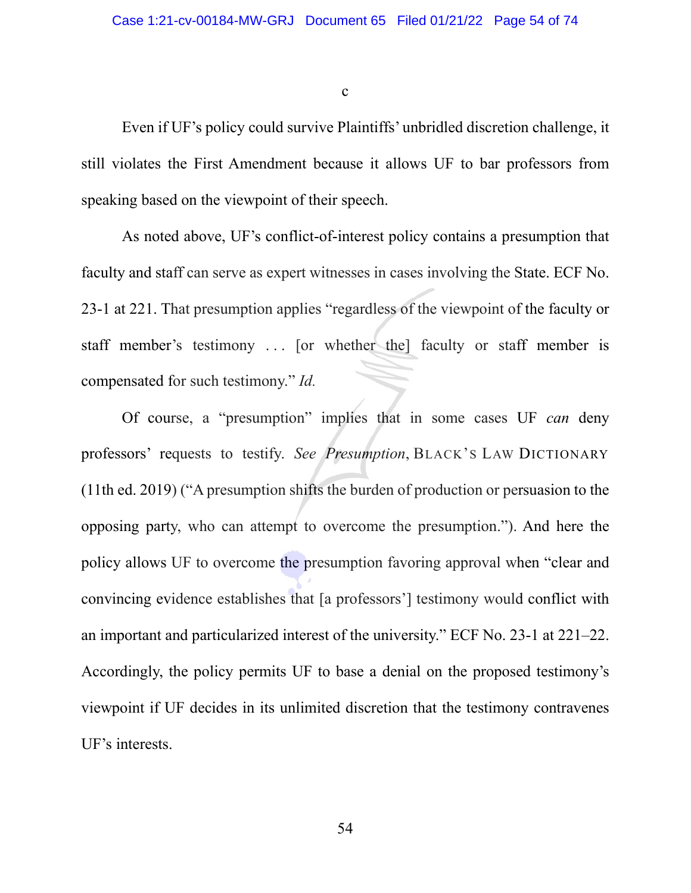c

Even if UF's policy could survive Plaintiffs' unbridled discretion challenge, it still violates the First Amendment because it allows UF to bar professors from speaking based on the viewpoint of their speech.

As noted above, UF's conflict-of-interest policy contains a presumption that faculty and staff can serve as expert witnesses in cases involving the State. ECF No. 23-1 at 221. That presumption applies "regardless of the viewpoint of the faculty or staff member's testimony . . . [or whether the] faculty or staff member is compensated for such testimony." *Id.*

Of course, a "presumption" implies that in some cases UF *can* deny professors' requests to testify. *See Presumption*, BLACK'S LAW DICTIONARY (11th ed. 2019) ("A presumption shifts the burden of production or persuasion to the opposing party, who can attempt to overcome the presumption."). And here the policy allows UF to overcome the presumption favoring approval when "clear and convincing evidence establishes that [a professors'] testimony would conflict with an important and particularized interest of the university." ECF No. 23-1 at 221–22. Accordingly, the policy permits UF to base a denial on the proposed testimony's viewpoint if UF decides in its unlimited discretion that the testimony contravenes UF's interests.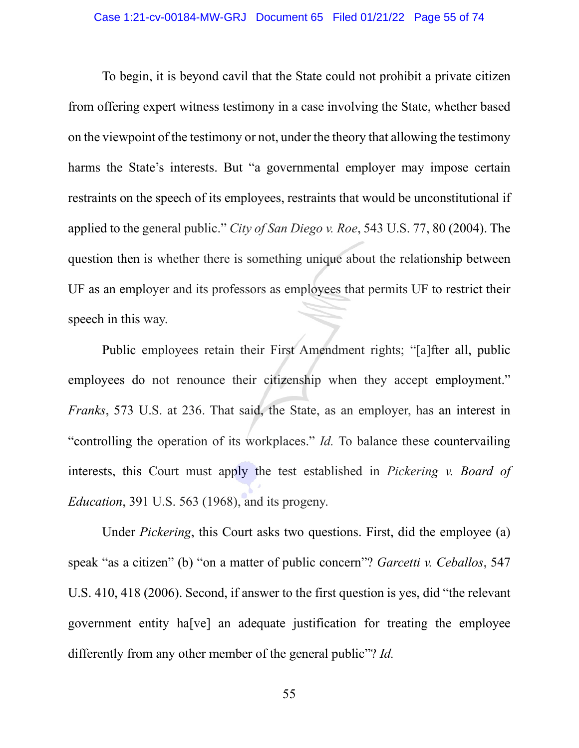To begin, it is beyond cavil that the State could not prohibit a private citizen from offering expert witness testimony in a case involving the State, whether based on the viewpoint of the testimony or not, under the theory that allowing the testimony harms the State's interests. But "a governmental employer may impose certain restraints on the speech of its employees, restraints that would be unconstitutional if applied to the general public." *City of San Diego v. Roe*, 543 U.S. 77, 80 (2004). The question then is whether there is something unique about the relationship between UF as an employer and its professors as employees that permits UF to restrict their speech in this way.

Public employees retain their First Amendment rights; "[a]fter all, public employees do not renounce their citizenship when they accept employment." *Franks*, 573 U.S. at 236. That said, the State, as an employer, has an interest in "controlling the operation of its workplaces." *Id.* To balance these countervailing interests, this Court must apply the test established in *Pickering v. Board of Education*, 391 U.S. 563 (1968), and its progeny.

Under *Pickering*, this Court asks two questions. First, did the employee (a) speak "as a citizen" (b) "on a matter of public concern"? *Garcetti v. Ceballos*, 547 U.S. 410, 418 (2006). Second, if answer to the first question is yes, did "the relevant government entity ha[ve] an adequate justification for treating the employee differently from any other member of the general public"? *Id.*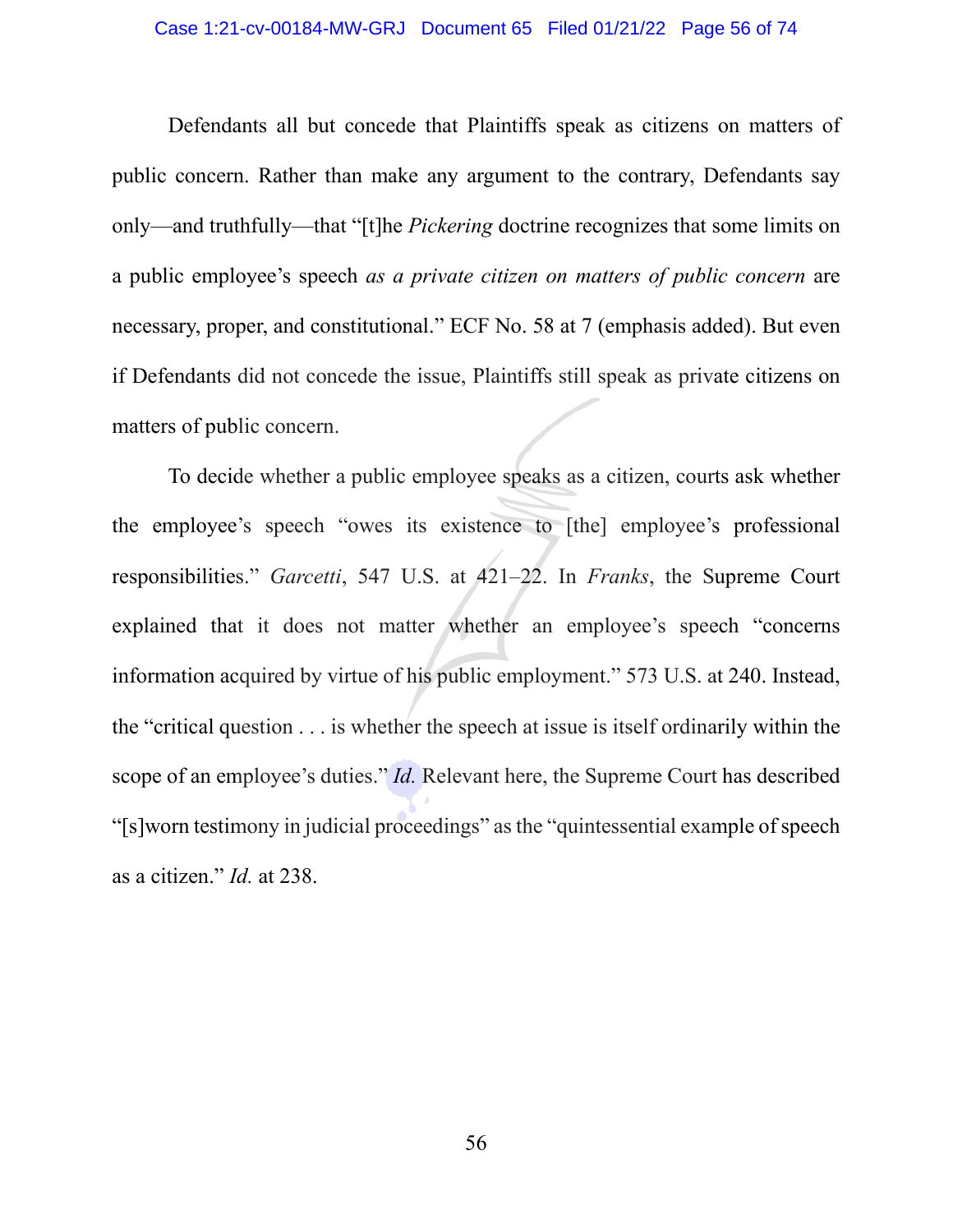Defendants all but concede that Plaintiffs speak as citizens on matters of public concern. Rather than make any argument to the contrary, Defendants say only—and truthfully—that "[t]he *Pickering* doctrine recognizes that some limits on a public employee's speech *as a private citizen on matters of public concern* are necessary, proper, and constitutional." ECF No. 58 at 7 (emphasis added). But even if Defendants did not concede the issue, Plaintiffs still speak as private citizens on matters of public concern.

To decide whether a public employee speaks as a citizen, courts ask whether the employee's speech "owes its existence to [the] employee's professional responsibilities." *Garcetti*, 547 U.S. at 421–22. In *Franks*, the Supreme Court explained that it does not matter whether an employee's speech "concerns information acquired by virtue of his public employment." 573 U.S. at 240. Instead, the "critical question . . . is whether the speech at issue is itself ordinarily within the scope of an employee's duties." *Id.* Relevant here, the Supreme Court has described "[s]worn testimony in judicial proceedings" as the "quintessential example of speech as a citizen." *Id.* at 238.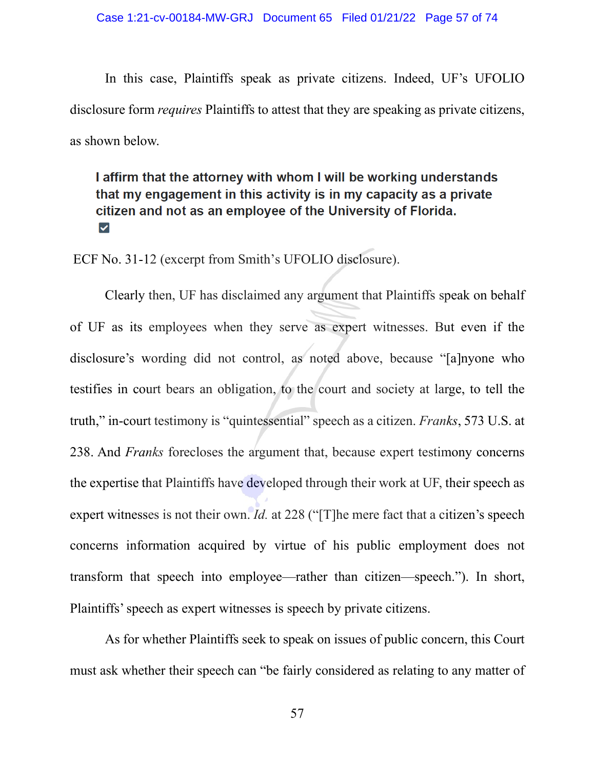In this case, Plaintiffs speak as private citizens. Indeed, UF's UFOLIO disclosure form *requires* Plaintiffs to attest that they are speaking as private citizens, as shown below.

> **I affirm that the attorney with whom I will be working understands that my engagement in this activity is in my capacity as a private citizen and not as an employee of the University of Florida.**
> ☑

ECF No. 31-12 (excerpt from Smith's UFOLIO disclosure).

Clearly then, UF has disclaimed any argument that Plaintiffs speak on behalf of UF as its employees when they serve as expert witnesses. But even if the disclosure's wording did not control, as noted above, because "[a]nyone who testifies in court bears an obligation, to the court and society at large, to tell the truth," in-court testimony is "quintessential" speech as a citizen. *Franks*, 573 U.S. at 238. And *Franks* forecloses the argument that, because expert testimony concerns the expertise that Plaintiffs have developed through their work at UF, their speech as expert witnesses is not their own. *Id.* at 228 ("[T]he mere fact that a citizen's speech concerns information acquired by virtue of his public employment does not transform that speech into employee—rather than citizen—speech."). In short, Plaintiffs' speech as expert witnesses is speech by private citizens.

As for whether Plaintiffs seek to speak on issues of public concern, this Court must ask whether their speech can "be fairly considered as relating to any matter of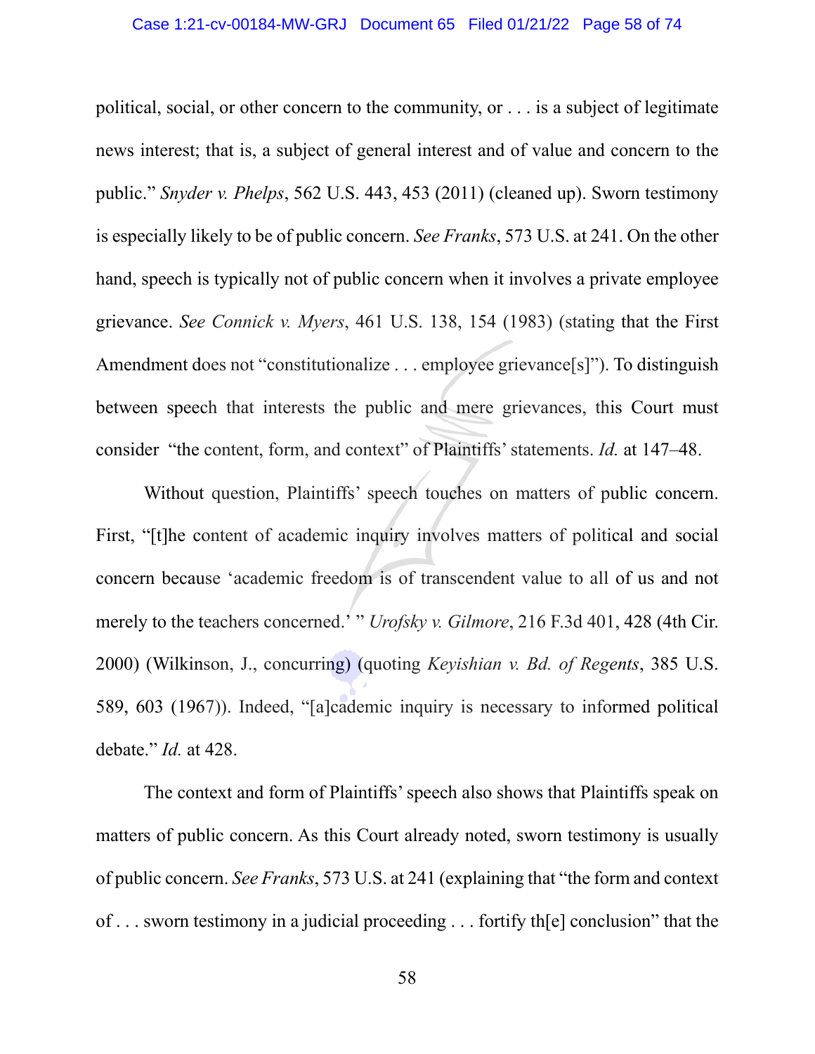political, social, or other concern to the community, or . . . is a subject of legitimate news interest; that is, a subject of general interest and of value and concern to the public." *Snyder v. Phelps*, 562 U.S. 443, 453 (2011) (cleaned up). Sworn testimony is especially likely to be of public concern. *See Franks*, 573 U.S. at 241. On the other hand, speech is typically not of public concern when it involves a private employee grievance. *See Connick v. Myers*, 461 U.S. 138, 154 (1983) (stating that the First Amendment does not "constitutionalize . . . employee grievance[s]"). To distinguish between speech that interests the public and mere grievances, this Court must consider "the content, form, and context" of Plaintiffs' statements. *Id.* at 147–48.

Without question, Plaintiffs' speech touches on matters of public concern. First, "[t]he content of academic inquiry involves matters of political and social concern because 'academic freedom is of transcendent value to all of us and not merely to the teachers concerned.' " *Urofsky v. Gilmore*, 216 F.3d 401, 428 (4th Cir. 2000) (Wilkinson, J., concurring) (quoting *Keyishian v. Bd. of Regents*, 385 U.S. 589, 603 (1967)). Indeed, "[a]cademic inquiry is necessary to informed political debate." *Id.* at 428.

The context and form of Plaintiffs' speech also shows that Plaintiffs speak on matters of public concern. As this Court already noted, sworn testimony is usually of public concern. *See Franks*, 573 U.S. at 241 (explaining that "the form and context of . . . sworn testimony in a judicial proceeding . . . fortify th[e] conclusion" that the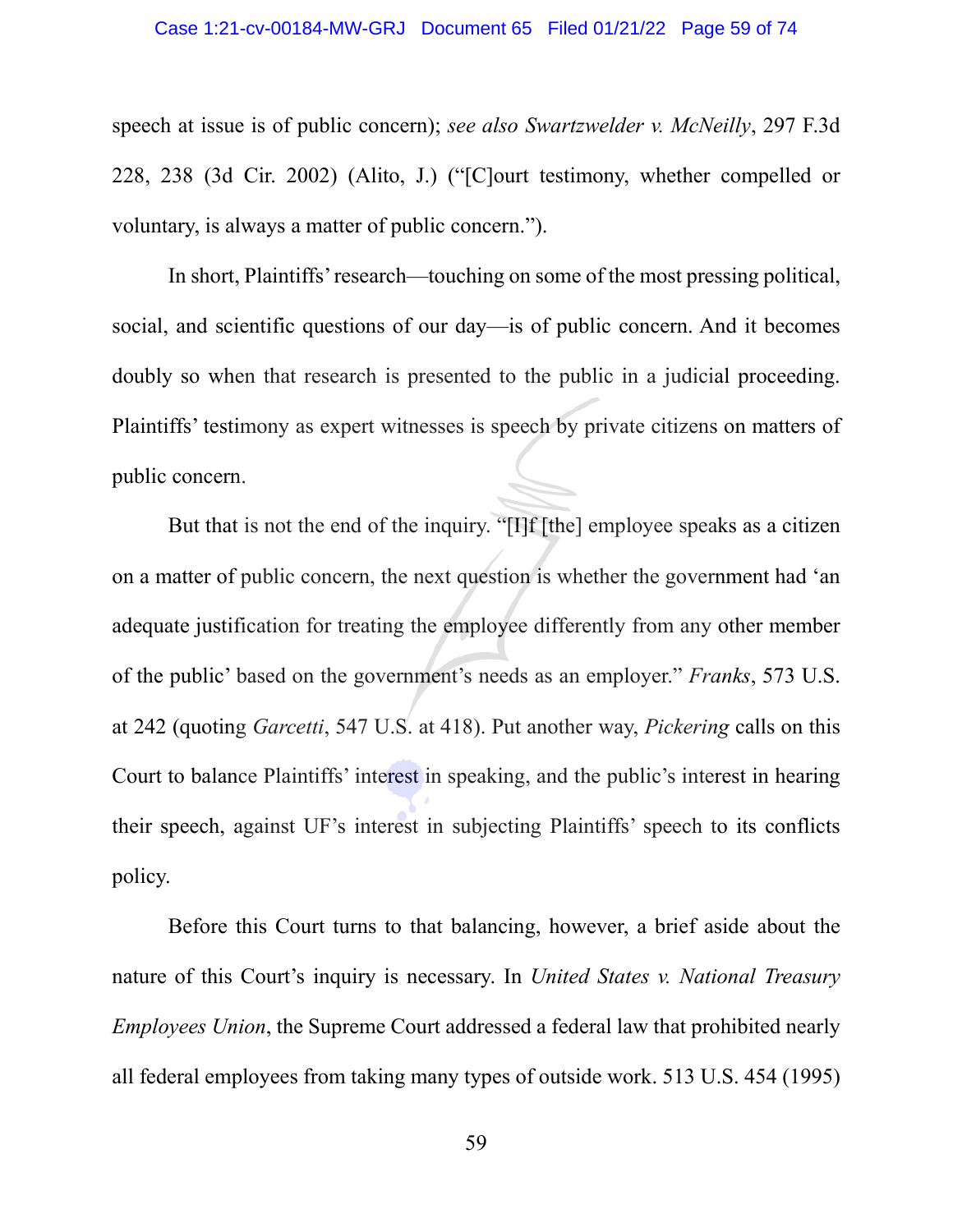speech at issue is of public concern); *see also Swartzwelder v. McNeilly*, 297 F.3d 228, 238 (3d Cir. 2002) (Alito, J.) ("[C]ourt testimony, whether compelled or voluntary, is always a matter of public concern.").

In short, Plaintiffs' research—touching on some of the most pressing political, social, and scientific questions of our day—is of public concern. And it becomes doubly so when that research is presented to the public in a judicial proceeding. Plaintiffs' testimony as expert witnesses is speech by private citizens on matters of public concern.

But that is not the end of the inquiry. "[I]f [the] employee speaks as a citizen on a matter of public concern, the next question is whether the government had 'an adequate justification for treating the employee differently from any other member of the public' based on the government's needs as an employer." *Franks*, 573 U.S. at 242 (quoting *Garcetti*, 547 U.S. at 418). Put another way, *Pickering* calls on this Court to balance Plaintiffs' interest in speaking, and the public's interest in hearing their speech, against UF's interest in subjecting Plaintiffs' speech to its conflicts policy.

Before this Court turns to that balancing, however, a brief aside about the nature of this Court's inquiry is necessary. In *United States v. National Treasury Employees Union*, the Supreme Court addressed a federal law that prohibited nearly all federal employees from taking many types of outside work. 513 U.S. 454 (1995)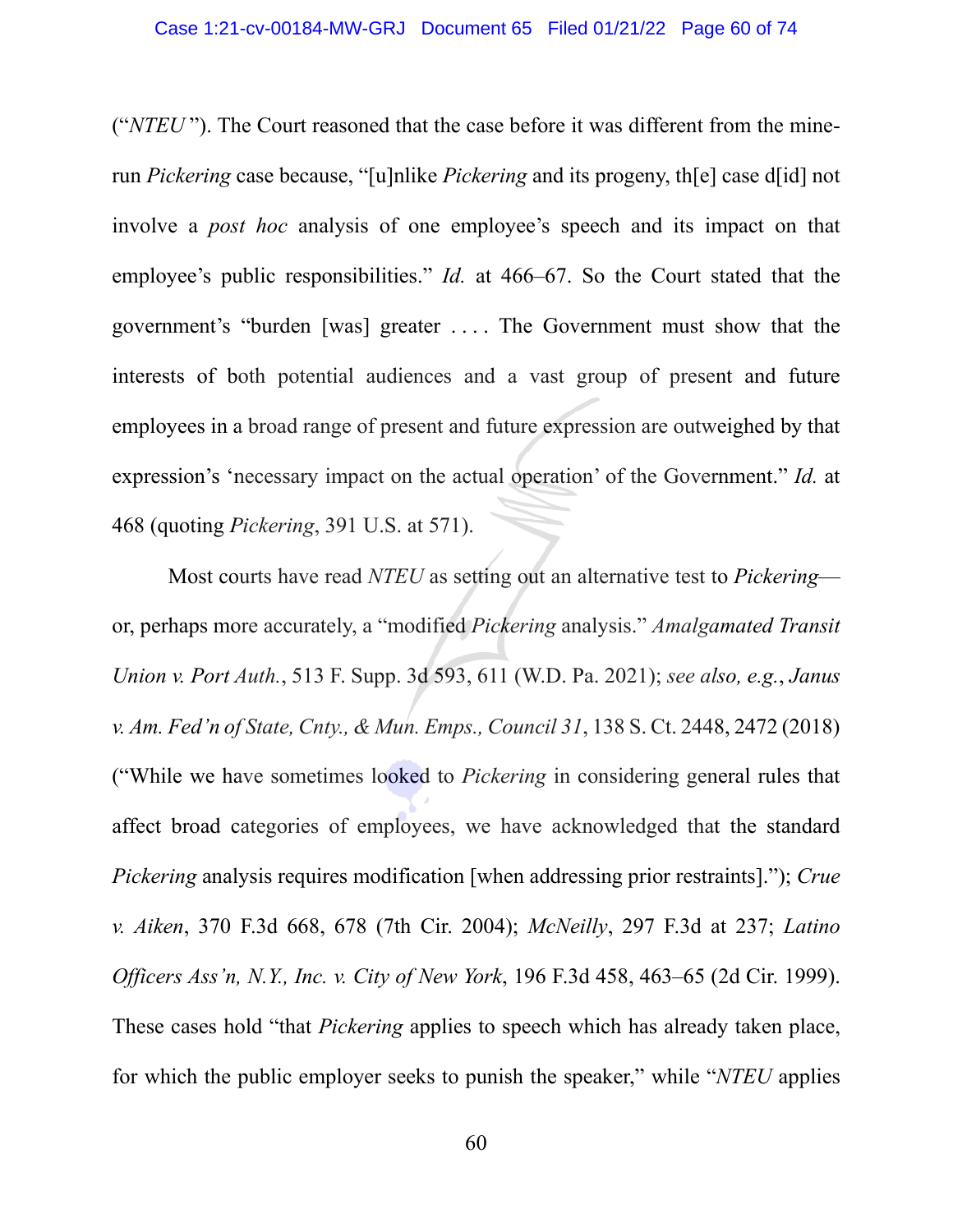(“*NTEU*”). The Court reasoned that the case before it was different from the mine-run *Pickering* case because, “[u]nlike *Pickering* and its progeny, th[e] case d[id] not involve a *post hoc* analysis of one employee’s speech and its impact on that employee’s public responsibilities.” *Id.* at 466–67. So the Court stated that the government’s “burden [was] greater . . . . The Government must show that the interests of both potential audiences and a vast group of present and future employees in a broad range of present and future expression are outweighed by that expression’s ‘necessary impact on the actual operation’ of the Government.” *Id.* at 468 (quoting *Pickering*, 391 U.S. at 571).

Most courts have read *NTEU* as setting out an alternative test to *Pickering*—or, perhaps more accurately, a “modified *Pickering* analysis.” *Amalgamated Transit Union v. Port Auth.*, 513 F. Supp. 3d 593, 611 (W.D. Pa. 2021); *see also, e.g.*, *Janus v. Am. Fed’n of State, Cnty., & Mun. Emps., Council 31*, 138 S. Ct. 2448, 2472 (2018) (“While we have sometimes looked to *Pickering* in considering general rules that affect broad categories of employees, we have acknowledged that the standard *Pickering* analysis requires modification [when addressing prior restraints].”); *Crue v. Aiken*, 370 F.3d 668, 678 (7th Cir. 2004); *McNeilly*, 297 F.3d at 237; *Latino Officers Ass’n, N.Y., Inc. v. City of New York*, 196 F.3d 458, 463–65 (2d Cir. 1999). These cases hold “that *Pickering* applies to speech which has already taken place, for which the public employer seeks to punish the speaker,” while “*NTEU* applies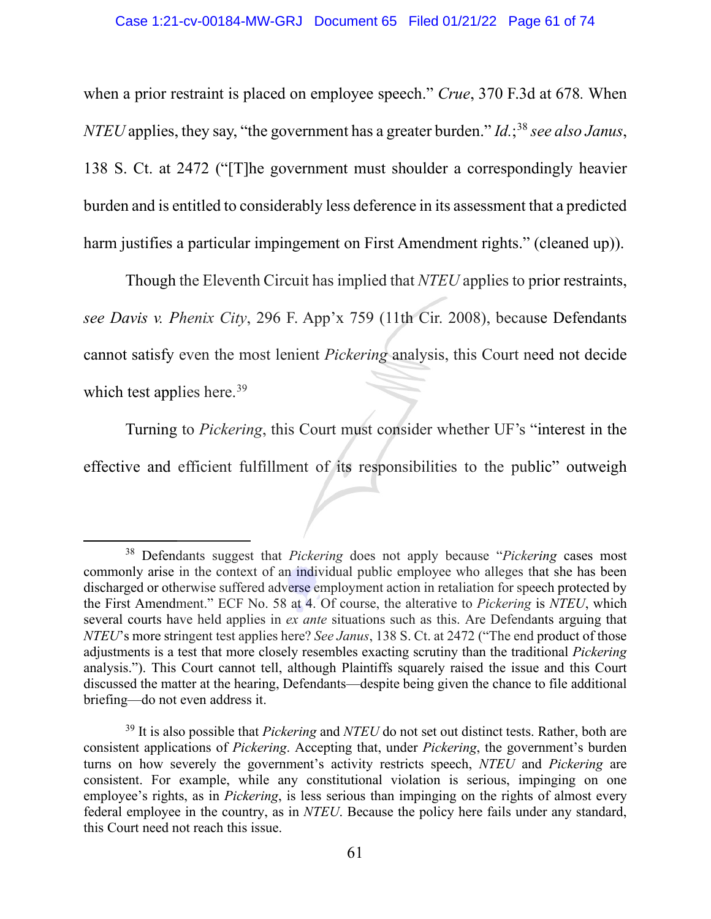when a prior restraint is placed on employee speech." *Crue*, 370 F.3d at 678. When *NTEU* applies, they say, "the government has a greater burden." *Id.*;[38] *see also Janus*, 138 S. Ct. at 2472 ("[T]he government must shoulder a correspondingly heavier burden and is entitled to considerably less deference in its assessment that a predicted harm justifies a particular impingement on First Amendment rights." (cleaned up)).

Though the Eleventh Circuit has implied that *NTEU* applies to prior restraints, *see Davis v. Phenix City*, 296 F. App'x 759 (11th Cir. 2008), because Defendants cannot satisfy even the most lenient *Pickering* analysis, this Court need not decide which test applies here.[39]

Turning to *Pickering*, this Court must consider whether UF's "interest in the effective and efficient fulfillment of its responsibilities to the public" outweigh

---

[38] Defendants suggest that *Pickering* does not apply because "*Pickering* cases most commonly arise in the context of an individual public employee who alleges that she has been discharged or otherwise suffered adverse employment action in retaliation for speech protected by the First Amendment." ECF No. 58 at 4. Of course, the alterative to *Pickering* is *NTEU*, which several courts have held applies in *ex ante* situations such as this. Are Defendants arguing that *NTEU*'s more stringent test applies here? *See Janus*, 138 S. Ct. at 2472 ("The end product of those adjustments is a test that more closely resembles exacting scrutiny than the traditional *Pickering* analysis."). This Court cannot tell, although Plaintiffs squarely raised the issue and this Court discussed the matter at the hearing, Defendants—despite being given the chance to file additional briefing—do not even address it.

[39] It is also possible that *Pickering* and *NTEU* do not set out distinct tests. Rather, both are consistent applications of *Pickering*. Accepting that, under *Pickering*, the government's burden turns on how severely the government's activity restricts speech, *NTEU* and *Pickering* are consistent. For example, while any constitutional violation is serious, impinging on one employee's rights, as in *Pickering*, is less serious than impinging on the rights of almost every federal employee in the country, as in *NTEU*. Because the policy here fails under any standard, this Court need not reach this issue.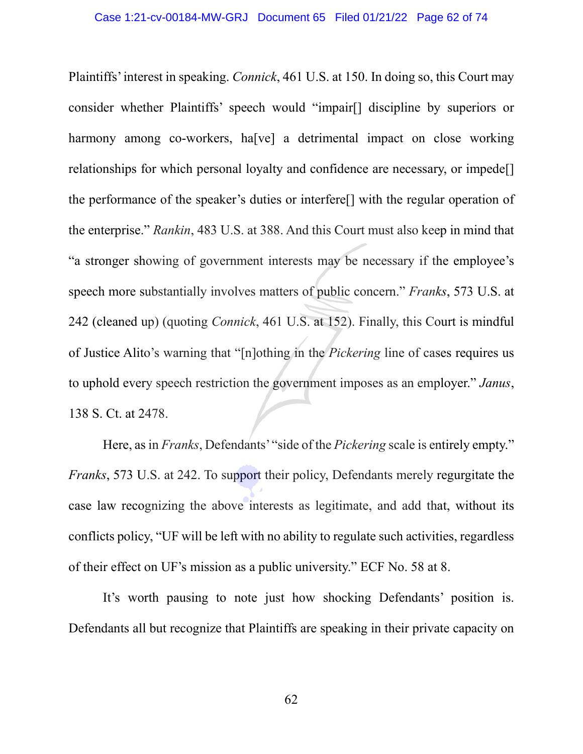Plaintiffs' interest in speaking. *Connick*, 461 U.S. at 150. In doing so, this Court may consider whether Plaintiffs' speech would "impair[] discipline by superiors or harmony among co-workers, ha[ve] a detrimental impact on close working relationships for which personal loyalty and confidence are necessary, or impede[] the performance of the speaker's duties or interfere[] with the regular operation of the enterprise." *Rankin*, 483 U.S. at 388. And this Court must also keep in mind that "a stronger showing of government interests may be necessary if the employee's speech more substantially involves matters of public concern." *Franks*, 573 U.S. at 242 (cleaned up) (quoting *Connick*, 461 U.S. at 152). Finally, this Court is mindful of Justice Alito's warning that "[n]othing in the *Pickering* line of cases requires us to uphold every speech restriction the government imposes as an employer." *Janus*, 138 S. Ct. at 2478.

Here, as in *Franks*, Defendants' "side of the *Pickering* scale is entirely empty." *Franks*, 573 U.S. at 242. To support their policy, Defendants merely regurgitate the case law recognizing the above interests as legitimate, and add that, without its conflicts policy, "UF will be left with no ability to regulate such activities, regardless of their effect on UF's mission as a public university." ECF No. 58 at 8.

It's worth pausing to note just how shocking Defendants' position is. Defendants all but recognize that Plaintiffs are speaking in their private capacity on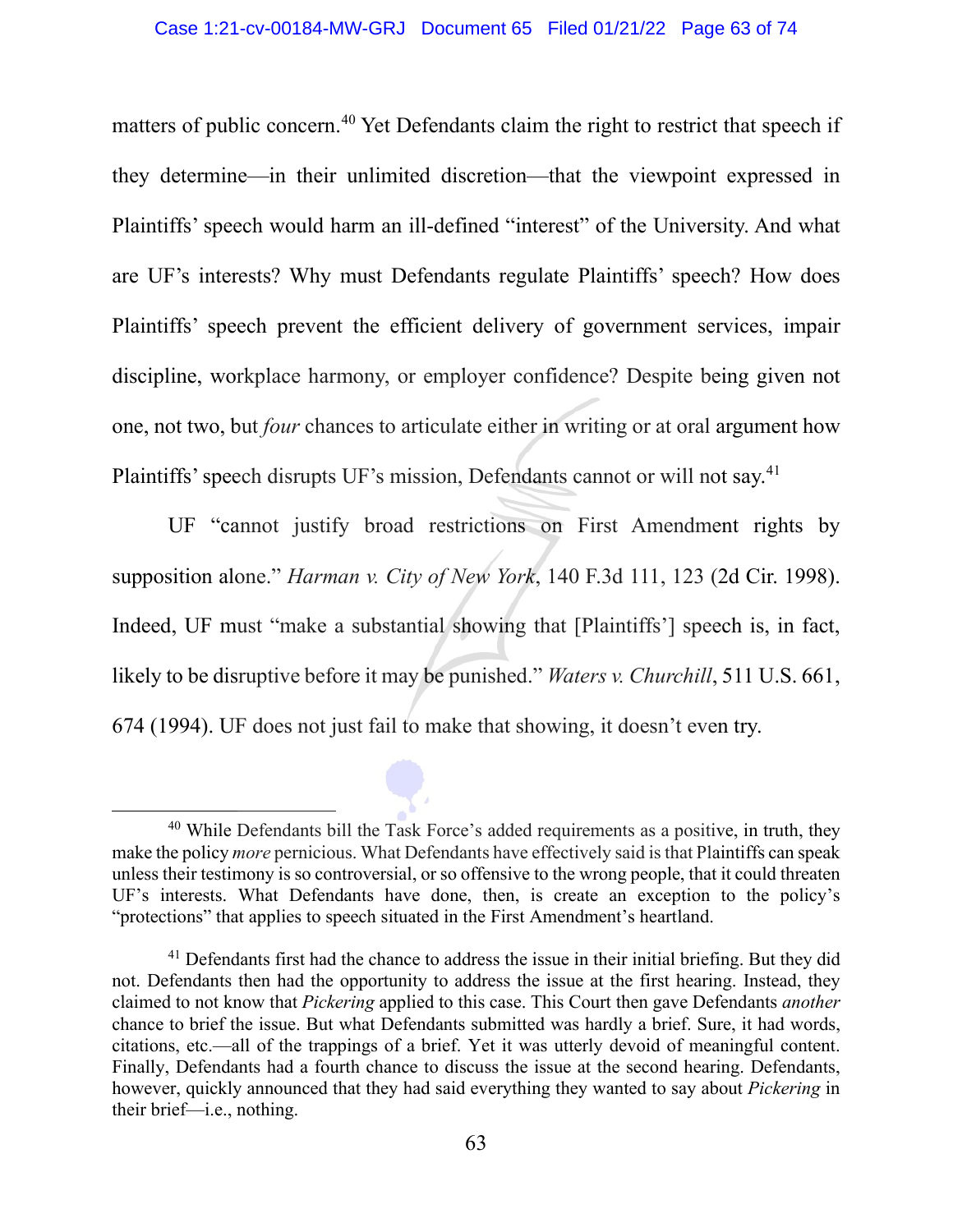matters of public concern.[40] Yet Defendants claim the right to restrict that speech if they determine—in their unlimited discretion—that the viewpoint expressed in Plaintiffs' speech would harm an ill-defined "interest" of the University. And what are UF's interests? Why must Defendants regulate Plaintiffs' speech? How does Plaintiffs' speech prevent the efficient delivery of government services, impair discipline, workplace harmony, or employer confidence? Despite being given not one, not two, but *four* chances to articulate either in writing or at oral argument how Plaintiffs' speech disrupts UF's mission, Defendants cannot or will not say.[41]

UF "cannot justify broad restrictions on First Amendment rights by supposition alone." *Harman v. City of New York*, 140 F.3d 111, 123 (2d Cir. 1998). Indeed, UF must "make a substantial showing that [Plaintiffs'] speech is, in fact, likely to be disruptive before it may be punished." *Waters v. Churchill*, 511 U.S. 661, 674 (1994). UF does not just fail to make that showing, it doesn't even try.

---

[40] While Defendants bill the Task Force's added requirements as a positive, in truth, they make the policy *more* pernicious. What Defendants have effectively said is that Plaintiffs can speak unless their testimony is so controversial, or so offensive to the wrong people, that it could threaten UF's interests. What Defendants have done, then, is create an exception to the policy's "protections" that applies to speech situated in the First Amendment's heartland.

[41] Defendants first had the chance to address the issue in their initial briefing. But they did not. Defendants then had the opportunity to address the issue at the first hearing. Instead, they claimed to not know that *Pickering* applied to this case. This Court then gave Defendants *another* chance to brief the issue. But what Defendants submitted was hardly a brief. Sure, it had words, citations, etc.—all of the trappings of a brief. Yet it was utterly devoid of meaningful content. Finally, Defendants had a fourth chance to discuss the issue at the second hearing. Defendants, however, quickly announced that they had said everything they wanted to say about *Pickering* in their brief—i.e., nothing.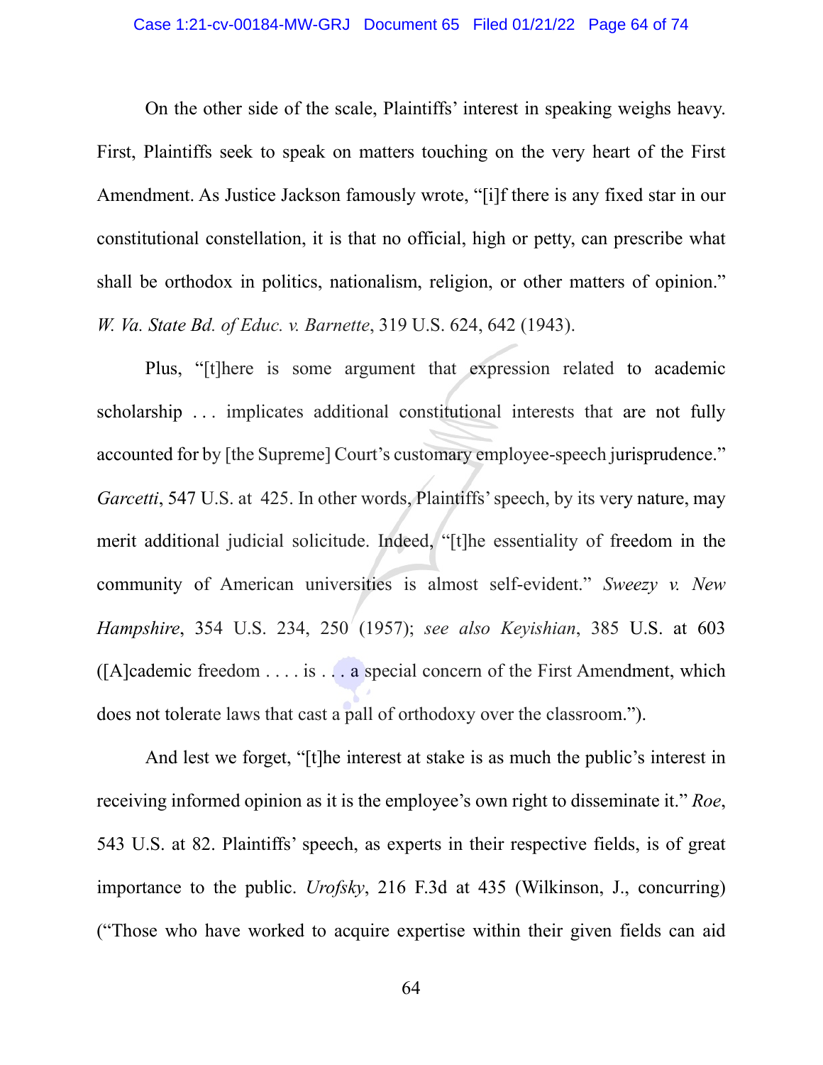On the other side of the scale, Plaintiffs' interest in speaking weighs heavy. First, Plaintiffs seek to speak on matters touching on the very heart of the First Amendment. As Justice Jackson famously wrote, "[i]f there is any fixed star in our constitutional constellation, it is that no official, high or petty, can prescribe what shall be orthodox in politics, nationalism, religion, or other matters of opinion." *W. Va. State Bd. of Educ. v. Barnette*, 319 U.S. 624, 642 (1943).

Plus, "[t]here is some argument that expression related to academic scholarship . . . implicates additional constitutional interests that are not fully accounted for by [the Supreme] Court's customary employee-speech jurisprudence." *Garcetti*, 547 U.S. at 425. In other words, Plaintiffs' speech, by its very nature, may merit additional judicial solicitude. Indeed, "[t]he essentiality of freedom in the community of American universities is almost self-evident." *Sweezy v. New Hampshire*, 354 U.S. 234, 250 (1957); *see also Keyishian*, 385 U.S. at 603 ([A]cademic freedom . . . . is . . . a special concern of the First Amendment, which does not tolerate laws that cast a pall of orthodoxy over the classroom.").

And lest we forget, "[t]he interest at stake is as much the public's interest in receiving informed opinion as it is the employee's own right to disseminate it." *Roe*, 543 U.S. at 82. Plaintiffs' speech, as experts in their respective fields, is of great importance to the public. *Urofsky*, 216 F.3d at 435 (Wilkinson, J., concurring) ("Those who have worked to acquire expertise within their given fields can aid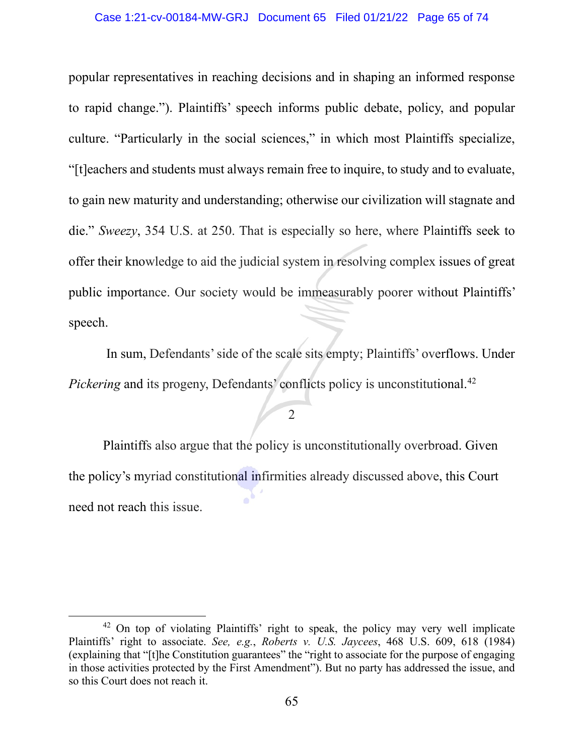popular representatives in reaching decisions and in shaping an informed response to rapid change."). Plaintiffs' speech informs public debate, policy, and popular culture. "Particularly in the social sciences," in which most Plaintiffs specialize, "[t]eachers and students must always remain free to inquire, to study and to evaluate, to gain new maturity and understanding; otherwise our civilization will stagnate and die." *Sweezy*, 354 U.S. at 250. That is especially so here, where Plaintiffs seek to offer their knowledge to aid the judicial system in resolving complex issues of great public importance. Our society would be immeasurably poorer without Plaintiffs' speech.

In sum, Defendants' side of the scale sits empty; Plaintiffs' overflows. Under *Pickering* and its progeny, Defendants' conflicts policy is unconstitutional.[42]

2

Plaintiffs also argue that the policy is unconstitutionally overbroad. Given the policy's myriad constitutional infirmities already discussed above, this Court need not reach this issue.

---

[42] On top of violating Plaintiffs' right to speak, the policy may very well implicate Plaintiffs' right to associate. *See, e.g.*, *Roberts v. U.S. Jaycees*, 468 U.S. 609, 618 (1984) (explaining that "[t]he Constitution guarantees" the "right to associate for the purpose of engaging in those activities protected by the First Amendment"). But no party has addressed the issue, and so this Court does not reach it.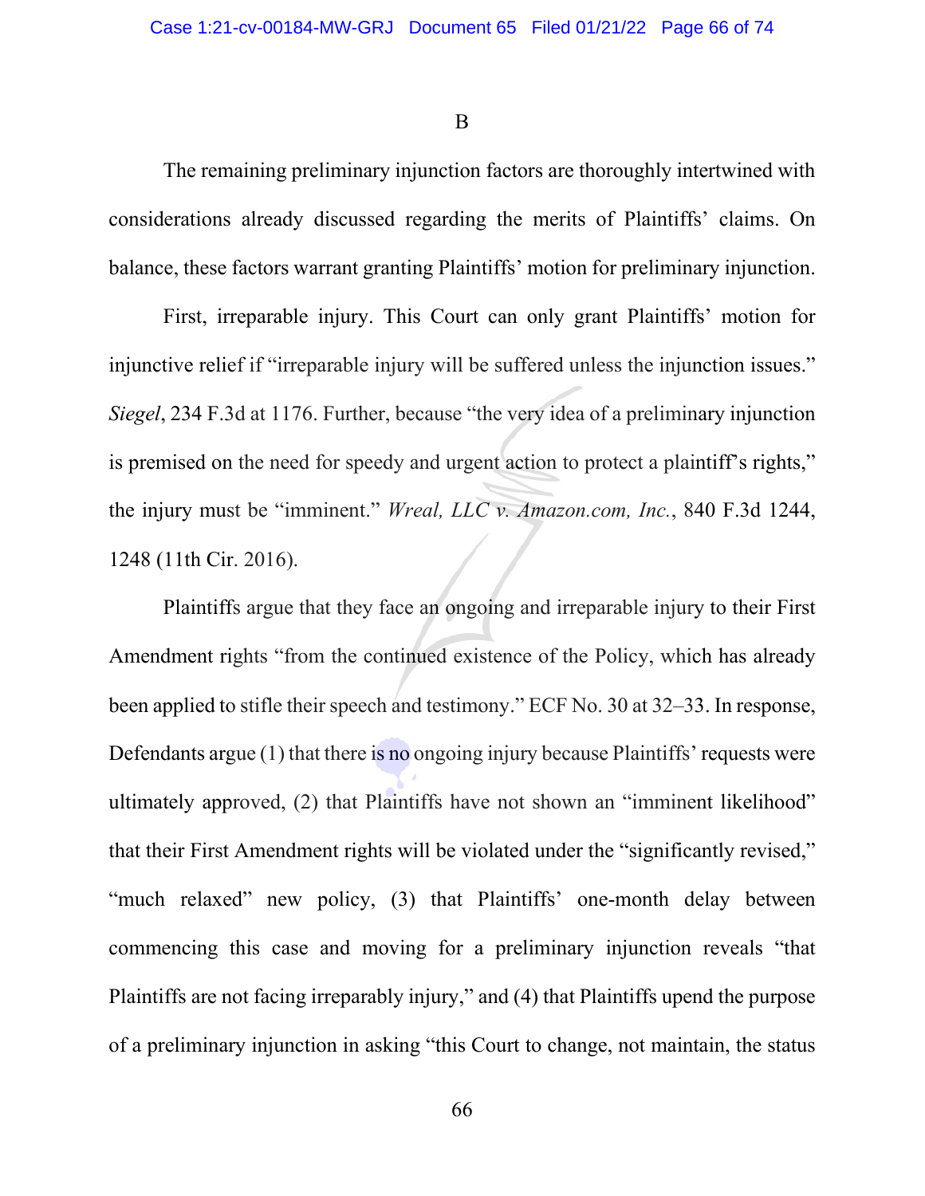B

The remaining preliminary injunction factors are thoroughly intertwined with considerations already discussed regarding the merits of Plaintiffs' claims. On balance, these factors warrant granting Plaintiffs' motion for preliminary injunction.

First, irreparable injury. This Court can only grant Plaintiffs' motion for injunctive relief if "irreparable injury will be suffered unless the injunction issues." *Siegel*, 234 F.3d at 1176. Further, because "the very idea of a preliminary injunction is premised on the need for speedy and urgent action to protect a plaintiff's rights," the injury must be "imminent." *Wreal, LLC v. Amazon.com, Inc.*, 840 F.3d 1244, 1248 (11th Cir. 2016).

Plaintiffs argue that they face an ongoing and irreparable injury to their First Amendment rights "from the continued existence of the Policy, which has already been applied to stifle their speech and testimony." ECF No. 30 at 32–33. In response, Defendants argue (1) that there is no ongoing injury because Plaintiffs' requests were ultimately approved, (2) that Plaintiffs have not shown an "imminent likelihood" that their First Amendment rights will be violated under the "significantly revised," "much relaxed" new policy, (3) that Plaintiffs' one-month delay between commencing this case and moving for a preliminary injunction reveals "that Plaintiffs are not facing irreparably injury," and (4) that Plaintiffs upend the purpose of a preliminary injunction in asking "this Court to change, not maintain, the status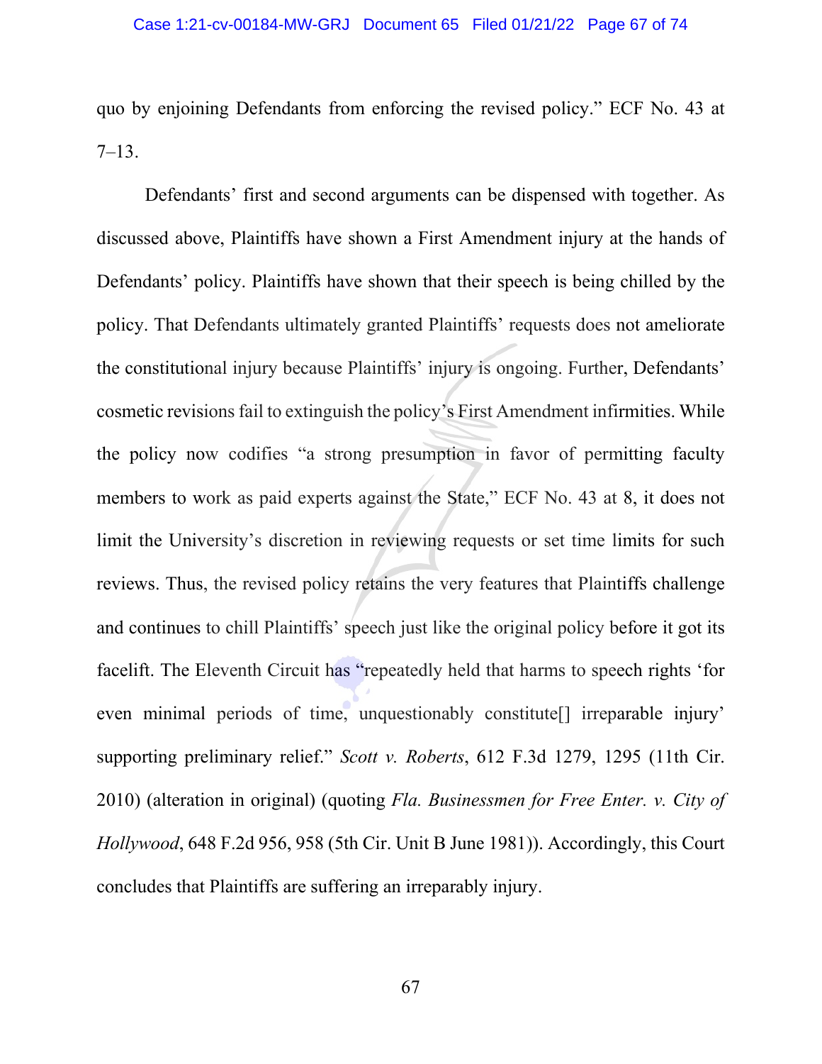quo by enjoining Defendants from enforcing the revised policy." ECF No. 43 at 7–13.

Defendants' first and second arguments can be dispensed with together. As discussed above, Plaintiffs have shown a First Amendment injury at the hands of Defendants' policy. Plaintiffs have shown that their speech is being chilled by the policy. That Defendants ultimately granted Plaintiffs' requests does not ameliorate the constitutional injury because Plaintiffs' injury is ongoing. Further, Defendants' cosmetic revisions fail to extinguish the policy's First Amendment infirmities. While the policy now codifies "a strong presumption in favor of permitting faculty members to work as paid experts against the State," ECF No. 43 at 8, it does not limit the University's discretion in reviewing requests or set time limits for such reviews. Thus, the revised policy retains the very features that Plaintiffs challenge and continues to chill Plaintiffs' speech just like the original policy before it got its facelift. The Eleventh Circuit has "repeatedly held that harms to speech rights 'for even minimal periods of time, unquestionably constitute[] irreparable injury' supporting preliminary relief." *Scott v. Roberts*, 612 F.3d 1279, 1295 (11th Cir. 2010) (alteration in original) (quoting *Fla. Businessmen for Free Enter. v. City of Hollywood*, 648 F.2d 956, 958 (5th Cir. Unit B June 1981)). Accordingly, this Court concludes that Plaintiffs are suffering an irreparably injury.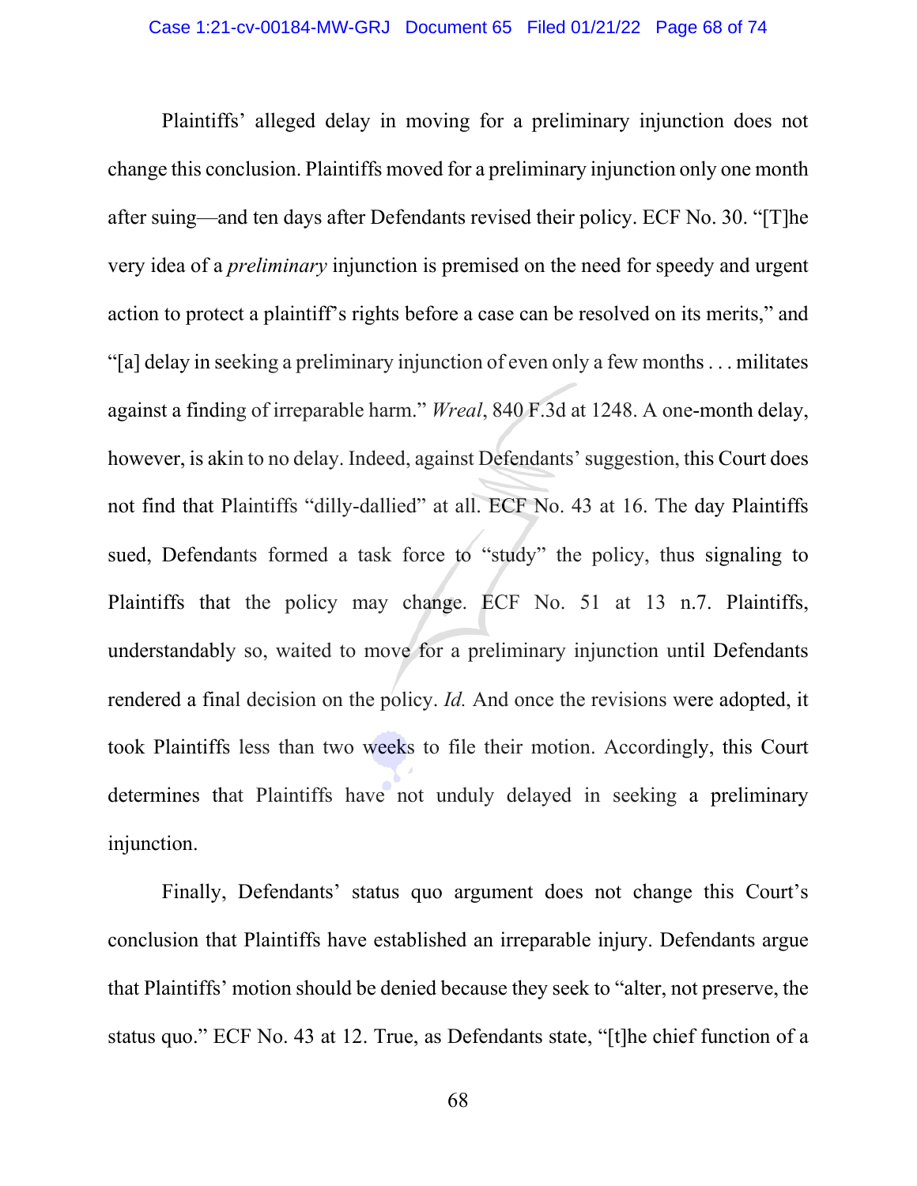Plaintiffs' alleged delay in moving for a preliminary injunction does not change this conclusion. Plaintiffs moved for a preliminary injunction only one month after suing—and ten days after Defendants revised their policy. ECF No. 30. "[T]he very idea of a *preliminary* injunction is premised on the need for speedy and urgent action to protect a plaintiff's rights before a case can be resolved on its merits," and "[a] delay in seeking a preliminary injunction of even only a few months . . . militates against a finding of irreparable harm." *Wreal*, 840 F.3d at 1248. A one-month delay, however, is akin to no delay. Indeed, against Defendants' suggestion, this Court does not find that Plaintiffs "dilly-dallied" at all. ECF No. 43 at 16. The day Plaintiffs sued, Defendants formed a task force to "study" the policy, thus signaling to Plaintiffs that the policy may change. ECF No. 51 at 13 n.7. Plaintiffs, understandably so, waited to move for a preliminary injunction until Defendants rendered a final decision on the policy. *Id.* And once the revisions were adopted, it took Plaintiffs less than two weeks to file their motion. Accordingly, this Court determines that Plaintiffs have not unduly delayed in seeking a preliminary injunction.

Finally, Defendants' status quo argument does not change this Court's conclusion that Plaintiffs have established an irreparable injury. Defendants argue that Plaintiffs' motion should be denied because they seek to "alter, not preserve, the status quo." ECF No. 43 at 12. True, as Defendants state, "[t]he chief function of a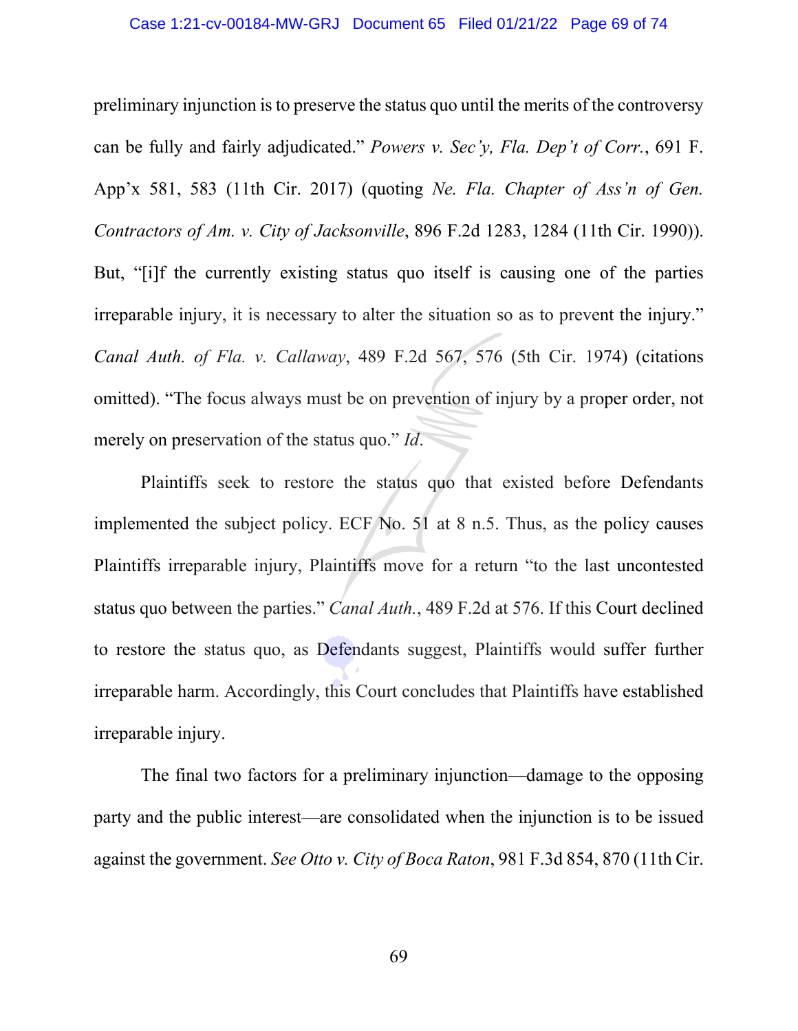preliminary injunction is to preserve the status quo until the merits of the controversy can be fully and fairly adjudicated." *Powers v. Sec'y, Fla. Dep't of Corr.*, 691 F. App'x 581, 583 (11th Cir. 2017) (quoting *Ne. Fla. Chapter of Ass'n of Gen. Contractors of Am. v. City of Jacksonville*, 896 F.2d 1283, 1284 (11th Cir. 1990)). But, "[i]f the currently existing status quo itself is causing one of the parties irreparable injury, it is necessary to alter the situation so as to prevent the injury." *Canal Auth. of Fla. v. Callaway*, 489 F.2d 567, 576 (5th Cir. 1974) (citations omitted). "The focus always must be on prevention of injury by a proper order, not merely on preservation of the status quo." *Id*.

Plaintiffs seek to restore the status quo that existed before Defendants implemented the subject policy. ECF No. 51 at 8 n.5. Thus, as the policy causes Plaintiffs irreparable injury, Plaintiffs move for a return "to the last uncontested status quo between the parties." *Canal Auth.*, 489 F.2d at 576. If this Court declined to restore the status quo, as Defendants suggest, Plaintiffs would suffer further irreparable harm. Accordingly, this Court concludes that Plaintiffs have established irreparable injury.

The final two factors for a preliminary injunction—damage to the opposing party and the public interest—are consolidated when the injunction is to be issued against the government. *See Otto v. City of Boca Raton*, 981 F.3d 854, 870 (11th Cir.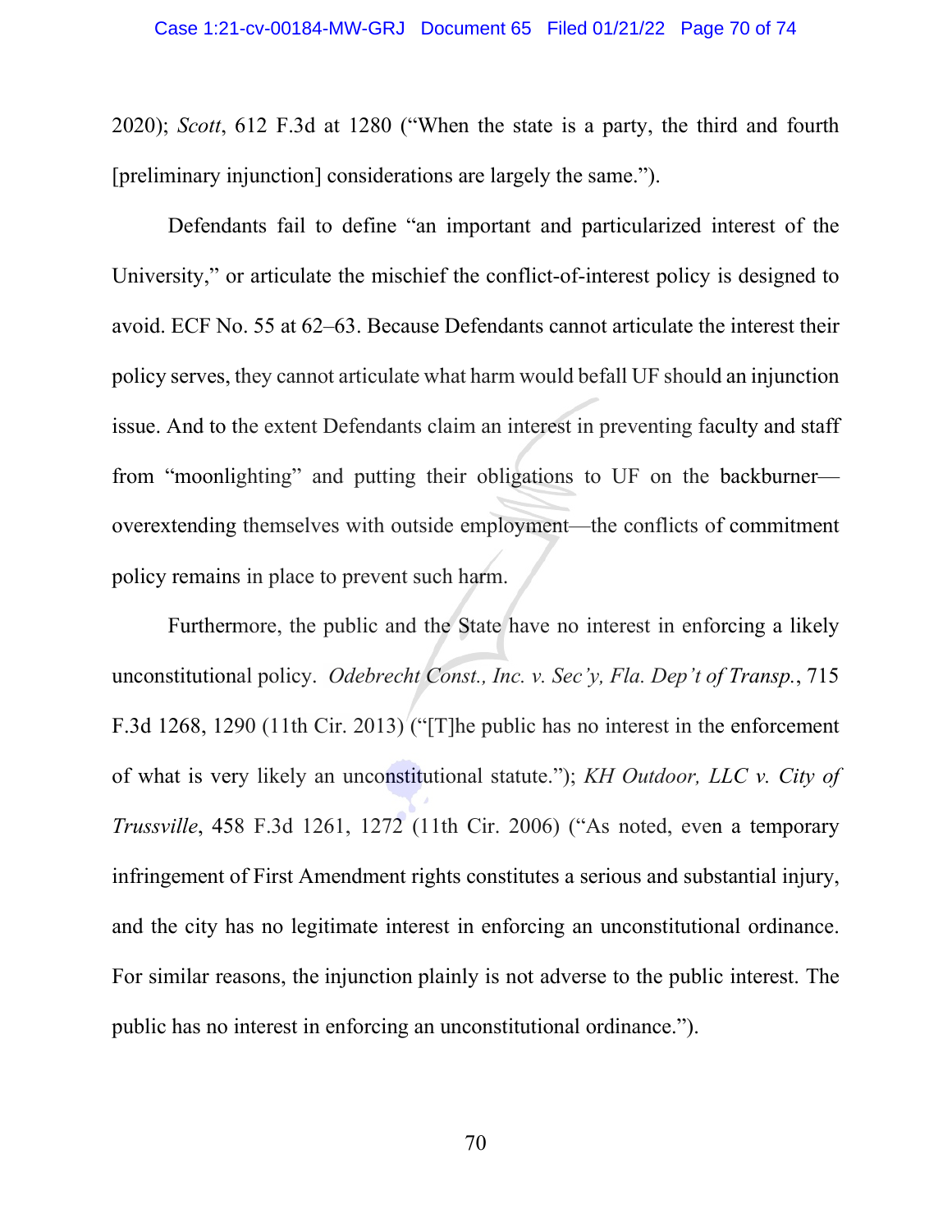2020); *Scott*, 612 F.3d at 1280 ("When the state is a party, the third and fourth [preliminary injunction] considerations are largely the same.").

Defendants fail to define "an important and particularized interest of the University," or articulate the mischief the conflict-of-interest policy is designed to avoid. ECF No. 55 at 62–63. Because Defendants cannot articulate the interest their policy serves, they cannot articulate what harm would befall UF should an injunction issue. And to the extent Defendants claim an interest in preventing faculty and staff from "moonlighting" and putting their obligations to UF on the backburner—overextending themselves with outside employment—the conflicts of commitment policy remains in place to prevent such harm.

Furthermore, the public and the State have no interest in enforcing a likely unconstitutional policy. *Odebrecht Const., Inc. v. Sec'y, Fla. Dep't of Transp.*, 715 F.3d 1268, 1290 (11th Cir. 2013) ("[T]he public has no interest in the enforcement of what is very likely an unconstitutional statute."); *KH Outdoor, LLC v. City of Trussville*, 458 F.3d 1261, 1272 (11th Cir. 2006) ("As noted, even a temporary infringement of First Amendment rights constitutes a serious and substantial injury, and the city has no legitimate interest in enforcing an unconstitutional ordinance. For similar reasons, the injunction plainly is not adverse to the public interest. The public has no interest in enforcing an unconstitutional ordinance.").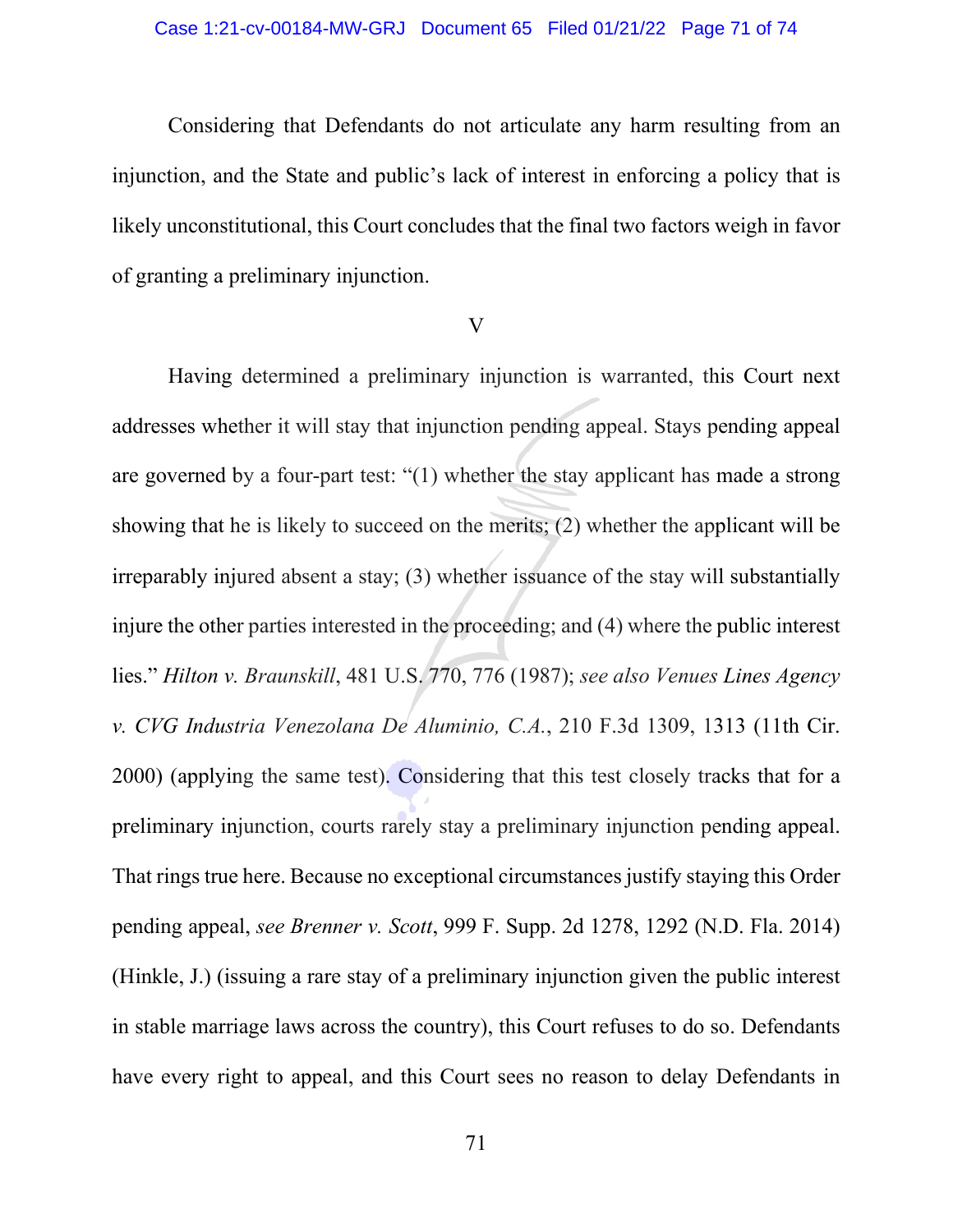Considering that Defendants do not articulate any harm resulting from an injunction, and the State and public's lack of interest in enforcing a policy that is likely unconstitutional, this Court concludes that the final two factors weigh in favor of granting a preliminary injunction.

## V

Having determined a preliminary injunction is warranted, this Court next addresses whether it will stay that injunction pending appeal. Stays pending appeal are governed by a four-part test: "(1) whether the stay applicant has made a strong showing that he is likely to succeed on the merits; (2) whether the applicant will be irreparably injured absent a stay; (3) whether issuance of the stay will substantially injure the other parties interested in the proceeding; and (4) where the public interest lies." *Hilton v. Braunskill*, 481 U.S. 770, 776 (1987); *see also Venues Lines Agency v. CVG Industria Venezolana De Aluminio, C.A.*, 210 F.3d 1309, 1313 (11th Cir. 2000) (applying the same test). Considering that this test closely tracks that for a preliminary injunction, courts rarely stay a preliminary injunction pending appeal. That rings true here. Because no exceptional circumstances justify staying this Order pending appeal, *see Brenner v. Scott*, 999 F. Supp. 2d 1278, 1292 (N.D. Fla. 2014) (Hinkle, J.) (issuing a rare stay of a preliminary injunction given the public interest in stable marriage laws across the country), this Court refuses to do so. Defendants have every right to appeal, and this Court sees no reason to delay Defendants in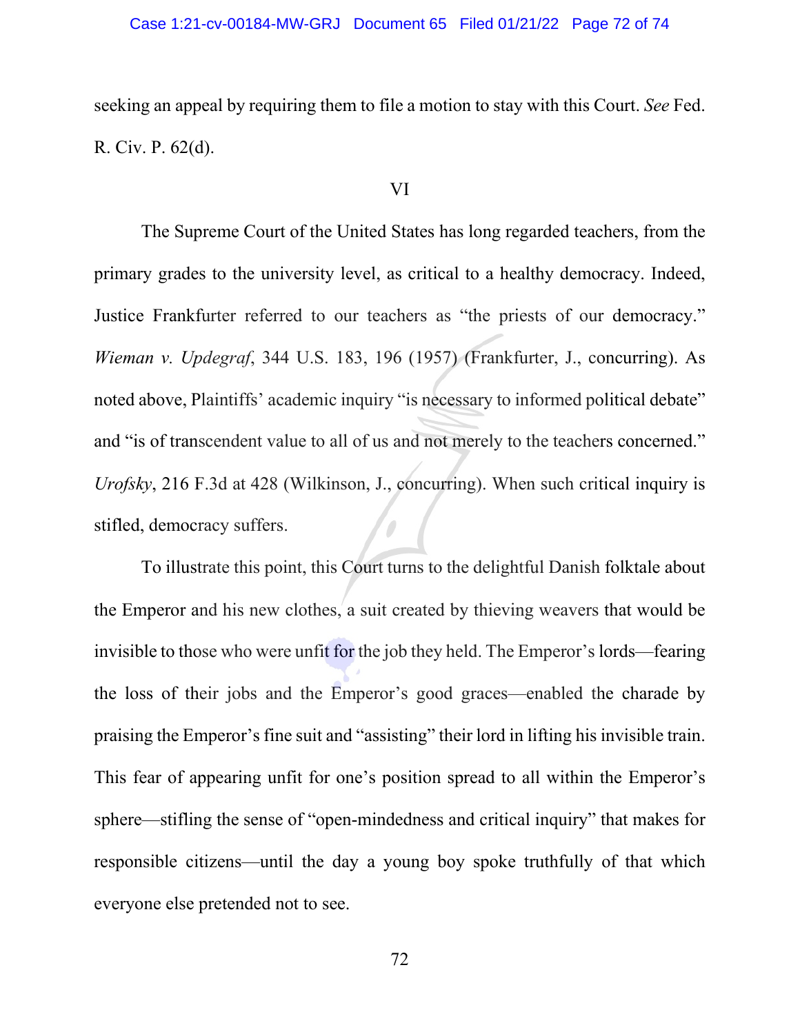seeking an appeal by requiring them to file a motion to stay with this Court. *See* Fed. R. Civ. P. 62(d).

VI

The Supreme Court of the United States has long regarded teachers, from the primary grades to the university level, as critical to a healthy democracy. Indeed, Justice Frankfurter referred to our teachers as "the priests of our democracy." *Wieman v. Updegraf*, 344 U.S. 183, 196 (1957) (Frankfurter, J., concurring). As noted above, Plaintiffs' academic inquiry "is necessary to informed political debate" and "is of transcendent value to all of us and not merely to the teachers concerned." *Urofsky*, 216 F.3d at 428 (Wilkinson, J., concurring). When such critical inquiry is stifled, democracy suffers.

To illustrate this point, this Court turns to the delightful Danish folktale about the Emperor and his new clothes, a suit created by thieving weavers that would be invisible to those who were unfit for the job they held. The Emperor's lords—fearing the loss of their jobs and the Emperor's good graces—enabled the charade by praising the Emperor's fine suit and "assisting" their lord in lifting his invisible train. This fear of appearing unfit for one's position spread to all within the Emperor's sphere—stifling the sense of "open-mindedness and critical inquiry" that makes for responsible citizens—until the day a young boy spoke truthfully of that which everyone else pretended not to see.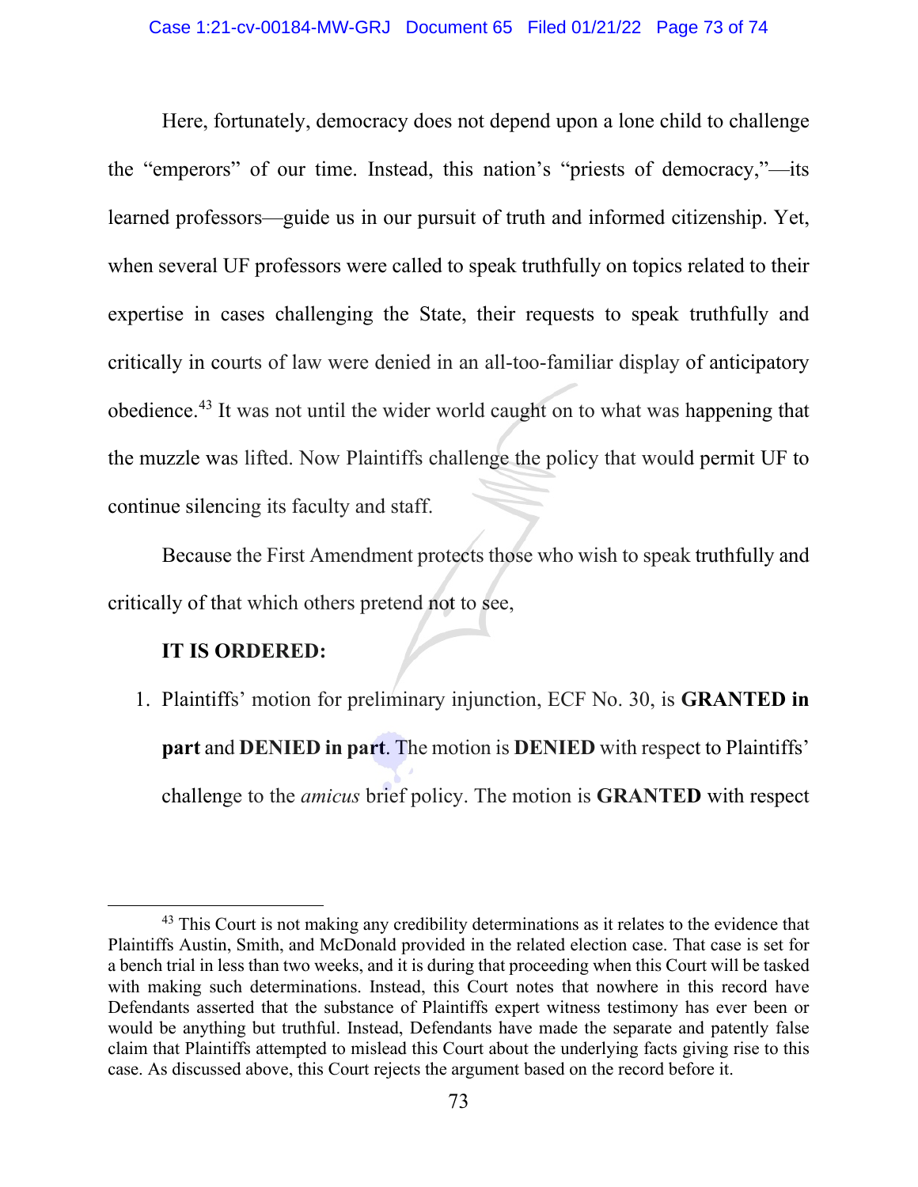Here, fortunately, democracy does not depend upon a lone child to challenge the "emperors" of our time. Instead, this nation's "priests of democracy,"—its learned professors—guide us in our pursuit of truth and informed citizenship. Yet, when several UF professors were called to speak truthfully on topics related to their expertise in cases challenging the State, their requests to speak truthfully and critically in courts of law were denied in an all-too-familiar display of anticipatory obedience.[43] It was not until the wider world caught on to what was happening that the muzzle was lifted. Now Plaintiffs challenge the policy that would permit UF to continue silencing its faculty and staff.

Because the First Amendment protects those who wish to speak truthfully and critically of that which others pretend not to see,

**IT IS ORDERED:**

1. Plaintiffs' motion for preliminary injunction, ECF No. 30, is **GRANTED in part** and **DENIED in part**. The motion is **DENIED** with respect to Plaintiffs' challenge to the *amicus* brief policy. The motion is **GRANTED** with respect

---

[43] This Court is not making any credibility determinations as it relates to the evidence that Plaintiffs Austin, Smith, and McDonald provided in the related election case. That case is set for a bench trial in less than two weeks, and it is during that proceeding when this Court will be tasked with making such determinations. Instead, this Court notes that nowhere in this record have Defendants asserted that the substance of Plaintiffs expert witness testimony has ever been or would be anything but truthful. Instead, Defendants have made the separate and patently false claim that Plaintiffs attempted to mislead this Court about the underlying facts giving rise to this case. As discussed above, this Court rejects the argument based on the record before it.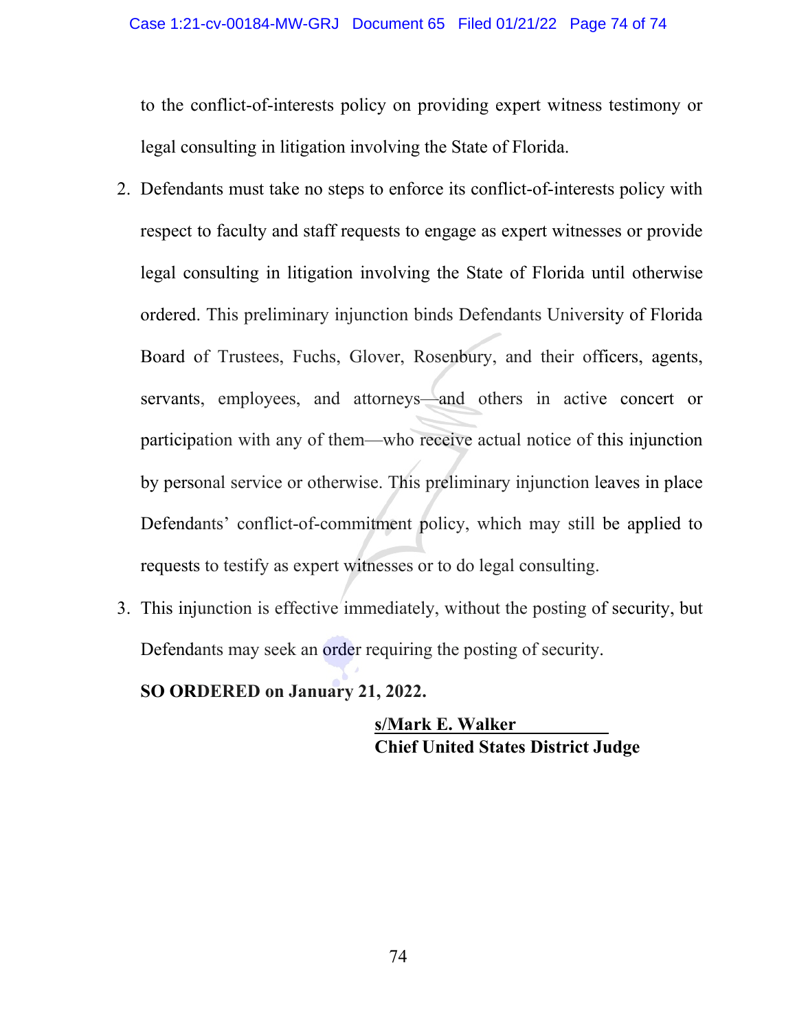to the conflict-of-interests policy on providing expert witness testimony or legal consulting in litigation involving the State of Florida.

2. Defendants must take no steps to enforce its conflict-of-interests policy with respect to faculty and staff requests to engage as expert witnesses or provide legal consulting in litigation involving the State of Florida until otherwise ordered. This preliminary injunction binds Defendants University of Florida Board of Trustees, Fuchs, Glover, Rosenbury, and their officers, agents, servants, employees, and attorneys—and others in active concert or participation with any of them—who receive actual notice of this injunction by personal service or otherwise. This preliminary injunction leaves in place Defendants' conflict-of-commitment policy, which may still be applied to requests to testify as expert witnesses or to do legal consulting.

3. This injunction is effective immediately, without the posting of security, but Defendants may seek an order requiring the posting of security.

**SO ORDERED on January 21, 2022.**

**s/Mark E. Walker**
**Chief United States District Judge**